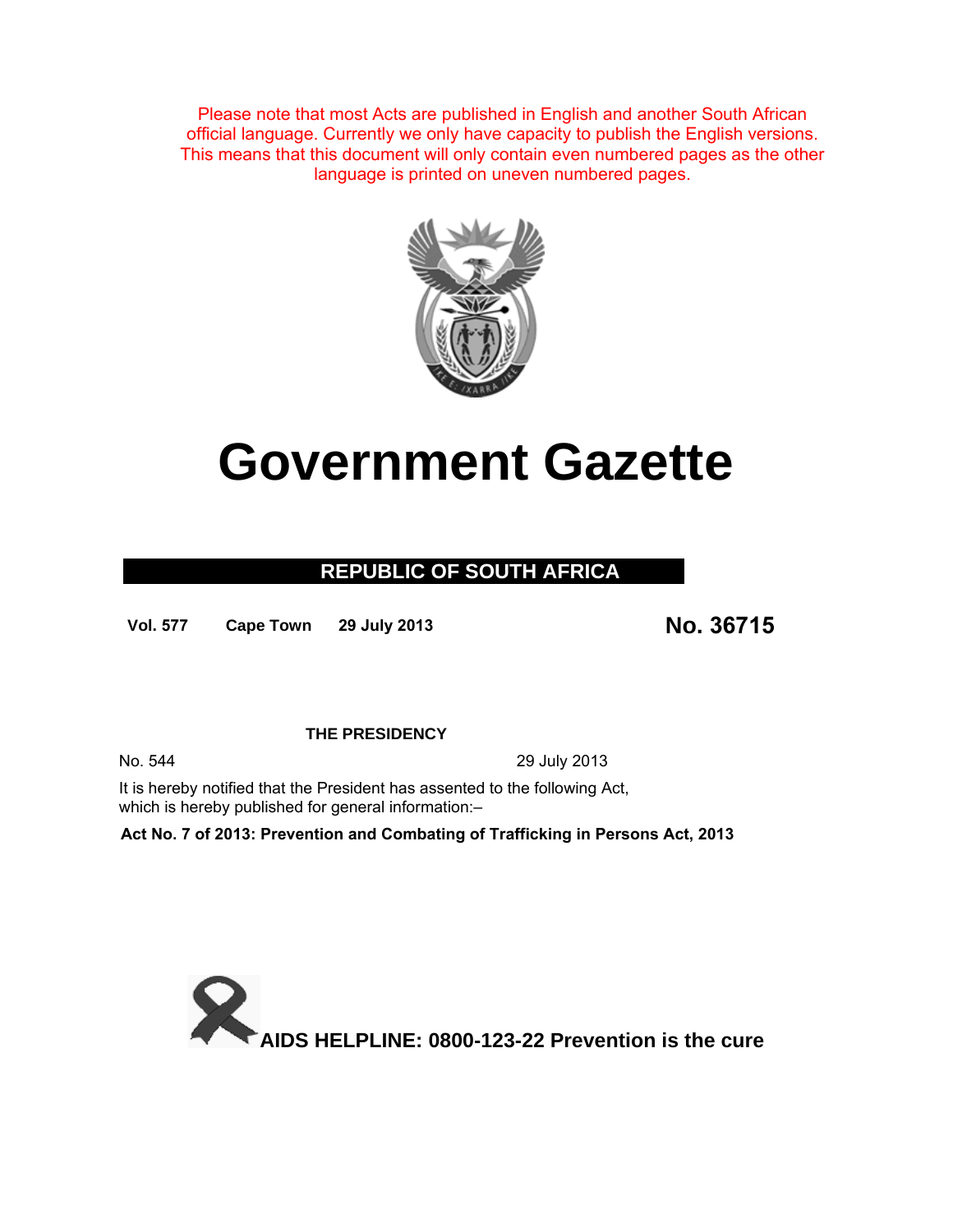Please note that most Acts are published in English and another South African official language. Currently we only have capacity to publish the English versions. This means that this document will only contain even numbered pages as the other language is printed on uneven numbered pages.

# Government Gazette

## REPUBLIC OF SOUTH AFRICA

**Vol. 577** **Cape Town** **29 July 2013** **No. 36715**

**THE PRESIDENCY**

No. 544 29 July 2013

It is hereby notified that the President has assented to the following Act, which is hereby published for general information:–

**Act No. 7 of 2013: Prevention and Combating of Trafficking in Persons Act, 2013**

**AIDS HELPLINE: 0800-123-22 Prevention is the cure**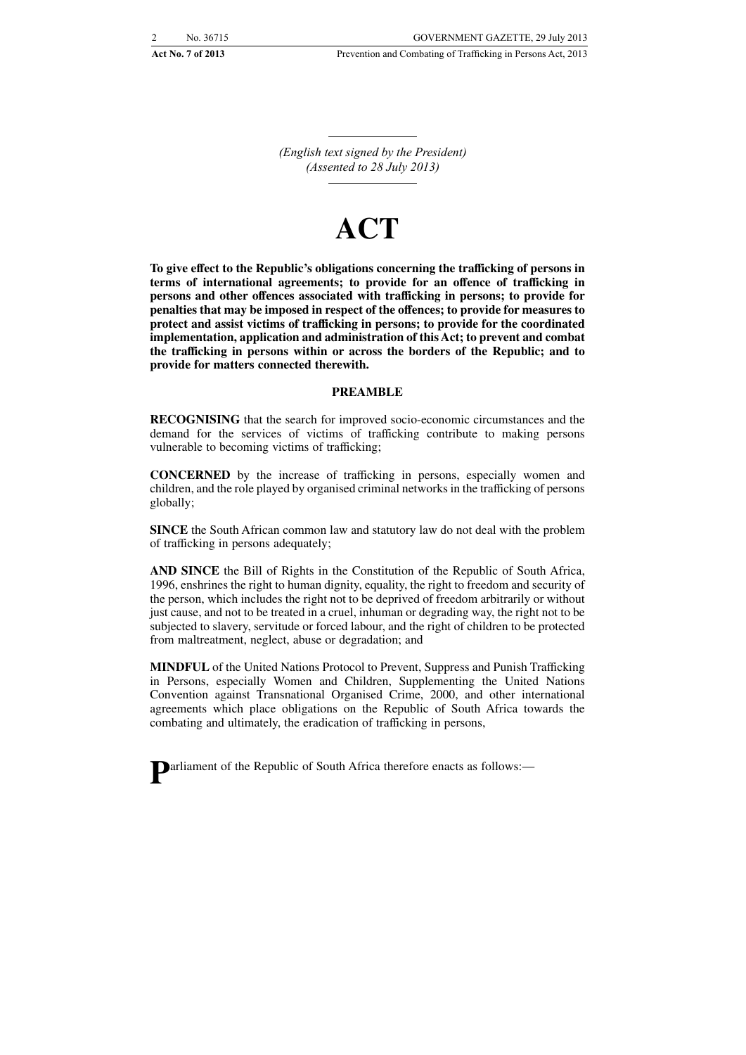*(English text signed by the President)*
*(Assented to 28 July 2013)*

# ACT

**To give effect to the Republic's obligations concerning the trafficking of persons in terms of international agreements; to provide for an offence of trafficking in persons and other offences associated with trafficking in persons; to provide for penalties that may be imposed in respect of the offences; to provide for measures to protect and assist victims of trafficking in persons; to provide for the coordinated implementation, application and administration of this Act; to prevent and combat the trafficking in persons within or across the borders of the Republic; and to provide for matters connected therewith.**

## PREAMBLE

**RECOGNISING** that the search for improved socio-economic circumstances and the demand for the services of victims of trafficking contribute to making persons vulnerable to becoming victims of trafficking;

**CONCERNED** by the increase of trafficking in persons, especially women and children, and the role played by organised criminal networks in the trafficking of persons globally;

**SINCE** the South African common law and statutory law do not deal with the problem of trafficking in persons adequately;

**AND SINCE** the Bill of Rights in the Constitution of the Republic of South Africa, 1996, enshrines the right to human dignity, equality, the right to freedom and security of the person, which includes the right not to be deprived of freedom arbitrarily or without just cause, and not to be treated in a cruel, inhuman or degrading way, the right not to be subjected to slavery, servitude or forced labour, and the right of children to be protected from maltreatment, neglect, abuse or degradation; and

**MINDFUL** of the United Nations Protocol to Prevent, Suppress and Punish Trafficking in Persons, especially Women and Children, Supplementing the United Nations Convention against Transnational Organised Crime, 2000, and other international agreements which place obligations on the Republic of South Africa towards the combating and ultimately, the eradication of trafficking in persons,

**P**arliament of the Republic of South Africa therefore enacts as follows:—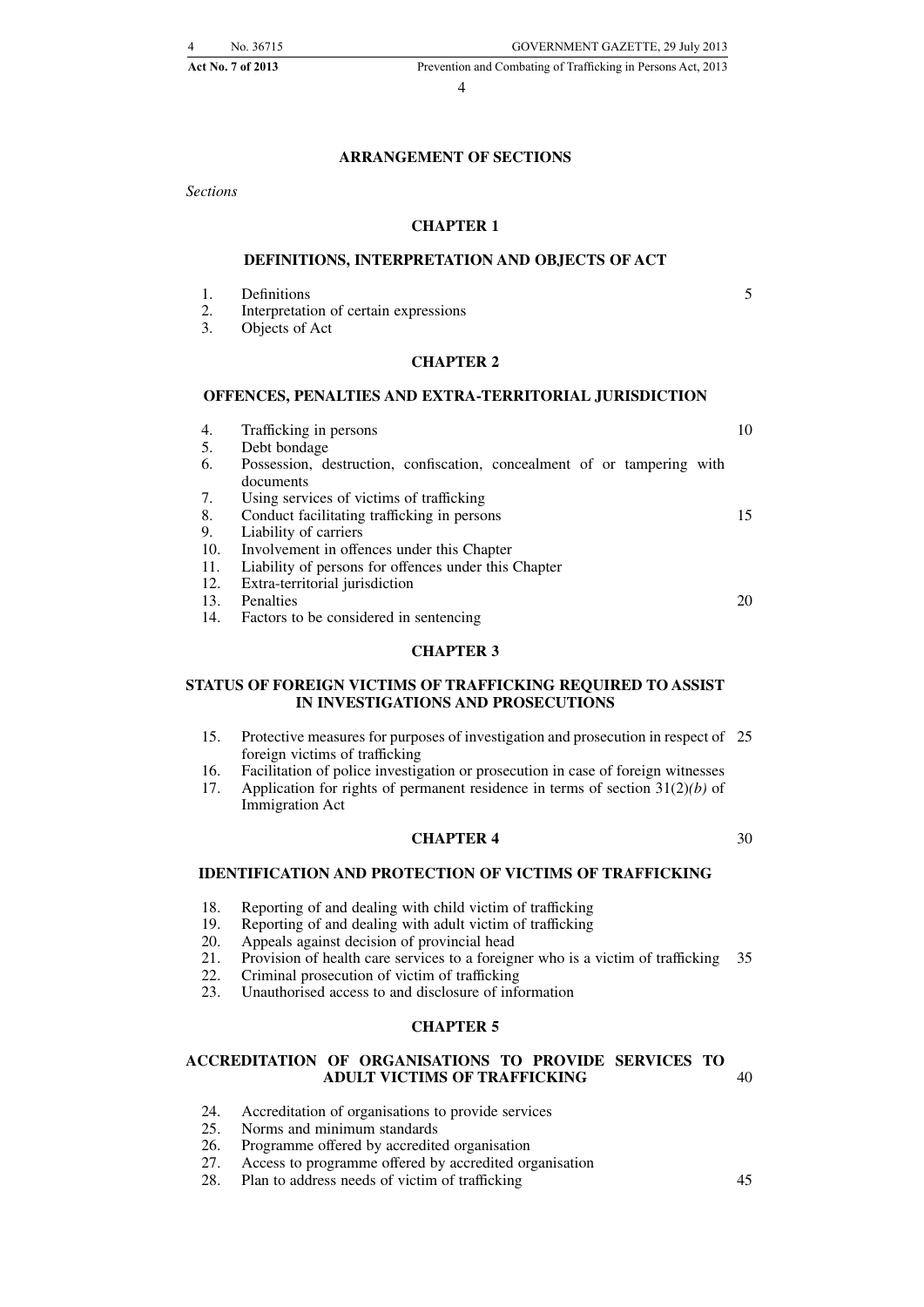## ARRANGEMENT OF SECTIONS

*Sections*

### CHAPTER 1

### DEFINITIONS, INTERPRETATION AND OBJECTS OF ACT

1. Definitions
2. Interpretation of certain expressions
3. Objects of Act

### CHAPTER 2

### OFFENCES, PENALTIES AND EXTRA-TERRITORIAL JURISDICTION

4. Trafficking in persons
5. Debt bondage
6. Possession, destruction, confiscation, concealment of or tampering with documents
7. Using services of victims of trafficking
8. Conduct facilitating trafficking in persons
9. Liability of carriers
10. Involvement in offences under this Chapter
11. Liability of persons for offences under this Chapter
12. Extra-territorial jurisdiction
13. Penalties
14. Factors to be considered in sentencing

### CHAPTER 3

### STATUS OF FOREIGN VICTIMS OF TRAFFICKING REQUIRED TO ASSIST IN INVESTIGATIONS AND PROSECUTIONS

15. Protective measures for purposes of investigation and prosecution in respect of foreign victims of trafficking
16. Facilitation of police investigation or prosecution in case of foreign witnesses
17. Application for rights of permanent residence in terms of section 31(2)*(b)* of Immigration Act

### CHAPTER 4

### IDENTIFICATION AND PROTECTION OF VICTIMS OF TRAFFICKING

18. Reporting of and dealing with child victim of trafficking
19. Reporting of and dealing with adult victim of trafficking
20. Appeals against decision of provincial head
21. Provision of health care services to a foreigner who is a victim of trafficking
22. Criminal prosecution of victim of trafficking
23. Unauthorised access to and disclosure of information

### CHAPTER 5

### ACCREDITATION OF ORGANISATIONS TO PROVIDE SERVICES TO ADULT VICTIMS OF TRAFFICKING

24. Accreditation of organisations to provide services
25. Norms and minimum standards
26. Programme offered by accredited organisation
27. Access to programme offered by accredited organisation
28. Plan to address needs of victim of trafficking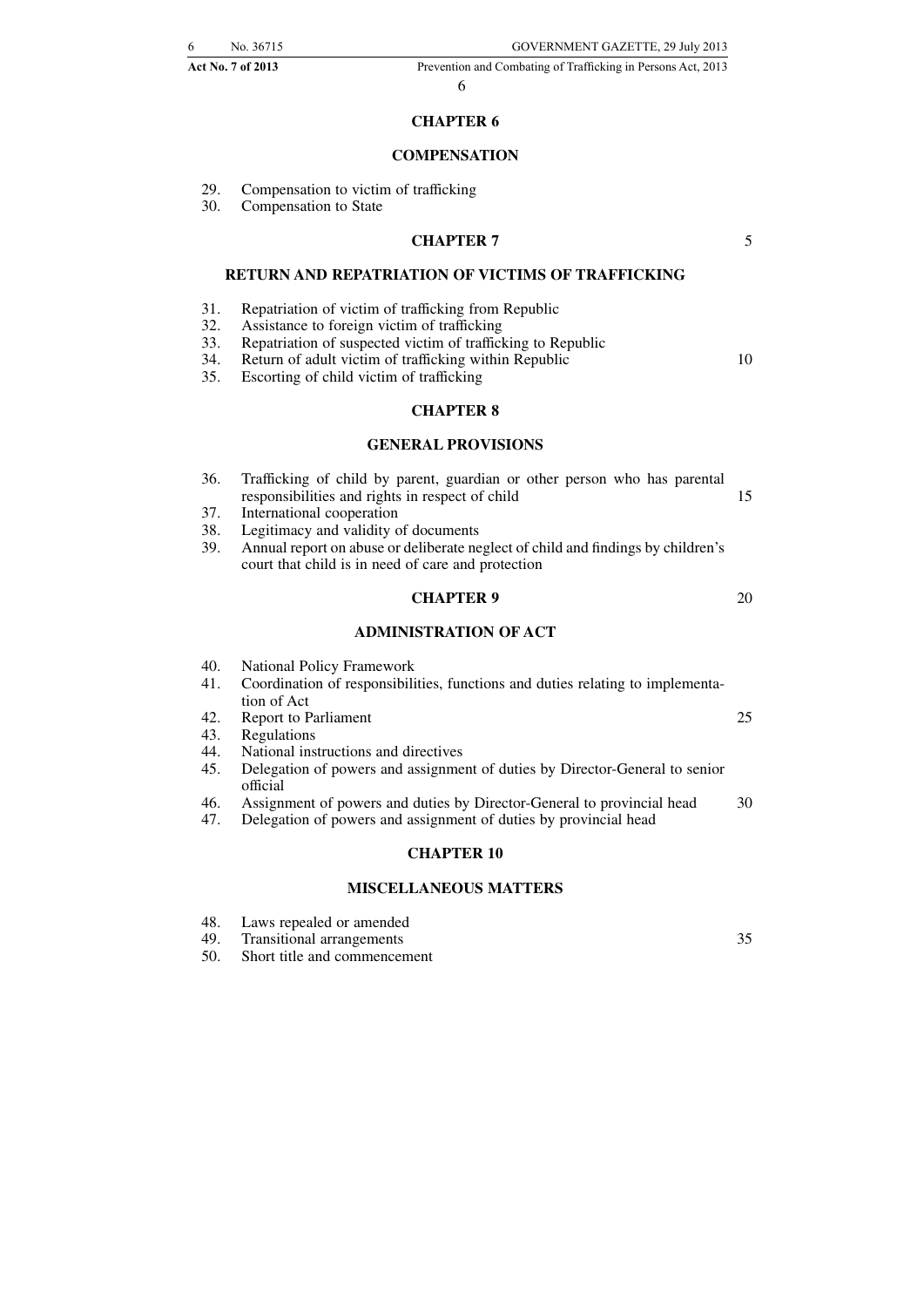## CHAPTER 6

## COMPENSATION

29. Compensation to victim of trafficking
30. Compensation to State

## CHAPTER 7

## RETURN AND REPATRIATION OF VICTIMS OF TRAFFICKING

31. Repatriation of victim of trafficking from Republic
32. Assistance to foreign victim of trafficking
33. Repatriation of suspected victim of trafficking to Republic
34. Return of adult victim of trafficking within Republic
35. Escorting of child victim of trafficking

## CHAPTER 8

## GENERAL PROVISIONS

36. Trafficking of child by parent, guardian or other person who has parental responsibilities and rights in respect of child
37. International cooperation
38. Legitimacy and validity of documents
39. Annual report on abuse or deliberate neglect of child and findings by children's court that child is in need of care and protection

## CHAPTER 9

## ADMINISTRATION OF ACT

40. National Policy Framework
41. Coordination of responsibilities, functions and duties relating to implementation of Act
42. Report to Parliament
43. Regulations
44. National instructions and directives
45. Delegation of powers and assignment of duties by Director-General to senior official
46. Assignment of powers and duties by Director-General to provincial head
47. Delegation of powers and assignment of duties by provincial head

## CHAPTER 10

## MISCELLANEOUS MATTERS

48. Laws repealed or amended
49. Transitional arrangements
50. Short title and commencement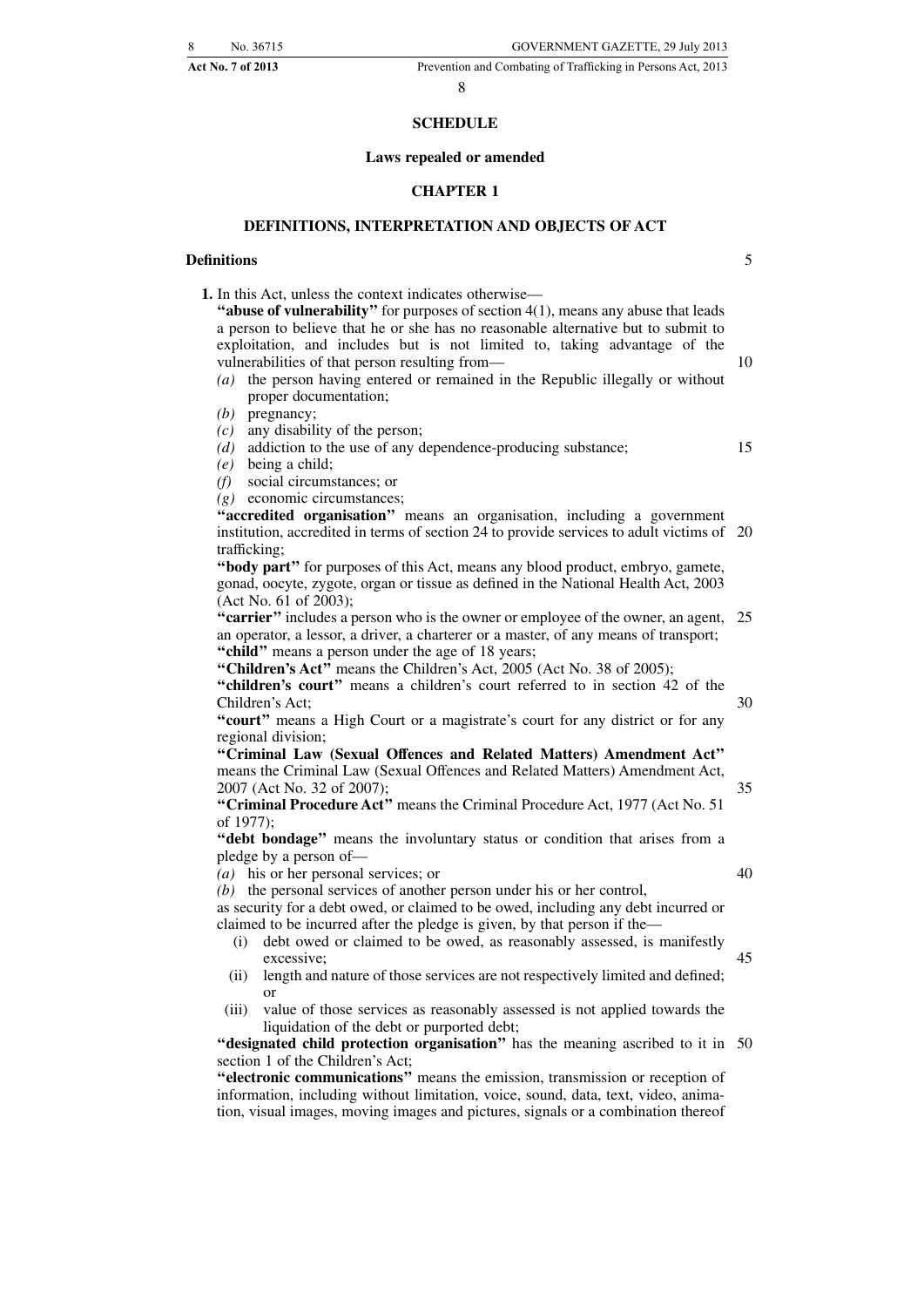## SCHEDULE

### Laws repealed or amended

## CHAPTER 1

### DEFINITIONS, INTERPRETATION AND OBJECTS OF ACT

**Definitions**

**1.** In this Act, unless the context indicates otherwise—

**"abuse of vulnerability"** for purposes of section 4(1), means any abuse that leads a person to believe that he or she has no reasonable alternative but to submit to exploitation, and includes but is not limited to, taking advantage of the vulnerabilities of that person resulting from—

*(a)* the person having entered or remained in the Republic illegally or without proper documentation;
*(b)* pregnancy;
*(c)* any disability of the person;
*(d)* addiction to the use of any dependence-producing substance;
*(e)* being a child;
*(f)* social circumstances; or
*(g)* economic circumstances;

**"accredited organisation"** means an organisation, including a government institution, accredited in terms of section 24 to provide services to adult victims of trafficking;

**"body part"** for purposes of this Act, means any blood product, embryo, gamete, gonad, oocyte, zygote, organ or tissue as defined in the National Health Act, 2003 (Act No. 61 of 2003);

**"carrier"** includes a person who is the owner or employee of the owner, an agent, an operator, a lessor, a driver, a charterer or a master, of any means of transport;

**"child"** means a person under the age of 18 years;

**"Children's Act"** means the Children's Act, 2005 (Act No. 38 of 2005);

**"children's court"** means a children's court referred to in section 42 of the Children's Act;

**"court"** means a High Court or a magistrate's court for any district or for any regional division;

**"Criminal Law (Sexual Offences and Related Matters) Amendment Act"** means the Criminal Law (Sexual Offences and Related Matters) Amendment Act, 2007 (Act No. 32 of 2007);

**"Criminal Procedure Act"** means the Criminal Procedure Act, 1977 (Act No. 51 of 1977);

**"debt bondage"** means the involuntary status or condition that arises from a pledge by a person of—

*(a)* his or her personal services; or
*(b)* the personal services of another person under his or her control,

as security for a debt owed, or claimed to be owed, including any debt incurred or claimed to be incurred after the pledge is given, by that person if the—

(i) debt owed or claimed to be owed, as reasonably assessed, is manifestly excessive;
(ii) length and nature of those services are not respectively limited and defined; or
(iii) value of those services as reasonably assessed is not applied towards the liquidation of the debt or purported debt;

**"designated child protection organisation"** has the meaning ascribed to it in section 1 of the Children's Act;

**"electronic communications"** means the emission, transmission or reception of information, including without limitation, voice, sound, data, text, video, animation, visual images, moving images and pictures, signals or a combination thereof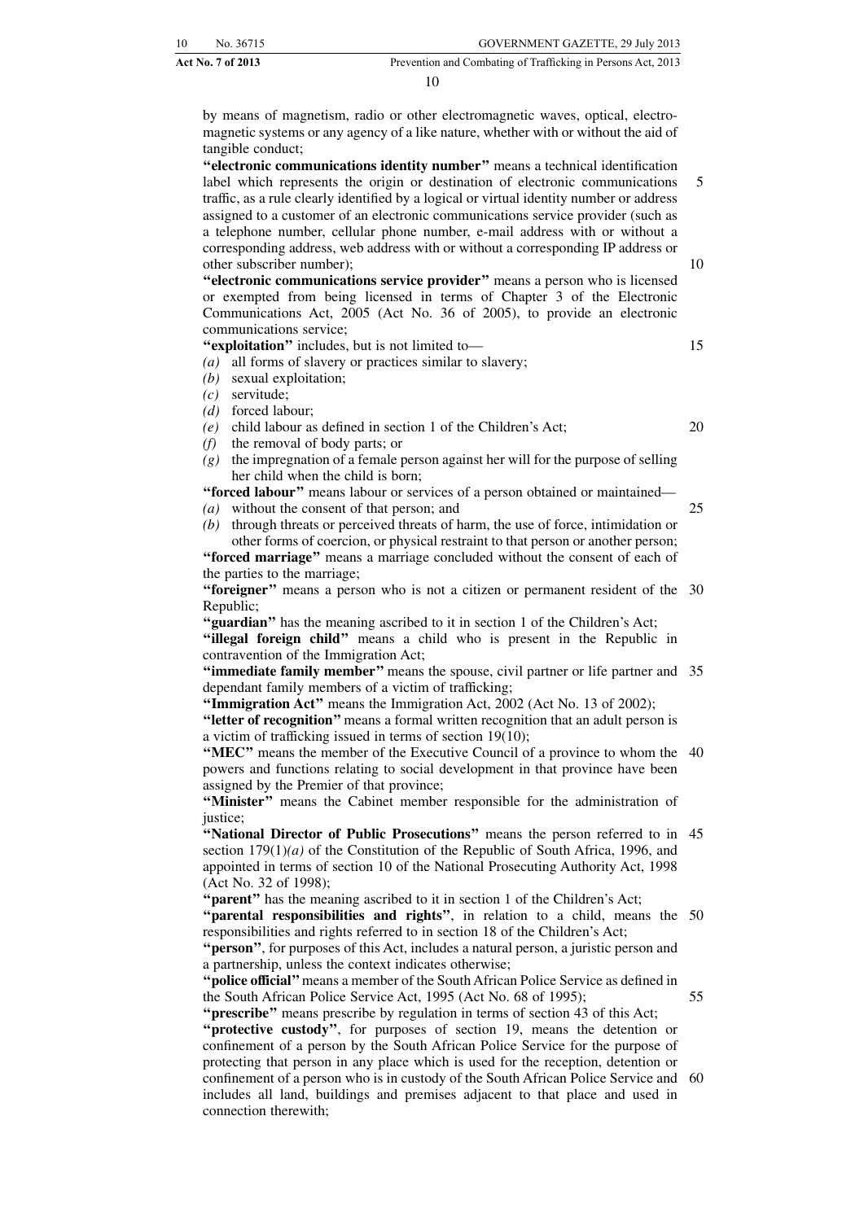by means of magnetism, radio or other electromagnetic waves, optical, electromagnetic systems or any agency of a like nature, whether with or without the aid of tangible conduct;

**"electronic communications identity number"** means a technical identification label which represents the origin or destination of electronic communications traffic, as a rule clearly identified by a logical or virtual identity number or address assigned to a customer of an electronic communications service provider (such as a telephone number, cellular phone number, e-mail address with or without a corresponding address, web address with or without a corresponding IP address or other subscriber number);

**"electronic communications service provider"** means a person who is licensed or exempted from being licensed in terms of Chapter 3 of the Electronic Communications Act, 2005 (Act No. 36 of 2005), to provide an electronic communications service;

**"exploitation"** includes, but is not limited to—

*(a)* all forms of slavery or practices similar to slavery;
*(b)* sexual exploitation;
*(c)* servitude;
*(d)* forced labour;
*(e)* child labour as defined in section 1 of the Children's Act;
*(f)* the removal of body parts; or
*(g)* the impregnation of a female person against her will for the purpose of selling her child when the child is born;

**"forced labour"** means labour or services of a person obtained or maintained—

*(a)* without the consent of that person; and
*(b)* through threats or perceived threats of harm, the use of force, intimidation or other forms of coercion, or physical restraint to that person or another person;

**"forced marriage"** means a marriage concluded without the consent of each of the parties to the marriage;

**"foreigner"** means a person who is not a citizen or permanent resident of the Republic;

**"guardian"** has the meaning ascribed to it in section 1 of the Children's Act;

**"illegal foreign child"** means a child who is present in the Republic in contravention of the Immigration Act;

**"immediate family member"** means the spouse, civil partner or life partner and dependant family members of a victim of trafficking;

**"Immigration Act"** means the Immigration Act, 2002 (Act No. 13 of 2002);

**"letter of recognition"** means a formal written recognition that an adult person is a victim of trafficking issued in terms of section 19(10);

**"MEC"** means the member of the Executive Council of a province to whom the powers and functions relating to social development in that province have been assigned by the Premier of that province;

**"Minister"** means the Cabinet member responsible for the administration of justice;

**"National Director of Public Prosecutions"** means the person referred to in section 179(1)*(a)* of the Constitution of the Republic of South Africa, 1996, and appointed in terms of section 10 of the National Prosecuting Authority Act, 1998 (Act No. 32 of 1998);

**"parent"** has the meaning ascribed to it in section 1 of the Children's Act;

**"parental responsibilities and rights"**, in relation to a child, means the responsibilities and rights referred to in section 18 of the Children's Act;

**"person"**, for purposes of this Act, includes a natural person, a juristic person and a partnership, unless the context indicates otherwise;

**"police official"** means a member of the South African Police Service as defined in the South African Police Service Act, 1995 (Act No. 68 of 1995);

**"prescribe"** means prescribe by regulation in terms of section 43 of this Act;

**"protective custody"**, for purposes of section 19, means the detention or confinement of a person by the South African Police Service for the purpose of protecting that person in any place which is used for the reception, detention or confinement of a person who is in custody of the South African Police Service and includes all land, buildings and premises adjacent to that place and used in connection therewith;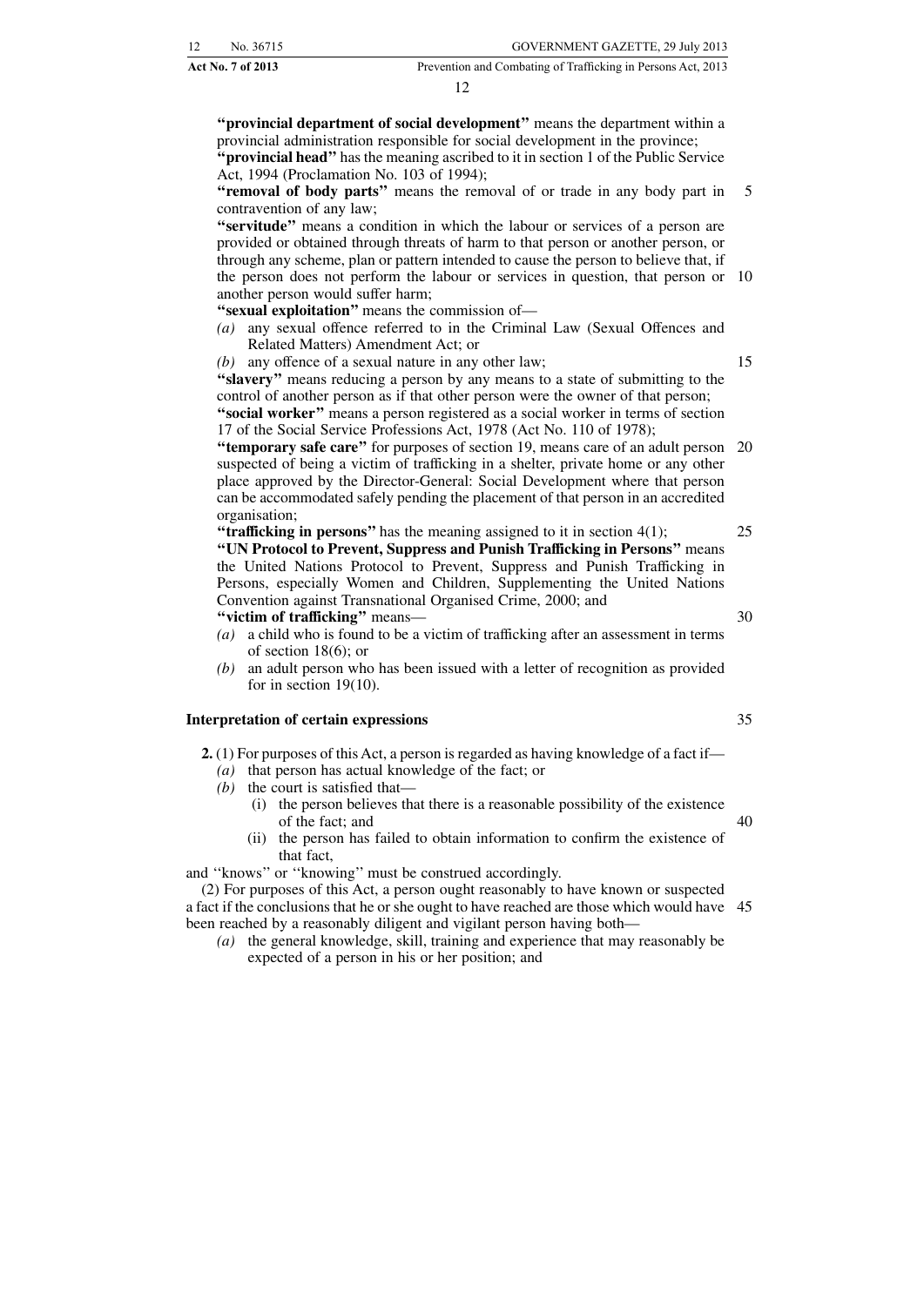**"provincial department of social development"** means the department within a provincial administration responsible for social development in the province;

**"provincial head"** has the meaning ascribed to it in section 1 of the Public Service Act, 1994 (Proclamation No. 103 of 1994);

**"removal of body parts"** means the removal of or trade in any body part in contravention of any law;

**"servitude"** means a condition in which the labour or services of a person are provided or obtained through threats of harm to that person or another person, or through any scheme, plan or pattern intended to cause the person to believe that, if the person does not perform the labour or services in question, that person or another person would suffer harm;

**"sexual exploitation"** means the commission of—

*(a)* any sexual offence referred to in the Criminal Law (Sexual Offences and Related Matters) Amendment Act; or

*(b)* any offence of a sexual nature in any other law;

**"slavery"** means reducing a person by any means to a state of submitting to the control of another person as if that other person were the owner of that person;

**"social worker"** means a person registered as a social worker in terms of section 17 of the Social Service Professions Act, 1978 (Act No. 110 of 1978);

**"temporary safe care"** for purposes of section 19, means care of an adult person suspected of being a victim of trafficking in a shelter, private home or any other place approved by the Director-General: Social Development where that person can be accommodated safely pending the placement of that person in an accredited organisation;

**"trafficking in persons"** has the meaning assigned to it in section 4(1);

**"UN Protocol to Prevent, Suppress and Punish Trafficking in Persons"** means the United Nations Protocol to Prevent, Suppress and Punish Trafficking in Persons, especially Women and Children, Supplementing the United Nations Convention against Transnational Organised Crime, 2000; and

**"victim of trafficking"** means—

*(a)* a child who is found to be a victim of trafficking after an assessment in terms of section 18(6); or

*(b)* an adult person who has been issued with a letter of recognition as provided for in section 19(10).

**Interpretation of certain expressions**

**2.** (1) For purposes of this Act, a person is regarded as having knowledge of a fact if—

*(a)* that person has actual knowledge of the fact; or

*(b)* the court is satisfied that—

(i) the person believes that there is a reasonable possibility of the existence of the fact; and

(ii) the person has failed to obtain information to confirm the existence of that fact,

and "knows" or "knowing" must be construed accordingly.

(2) For purposes of this Act, a person ought reasonably to have known or suspected a fact if the conclusions that he or she ought to have reached are those which would have been reached by a reasonably diligent and vigilant person having both—

*(a)* the general knowledge, skill, training and experience that may reasonably be expected of a person in his or her position; and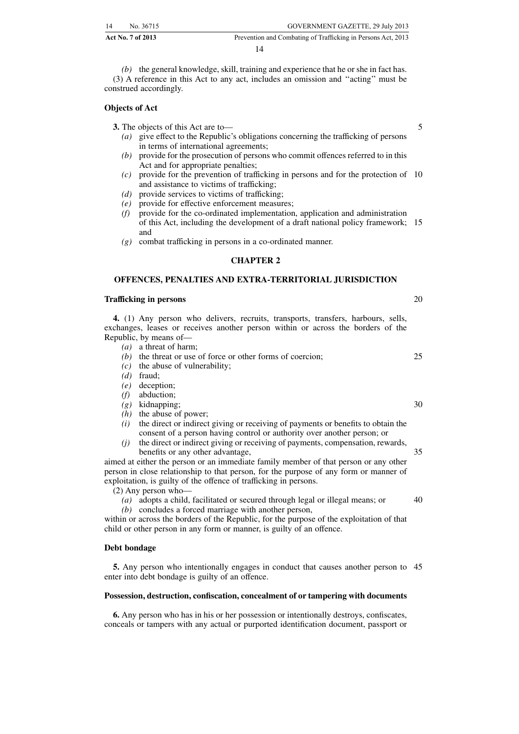*(b)* the general knowledge, skill, training and experience that he or she in fact has.

(3) A reference in this Act to any act, includes an omission and ''acting'' must be construed accordingly.

**Objects of Act**

**3.** The objects of this Act are to—

*(a)* give effect to the Republic's obligations concerning the trafficking of persons in terms of international agreements;

*(b)* provide for the prosecution of persons who commit offences referred to in this Act and for appropriate penalties;

*(c)* provide for the prevention of trafficking in persons and for the protection of and assistance to victims of trafficking;

*(d)* provide services to victims of trafficking;

*(e)* provide for effective enforcement measures;

*(f)* provide for the co-ordinated implementation, application and administration of this Act, including the development of a draft national policy framework; and

*(g)* combat trafficking in persons in a co-ordinated manner.

## CHAPTER 2

## OFFENCES, PENALTIES AND EXTRA-TERRITORIAL JURISDICTION

**Trafficking in persons**

**4.** (1) Any person who delivers, recruits, transports, transfers, harbours, sells, exchanges, leases or receives another person within or across the borders of the Republic, by means of—

*(a)* a threat of harm;

*(b)* the threat or use of force or other forms of coercion;

*(c)* the abuse of vulnerability;

*(d)* fraud;

*(e)* deception;

*(f)* abduction;

*(g)* kidnapping;

*(h)* the abuse of power;

*(i)* the direct or indirect giving or receiving of payments or benefits to obtain the consent of a person having control or authority over another person; or

*(j)* the direct or indirect giving or receiving of payments, compensation, rewards, benefits or any other advantage,

aimed at either the person or an immediate family member of that person or any other person in close relationship to that person, for the purpose of any form or manner of exploitation, is guilty of the offence of trafficking in persons.

(2) Any person who—

*(a)* adopts a child, facilitated or secured through legal or illegal means; or

*(b)* concludes a forced marriage with another person,

within or across the borders of the Republic, for the purpose of the exploitation of that child or other person in any form or manner, is guilty of an offence.

**Debt bondage**

**5.** Any person who intentionally engages in conduct that causes another person to enter into debt bondage is guilty of an offence.

**Possession, destruction, confiscation, concealment of or tampering with documents**

**6.** Any person who has in his or her possession or intentionally destroys, confiscates, conceals or tampers with any actual or purported identification document, passport or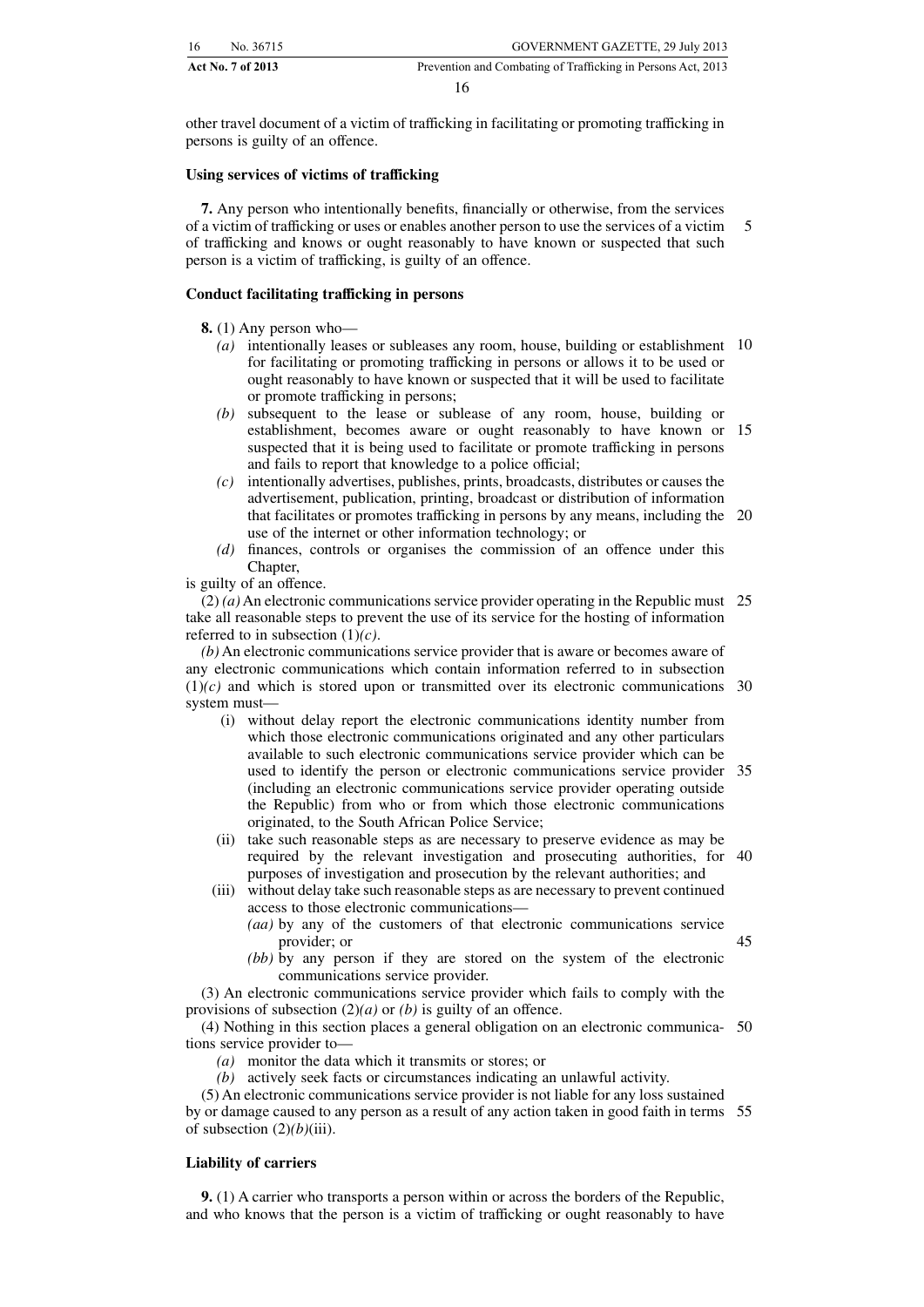other travel document of a victim of trafficking in facilitating or promoting trafficking in persons is guilty of an offence.

**Using services of victims of trafficking**

**7.** Any person who intentionally benefits, financially or otherwise, from the services of a victim of trafficking or uses or enables another person to use the services of a victim of trafficking and knows or ought reasonably to have known or suspected that such person is a victim of trafficking, is guilty of an offence.

**Conduct facilitating trafficking in persons**

**8.** (1) Any person who—

- *(a)* intentionally leases or subleases any room, house, building or establishment for facilitating or promoting trafficking in persons or allows it to be used or ought reasonably to have known or suspected that it will be used to facilitate or promote trafficking in persons;
- *(b)* subsequent to the lease or sublease of any room, house, building or establishment, becomes aware or ought reasonably to have known or suspected that it is being used to facilitate or promote trafficking in persons and fails to report that knowledge to a police official;
- *(c)* intentionally advertises, publishes, prints, broadcasts, distributes or causes the advertisement, publication, printing, broadcast or distribution of information that facilitates or promotes trafficking in persons by any means, including the use of the internet or other information technology; or
- *(d)* finances, controls or organises the commission of an offence under this Chapter,

is guilty of an offence.

(2) *(a)* An electronic communications service provider operating in the Republic must take all reasonable steps to prevent the use of its service for the hosting of information referred to in subsection (1)*(c)*.

*(b)* An electronic communications service provider that is aware or becomes aware of any electronic communications which contain information referred to in subsection (1)*(c)* and which is stored upon or transmitted over its electronic communications system must—

- (i) without delay report the electronic communications identity number from which those electronic communications originated and any other particulars available to such electronic communications service provider which can be used to identify the person or electronic communications service provider (including an electronic communications service provider operating outside the Republic) from who or from which those electronic communications originated, to the South African Police Service;
- (ii) take such reasonable steps as are necessary to preserve evidence as may be required by the relevant investigation and prosecuting authorities, for purposes of investigation and prosecution by the relevant authorities; and
- (iii) without delay take such reasonable steps as are necessary to prevent continued access to those electronic communications—
  - *(aa)* by any of the customers of that electronic communications service provider; or
  - *(bb)* by any person if they are stored on the system of the electronic communications service provider.

(3) An electronic communications service provider which fails to comply with the provisions of subsection (2)*(a)* or *(b)* is guilty of an offence.

(4) Nothing in this section places a general obligation on an electronic communications service provider to—

- *(a)* monitor the data which it transmits or stores; or
- *(b)* actively seek facts or circumstances indicating an unlawful activity.

(5) An electronic communications service provider is not liable for any loss sustained by or damage caused to any person as a result of any action taken in good faith in terms of subsection (2)*(b)*(iii).

**Liability of carriers**

**9.** (1) A carrier who transports a person within or across the borders of the Republic, and who knows that the person is a victim of trafficking or ought reasonably to have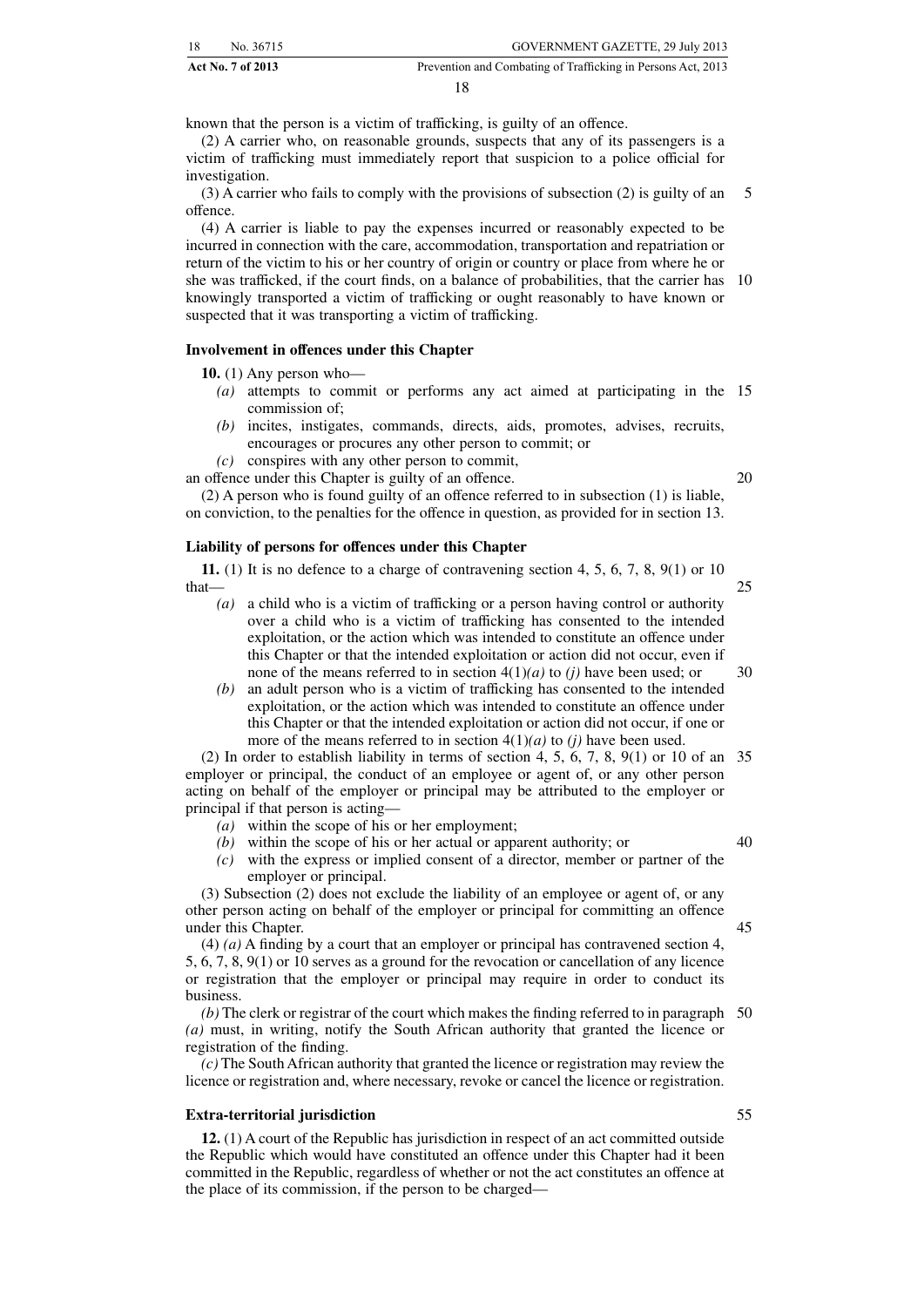known that the person is a victim of trafficking, is guilty of an offence.

(2) A carrier who, on reasonable grounds, suspects that any of its passengers is a victim of trafficking must immediately report that suspicion to a police official for investigation.

(3) A carrier who fails to comply with the provisions of subsection (2) is guilty of an offence.

(4) A carrier is liable to pay the expenses incurred or reasonably expected to be incurred in connection with the care, accommodation, transportation and repatriation or return of the victim to his or her country of origin or country or place from where he or she was trafficked, if the court finds, on a balance of probabilities, that the carrier has knowingly transported a victim of trafficking or ought reasonably to have known or suspected that it was transporting a victim of trafficking.

**Involvement in offences under this Chapter**

**10.** (1) Any person who—

*(a)* attempts to commit or performs any act aimed at participating in the commission of;

*(b)* incites, instigates, commands, directs, aids, promotes, advises, recruits, encourages or procures any other person to commit; or

*(c)* conspires with any other person to commit,

an offence under this Chapter is guilty of an offence.

(2) A person who is found guilty of an offence referred to in subsection (1) is liable, on conviction, to the penalties for the offence in question, as provided for in section 13.

**Liability of persons for offences under this Chapter**

**11.** (1) It is no defence to a charge of contravening section 4, 5, 6, 7, 8, 9(1) or 10 that—

*(a)* a child who is a victim of trafficking or a person having control or authority over a child who is a victim of trafficking has consented to the intended exploitation, or the action which was intended to constitute an offence under this Chapter or that the intended exploitation or action did not occur, even if none of the means referred to in section 4(1)*(a)* to *(j)* have been used; or

*(b)* an adult person who is a victim of trafficking has consented to the intended exploitation, or the action which was intended to constitute an offence under this Chapter or that the intended exploitation or action did not occur, if one or more of the means referred to in section 4(1)*(a)* to *(j)* have been used.

(2) In order to establish liability in terms of section 4, 5, 6, 7, 8, 9(1) or 10 of an employer or principal, the conduct of an employee or agent of, or any other person acting on behalf of the employer or principal may be attributed to the employer or principal if that person is acting—

*(a)* within the scope of his or her employment;

*(b)* within the scope of his or her actual or apparent authority; or

*(c)* with the express or implied consent of a director, member or partner of the employer or principal.

(3) Subsection (2) does not exclude the liability of an employee or agent of, or any other person acting on behalf of the employer or principal for committing an offence under this Chapter.

(4) *(a)* A finding by a court that an employer or principal has contravened section 4, 5, 6, 7, 8, 9(1) or 10 serves as a ground for the revocation or cancellation of any licence or registration that the employer or principal may require in order to conduct its business.

*(b)* The clerk or registrar of the court which makes the finding referred to in paragraph *(a)* must, in writing, notify the South African authority that granted the licence or registration of the finding.

*(c)* The South African authority that granted the licence or registration may review the licence or registration and, where necessary, revoke or cancel the licence or registration.

**Extra-territorial jurisdiction**

**12.** (1) A court of the Republic has jurisdiction in respect of an act committed outside the Republic which would have constituted an offence under this Chapter had it been committed in the Republic, regardless of whether or not the act constitutes an offence at the place of its commission, if the person to be charged—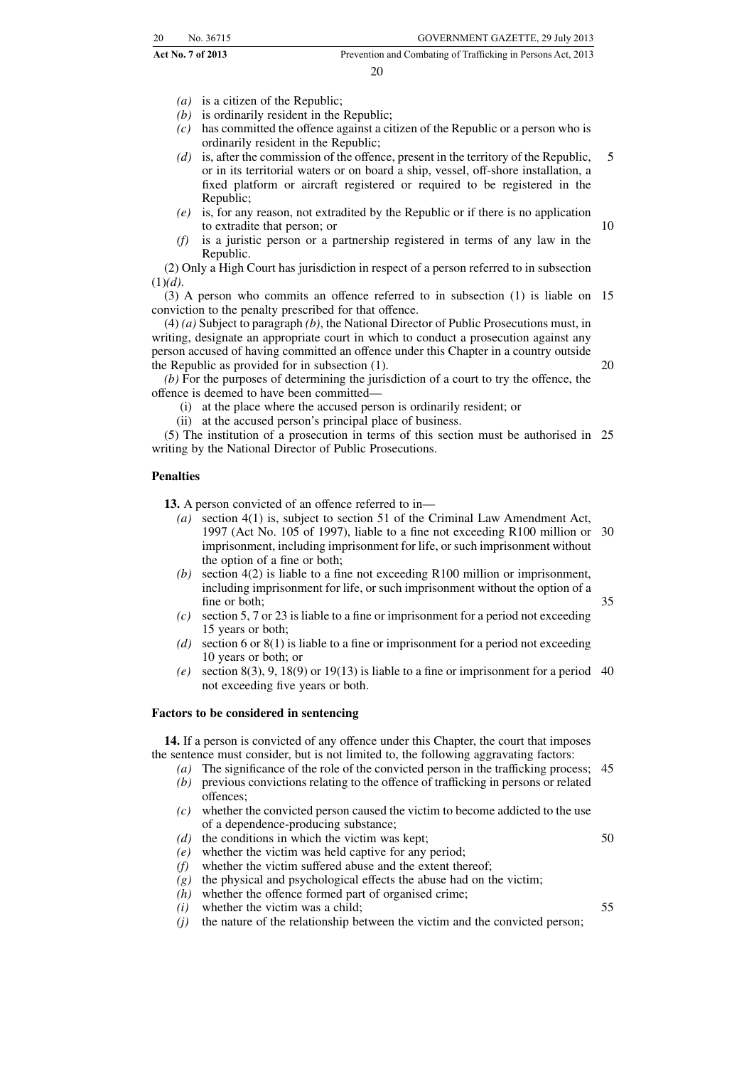- *(a)* is a citizen of the Republic;
- *(b)* is ordinarily resident in the Republic;
- *(c)* has committed the offence against a citizen of the Republic or a person who is ordinarily resident in the Republic;
- *(d)* is, after the commission of the offence, present in the territory of the Republic, or in its territorial waters or on board a ship, vessel, off-shore installation, a fixed platform or aircraft registered or required to be registered in the Republic;
- *(e)* is, for any reason, not extradited by the Republic or if there is no application to extradite that person; or
- *(f)* is a juristic person or a partnership registered in terms of any law in the Republic.

(2) Only a High Court has jurisdiction in respect of a person referred to in subsection (1)*(d)*.

(3) A person who commits an offence referred to in subsection (1) is liable on conviction to the penalty prescribed for that offence.

(4) *(a)* Subject to paragraph *(b)*, the National Director of Public Prosecutions must, in writing, designate an appropriate court in which to conduct a prosecution against any person accused of having committed an offence under this Chapter in a country outside the Republic as provided for in subsection (1).

*(b)* For the purposes of determining the jurisdiction of a court to try the offence, the offence is deemed to have been committed—

- (i) at the place where the accused person is ordinarily resident; or
- (ii) at the accused person's principal place of business.

(5) The institution of a prosecution in terms of this section must be authorised in writing by the National Director of Public Prosecutions.

**Penalties**

**13.** A person convicted of an offence referred to in—

- *(a)* section 4(1) is, subject to section 51 of the Criminal Law Amendment Act, 1997 (Act No. 105 of 1997), liable to a fine not exceeding R100 million or imprisonment, including imprisonment for life, or such imprisonment without the option of a fine or both;
- *(b)* section 4(2) is liable to a fine not exceeding R100 million or imprisonment, including imprisonment for life, or such imprisonment without the option of a fine or both;
- *(c)* section 5, 7 or 23 is liable to a fine or imprisonment for a period not exceeding 15 years or both;
- *(d)* section 6 or 8(1) is liable to a fine or imprisonment for a period not exceeding 10 years or both; or
- *(e)* section 8(3), 9, 18(9) or 19(13) is liable to a fine or imprisonment for a period not exceeding five years or both.

**Factors to be considered in sentencing**

**14.** If a person is convicted of any offence under this Chapter, the court that imposes the sentence must consider, but is not limited to, the following aggravating factors:

- *(a)* The significance of the role of the convicted person in the trafficking process;
- *(b)* previous convictions relating to the offence of trafficking in persons or related offences;
- *(c)* whether the convicted person caused the victim to become addicted to the use of a dependence-producing substance;
- *(d)* the conditions in which the victim was kept;
- *(e)* whether the victim was held captive for any period;
- *(f)* whether the victim suffered abuse and the extent thereof;
- *(g)* the physical and psychological effects the abuse had on the victim;
- *(h)* whether the offence formed part of organised crime;
- *(i)* whether the victim was a child;
- *(j)* the nature of the relationship between the victim and the convicted person;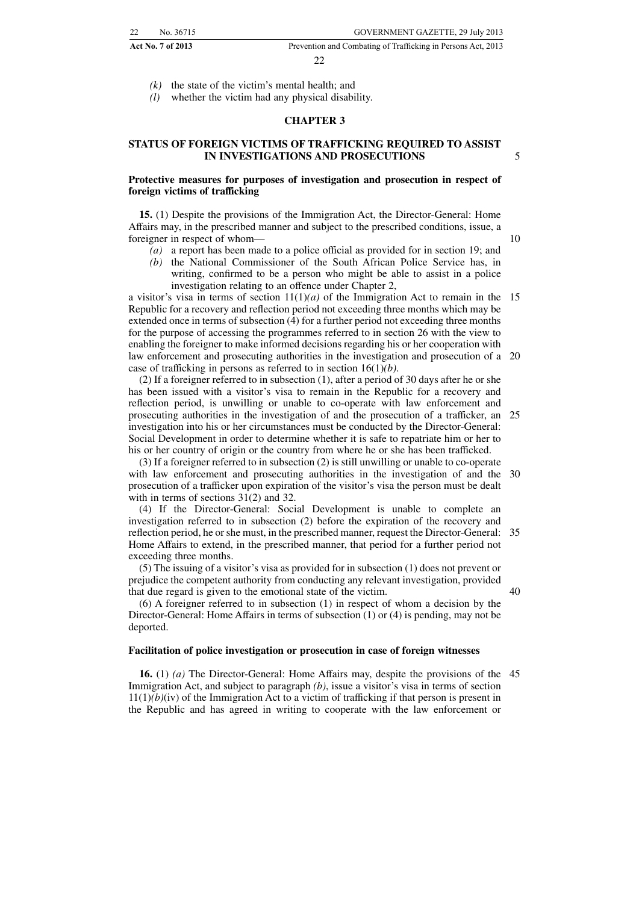*(k)* the state of the victim's mental health; and

*(l)* whether the victim had any physical disability.

## CHAPTER 3

## STATUS OF FOREIGN VICTIMS OF TRAFFICKING REQUIRED TO ASSIST IN INVESTIGATIONS AND PROSECUTIONS

### Protective measures for purposes of investigation and prosecution in respect of foreign victims of trafficking

**15.** (1) Despite the provisions of the Immigration Act, the Director-General: Home Affairs may, in the prescribed manner and subject to the prescribed conditions, issue, a foreigner in respect of whom—

*(a)* a report has been made to a police official as provided for in section 19; and

*(b)* the National Commissioner of the South African Police Service has, in writing, confirmed to be a person who might be able to assist in a police investigation relating to an offence under Chapter 2,

a visitor's visa in terms of section 11(1)*(a)* of the Immigration Act to remain in the Republic for a recovery and reflection period not exceeding three months which may be extended once in terms of subsection (4) for a further period not exceeding three months for the purpose of accessing the programmes referred to in section 26 with the view to enabling the foreigner to make informed decisions regarding his or her cooperation with law enforcement and prosecuting authorities in the investigation and prosecution of a case of trafficking in persons as referred to in section 16(1)*(b)*.

(2) If a foreigner referred to in subsection (1), after a period of 30 days after he or she has been issued with a visitor's visa to remain in the Republic for a recovery and reflection period, is unwilling or unable to co-operate with law enforcement and prosecuting authorities in the investigation of and the prosecution of a trafficker, an investigation into his or her circumstances must be conducted by the Director-General: Social Development in order to determine whether it is safe to repatriate him or her to his or her country of origin or the country from where he or she has been trafficked.

(3) If a foreigner referred to in subsection (2) is still unwilling or unable to co-operate with law enforcement and prosecuting authorities in the investigation of and the prosecution of a trafficker upon expiration of the visitor's visa the person must be dealt with in terms of sections 31(2) and 32.

(4) If the Director-General: Social Development is unable to complete an investigation referred to in subsection (2) before the expiration of the recovery and reflection period, he or she must, in the prescribed manner, request the Director-General: Home Affairs to extend, in the prescribed manner, that period for a further period not exceeding three months.

(5) The issuing of a visitor's visa as provided for in subsection (1) does not prevent or prejudice the competent authority from conducting any relevant investigation, provided that due regard is given to the emotional state of the victim.

(6) A foreigner referred to in subsection (1) in respect of whom a decision by the Director-General: Home Affairs in terms of subsection (1) or (4) is pending, may not be deported.

### Facilitation of police investigation or prosecution in case of foreign witnesses

**16.** (1) *(a)* The Director-General: Home Affairs may, despite the provisions of the Immigration Act, and subject to paragraph *(b)*, issue a visitor's visa in terms of section 11(1)*(b)*(iv) of the Immigration Act to a victim of trafficking if that person is present in the Republic and has agreed in writing to cooperate with the law enforcement or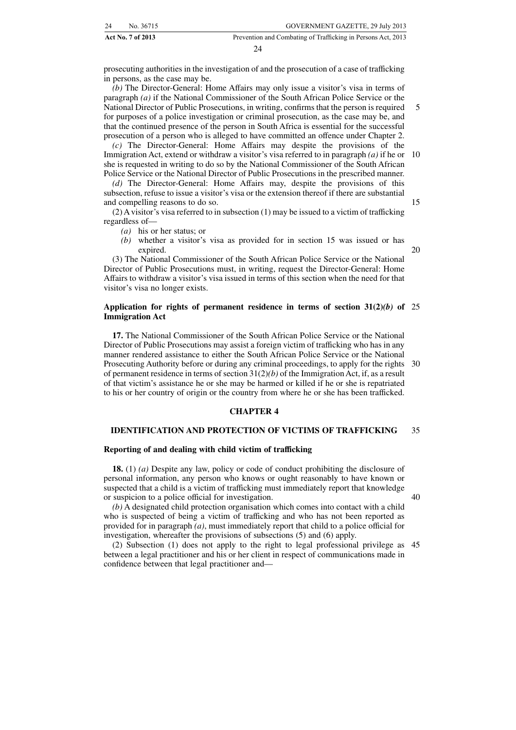prosecuting authorities in the investigation of and the prosecution of a case of trafficking in persons, as the case may be.

*(b)* The Director-General: Home Affairs may only issue a visitor's visa in terms of paragraph *(a)* if the National Commissioner of the South African Police Service or the National Director of Public Prosecutions, in writing, confirms that the person is required for purposes of a police investigation or criminal prosecution, as the case may be, and that the continued presence of the person in South Africa is essential for the successful prosecution of a person who is alleged to have committed an offence under Chapter 2.

*(c)* The Director-General: Home Affairs may despite the provisions of the Immigration Act, extend or withdraw a visitor's visa referred to in paragraph *(a)* if he or she is requested in writing to do so by the National Commissioner of the South African Police Service or the National Director of Public Prosecutions in the prescribed manner.

*(d)* The Director-General: Home Affairs may, despite the provisions of this subsection, refuse to issue a visitor's visa or the extension thereof if there are substantial and compelling reasons to do so.

(2) A visitor's visa referred to in subsection (1) may be issued to a victim of trafficking regardless of—

*(a)* his or her status; or

*(b)* whether a visitor's visa as provided for in section 15 was issued or has expired.

(3) The National Commissioner of the South African Police Service or the National Director of Public Prosecutions must, in writing, request the Director-General: Home Affairs to withdraw a visitor's visa issued in terms of this section when the need for that visitor's visa no longer exists.

**Application for rights of permanent residence in terms of section 31(2)*(b)* of Immigration Act**

**17.** The National Commissioner of the South African Police Service or the National Director of Public Prosecutions may assist a foreign victim of trafficking who has in any manner rendered assistance to either the South African Police Service or the National Prosecuting Authority before or during any criminal proceedings, to apply for the rights of permanent residence in terms of section 31(2)*(b)* of the Immigration Act, if, as a result of that victim's assistance he or she may be harmed or killed if he or she is repatriated to his or her country of origin or the country from where he or she has been trafficked.

## CHAPTER 4

## IDENTIFICATION AND PROTECTION OF VICTIMS OF TRAFFICKING

**Reporting of and dealing with child victim of trafficking**

**18.** (1) *(a)* Despite any law, policy or code of conduct prohibiting the disclosure of personal information, any person who knows or ought reasonably to have known or suspected that a child is a victim of trafficking must immediately report that knowledge or suspicion to a police official for investigation.

*(b)* A designated child protection organisation which comes into contact with a child who is suspected of being a victim of trafficking and who has not been reported as provided for in paragraph *(a)*, must immediately report that child to a police official for investigation, whereafter the provisions of subsections (5) and (6) apply.

(2) Subsection (1) does not apply to the right to legal professional privilege as between a legal practitioner and his or her client in respect of communications made in confidence between that legal practitioner and—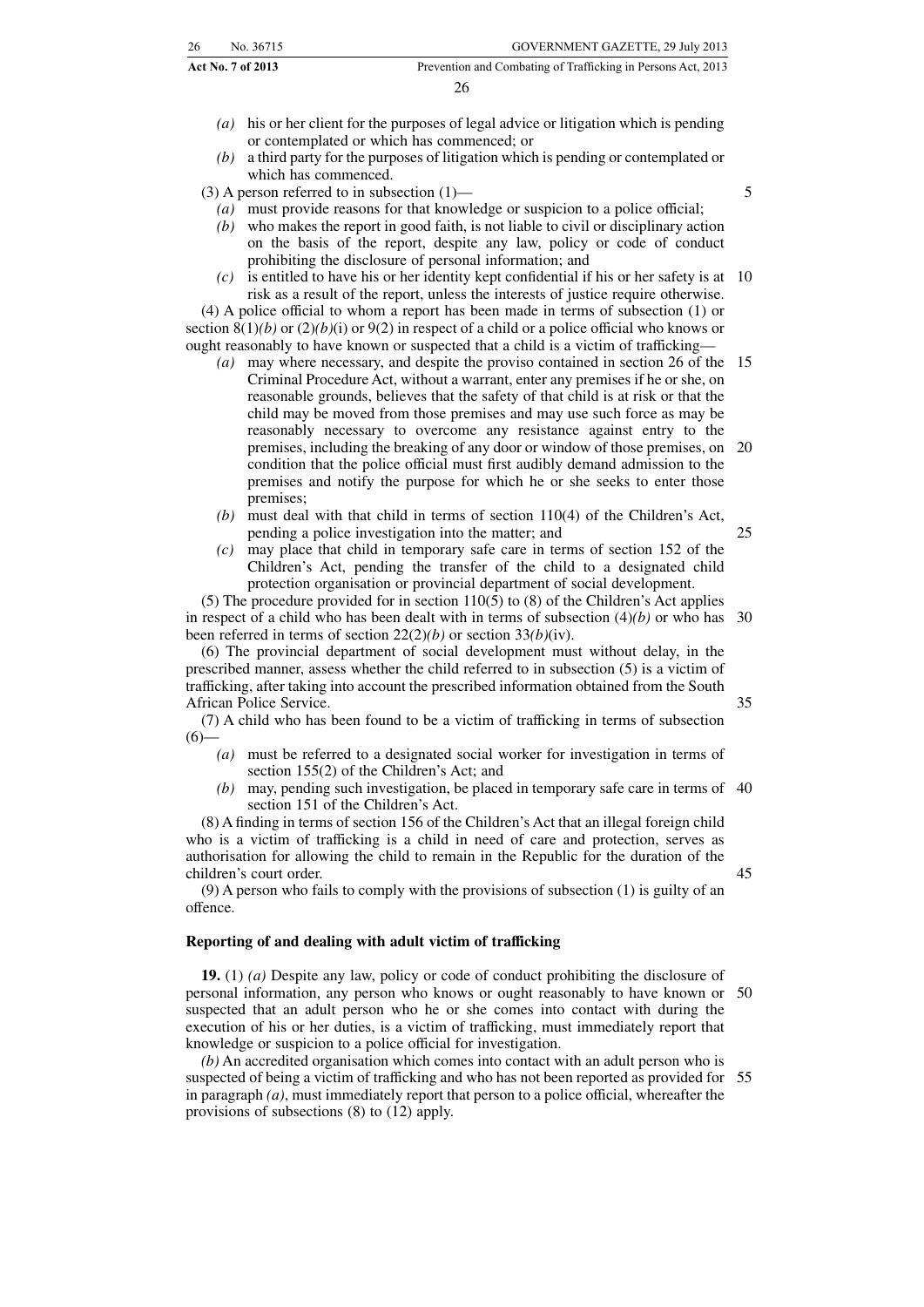*(a)* his or her client for the purposes of legal advice or litigation which is pending or contemplated or which has commenced; or

*(b)* a third party for the purposes of litigation which is pending or contemplated or which has commenced.

(3) A person referred to in subsection (1)—

*(a)* must provide reasons for that knowledge or suspicion to a police official;

*(b)* who makes the report in good faith, is not liable to civil or disciplinary action on the basis of the report, despite any law, policy or code of conduct prohibiting the disclosure of personal information; and

*(c)* is entitled to have his or her identity kept confidential if his or her safety is at risk as a result of the report, unless the interests of justice require otherwise.

(4) A police official to whom a report has been made in terms of subsection (1) or section 8(1)*(b)* or (2)*(b)*(i) or 9(2) in respect of a child or a police official who knows or ought reasonably to have known or suspected that a child is a victim of trafficking—

*(a)* may where necessary, and despite the proviso contained in section 26 of the Criminal Procedure Act, without a warrant, enter any premises if he or she, on reasonable grounds, believes that the safety of that child is at risk or that the child may be moved from those premises and may use such force as may be reasonably necessary to overcome any resistance against entry to the premises, including the breaking of any door or window of those premises, on condition that the police official must first audibly demand admission to the premises and notify the purpose for which he or she seeks to enter those premises;

*(b)* must deal with that child in terms of section 110(4) of the Children's Act, pending a police investigation into the matter; and

*(c)* may place that child in temporary safe care in terms of section 152 of the Children's Act, pending the transfer of the child to a designated child protection organisation or provincial department of social development.

(5) The procedure provided for in section 110(5) to (8) of the Children's Act applies in respect of a child who has been dealt with in terms of subsection (4)*(b)* or who has been referred in terms of section 22(2)*(b)* or section 33*(b)*(iv).

(6) The provincial department of social development must without delay, in the prescribed manner, assess whether the child referred to in subsection (5) is a victim of trafficking, after taking into account the prescribed information obtained from the South African Police Service.

(7) A child who has been found to be a victim of trafficking in terms of subsection (6)—

*(a)* must be referred to a designated social worker for investigation in terms of section 155(2) of the Children's Act; and

*(b)* may, pending such investigation, be placed in temporary safe care in terms of section 151 of the Children's Act.

(8) A finding in terms of section 156 of the Children's Act that an illegal foreign child who is a victim of trafficking is a child in need of care and protection, serves as authorisation for allowing the child to remain in the Republic for the duration of the children's court order.

(9) A person who fails to comply with the provisions of subsection (1) is guilty of an offence.

**Reporting of and dealing with adult victim of trafficking**

**19.** (1) *(a)* Despite any law, policy or code of conduct prohibiting the disclosure of personal information, any person who knows or ought reasonably to have known or suspected that an adult person who he or she comes into contact with during the execution of his or her duties, is a victim of trafficking, must immediately report that knowledge or suspicion to a police official for investigation.

*(b)* An accredited organisation which comes into contact with an adult person who is suspected of being a victim of trafficking and who has not been reported as provided for in paragraph *(a)*, must immediately report that person to a police official, whereafter the provisions of subsections (8) to (12) apply.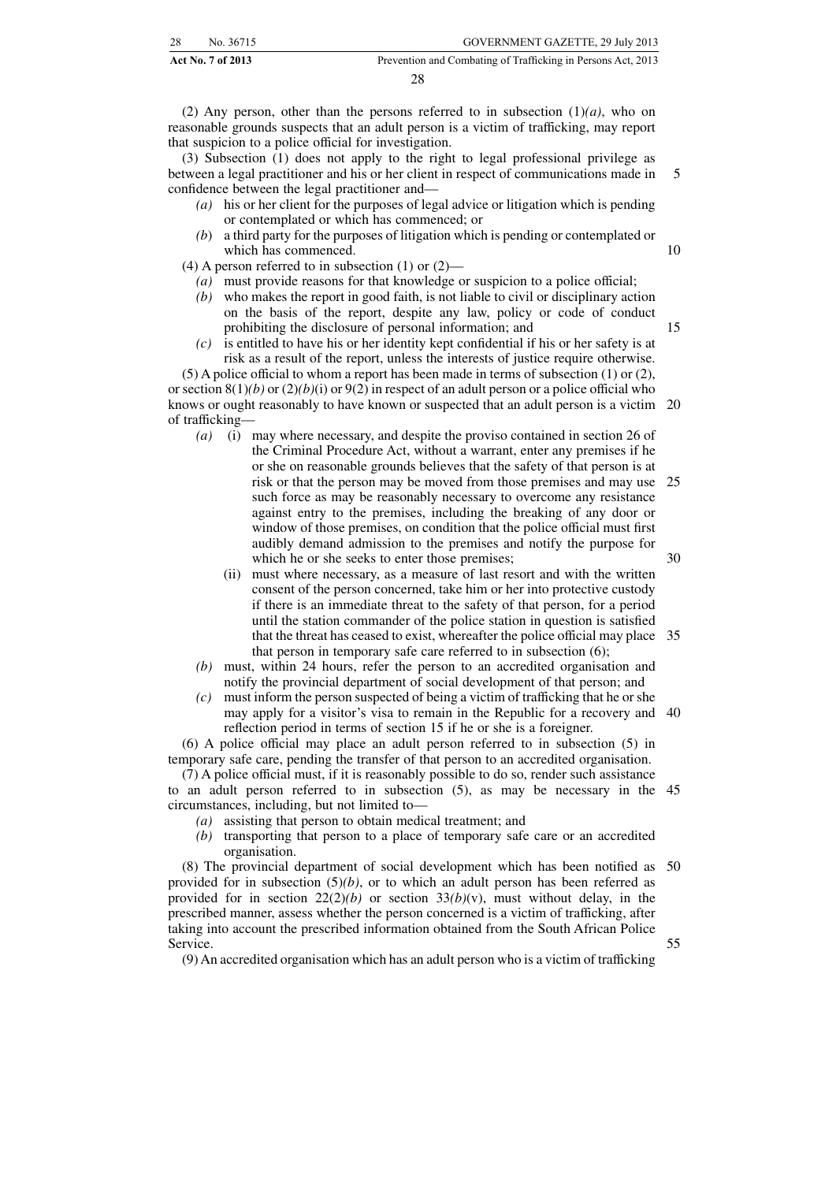(2) Any person, other than the persons referred to in subsection (1)*(a)*, who on reasonable grounds suspects that an adult person is a victim of trafficking, may report that suspicion to a police official for investigation.

(3) Subsection (1) does not apply to the right to legal professional privilege as between a legal practitioner and his or her client in respect of communications made in confidence between the legal practitioner and—

*(a)* his or her client for the purposes of legal advice or litigation which is pending or contemplated or which has commenced; or

*(b)* a third party for the purposes of litigation which is pending or contemplated or which has commenced.

(4) A person referred to in subsection (1) or (2)—

*(a)* must provide reasons for that knowledge or suspicion to a police official;

*(b)* who makes the report in good faith, is not liable to civil or disciplinary action on the basis of the report, despite any law, policy or code of conduct prohibiting the disclosure of personal information; and

*(c)* is entitled to have his or her identity kept confidential if his or her safety is at risk as a result of the report, unless the interests of justice require otherwise.

(5) A police official to whom a report has been made in terms of subsection (1) or (2), or section 8(1)*(b)* or (2)*(b)*(i) or 9(2) in respect of an adult person or a police official who knows or ought reasonably to have known or suspected that an adult person is a victim of trafficking—

*(a)* (i) may where necessary, and despite the proviso contained in section 26 of the Criminal Procedure Act, without a warrant, enter any premises if he or she on reasonable grounds believes that the safety of that person is at risk or that the person may be moved from those premises and may use such force as may be reasonably necessary to overcome any resistance against entry to the premises, including the breaking of any door or window of those premises, on condition that the police official must first audibly demand admission to the premises and notify the purpose for which he or she seeks to enter those premises;

(ii) must where necessary, as a measure of last resort and with the written consent of the person concerned, take him or her into protective custody if there is an immediate threat to the safety of that person, for a period until the station commander of the police station in question is satisfied that the threat has ceased to exist, whereafter the police official may place that person in temporary safe care referred to in subsection (6);

*(b)* must, within 24 hours, refer the person to an accredited organisation and notify the provincial department of social development of that person; and

*(c)* must inform the person suspected of being a victim of trafficking that he or she may apply for a visitor's visa to remain in the Republic for a recovery and reflection period in terms of section 15 if he or she is a foreigner.

(6) A police official may place an adult person referred to in subsection (5) in temporary safe care, pending the transfer of that person to an accredited organisation.

(7) A police official must, if it is reasonably possible to do so, render such assistance to an adult person referred to in subsection (5), as may be necessary in the circumstances, including, but not limited to—

*(a)* assisting that person to obtain medical treatment; and

*(b)* transporting that person to a place of temporary safe care or an accredited organisation.

(8) The provincial department of social development which has been notified as provided for in subsection (5)*(b)*, or to which an adult person has been referred as provided for in section 22(2)*(b)* or section 33*(b)*(v), must without delay, in the prescribed manner, assess whether the person concerned is a victim of trafficking, after taking into account the prescribed information obtained from the South African Police Service.

(9) An accredited organisation which has an adult person who is a victim of trafficking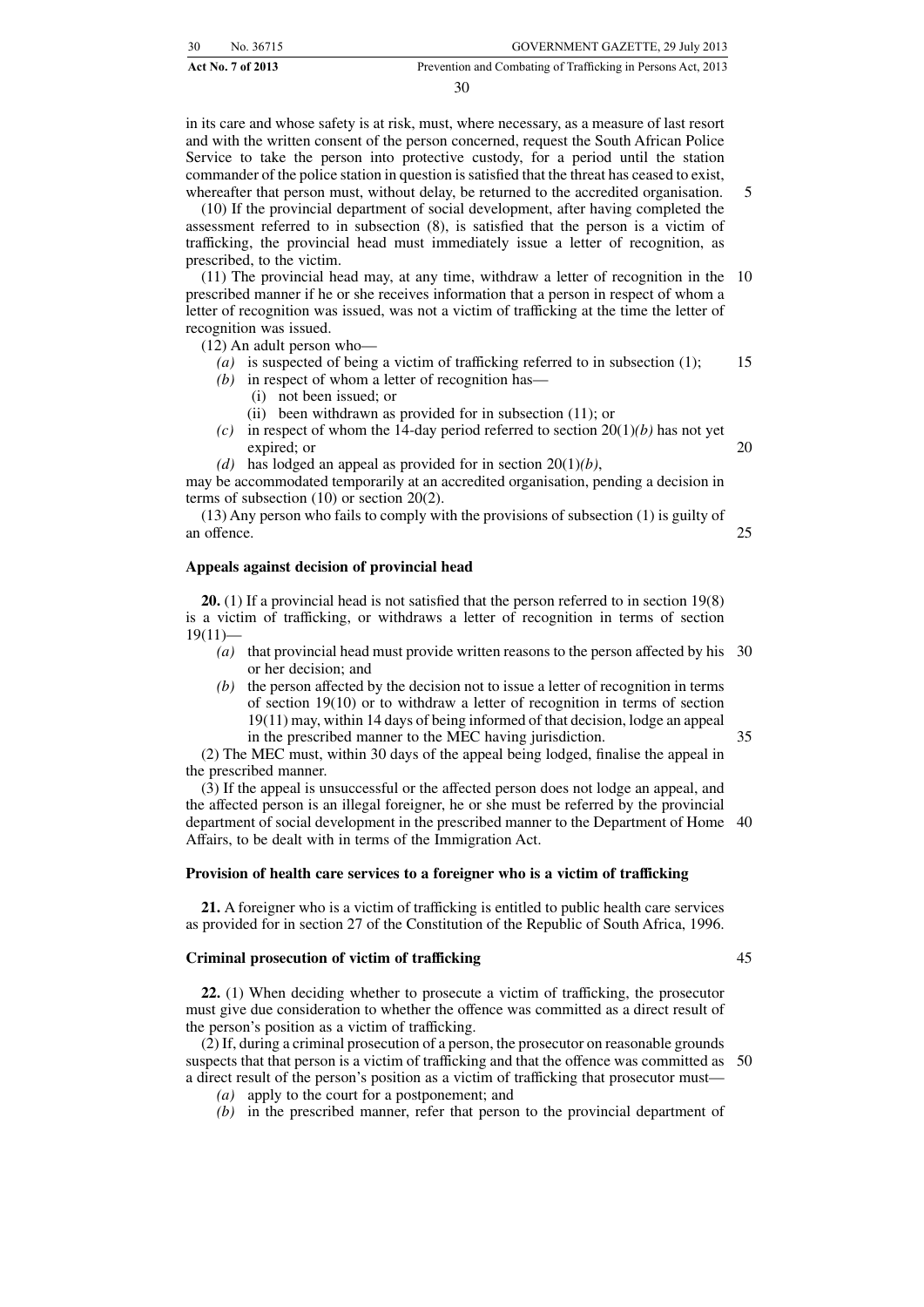in its care and whose safety is at risk, must, where necessary, as a measure of last resort and with the written consent of the person concerned, request the South African Police Service to take the person into protective custody, for a period until the station commander of the police station in question is satisfied that the threat has ceased to exist, whereafter that person must, without delay, be returned to the accredited organisation.

(10) If the provincial department of social development, after having completed the assessment referred to in subsection (8), is satisfied that the person is a victim of trafficking, the provincial head must immediately issue a letter of recognition, as prescribed, to the victim.

(11) The provincial head may, at any time, withdraw a letter of recognition in the prescribed manner if he or she receives information that a person in respect of whom a letter of recognition was issued, was not a victim of trafficking at the time the letter of recognition was issued.

(12) An adult person who—

*(a)* is suspected of being a victim of trafficking referred to in subsection (1);
*(b)* in respect of whom a letter of recognition has—
  (i) not been issued; or
  (ii) been withdrawn as provided for in subsection (11); or
*(c)* in respect of whom the 14-day period referred to section 20(1)*(b)* has not yet expired; or
*(d)* has lodged an appeal as provided for in section 20(1)*(b)*,

may be accommodated temporarily at an accredited organisation, pending a decision in terms of subsection (10) or section 20(2).

(13) Any person who fails to comply with the provisions of subsection (1) is guilty of an offence.

**Appeals against decision of provincial head**

**20.** (1) If a provincial head is not satisfied that the person referred to in section 19(8) is a victim of trafficking, or withdraws a letter of recognition in terms of section 19(11)—

*(a)* that provincial head must provide written reasons to the person affected by his or her decision; and
*(b)* the person affected by the decision not to issue a letter of recognition in terms of section 19(10) or to withdraw a letter of recognition in terms of section 19(11) may, within 14 days of being informed of that decision, lodge an appeal in the prescribed manner to the MEC having jurisdiction.

(2) The MEC must, within 30 days of the appeal being lodged, finalise the appeal in the prescribed manner.

(3) If the appeal is unsuccessful or the affected person does not lodge an appeal, and the affected person is an illegal foreigner, he or she must be referred by the provincial department of social development in the prescribed manner to the Department of Home Affairs, to be dealt with in terms of the Immigration Act.

**Provision of health care services to a foreigner who is a victim of trafficking**

**21.** A foreigner who is a victim of trafficking is entitled to public health care services as provided for in section 27 of the Constitution of the Republic of South Africa, 1996.

**Criminal prosecution of victim of trafficking**

**22.** (1) When deciding whether to prosecute a victim of trafficking, the prosecutor must give due consideration to whether the offence was committed as a direct result of the person's position as a victim of trafficking.

(2) If, during a criminal prosecution of a person, the prosecutor on reasonable grounds suspects that that person is a victim of trafficking and that the offence was committed as a direct result of the person's position as a victim of trafficking that prosecutor must—

*(a)* apply to the court for a postponement; and
*(b)* in the prescribed manner, refer that person to the provincial department of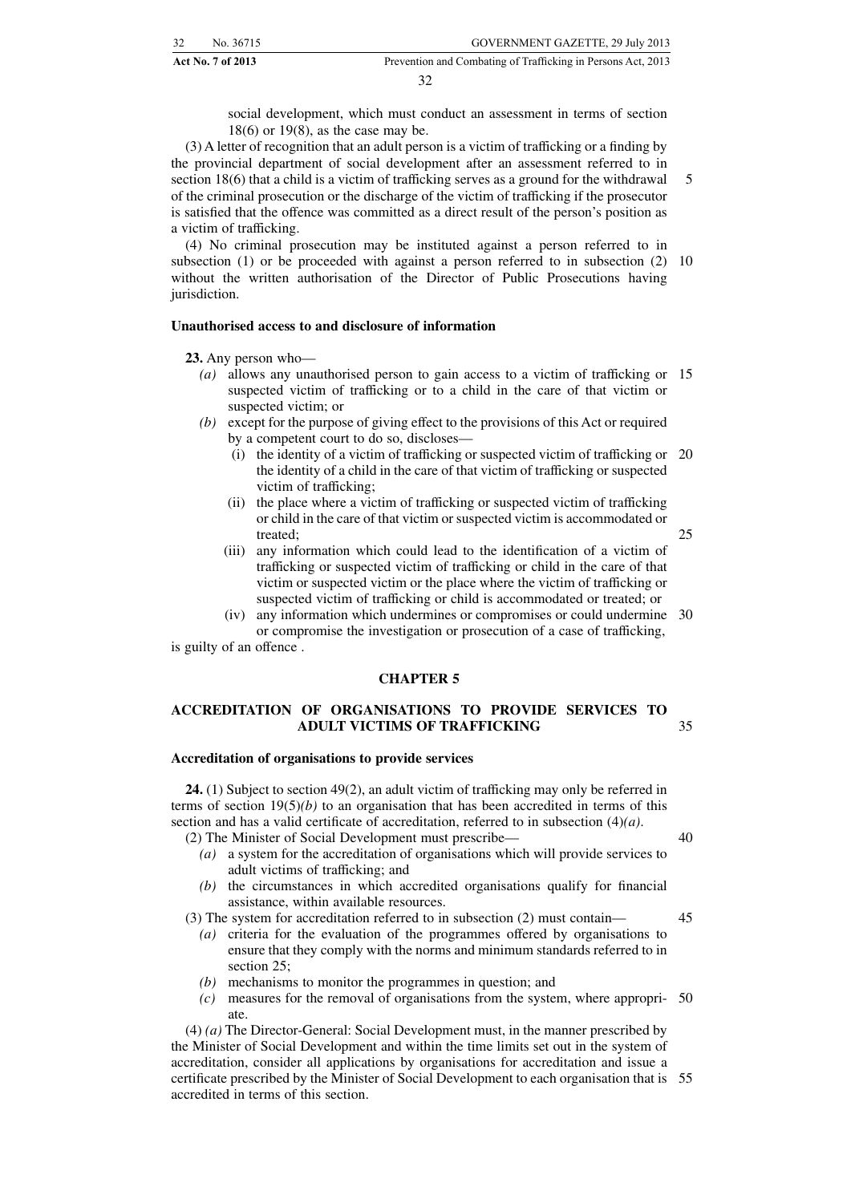social development, which must conduct an assessment in terms of section 18(6) or 19(8), as the case may be.

(3) A letter of recognition that an adult person is a victim of trafficking or a finding by the provincial department of social development after an assessment referred to in section 18(6) that a child is a victim of trafficking serves as a ground for the withdrawal of the criminal prosecution or the discharge of the victim of trafficking if the prosecutor is satisfied that the offence was committed as a direct result of the person's position as a victim of trafficking.

(4) No criminal prosecution may be instituted against a person referred to in subsection (1) or be proceeded with against a person referred to in subsection (2) without the written authorisation of the Director of Public Prosecutions having jurisdiction.

**Unauthorised access to and disclosure of information**

**23.** Any person who—

*(a)* allows any unauthorised person to gain access to a victim of trafficking or suspected victim of trafficking or to a child in the care of that victim or suspected victim; or

*(b)* except for the purpose of giving effect to the provisions of this Act or required by a competent court to do so, discloses—

(i) the identity of a victim of trafficking or suspected victim of trafficking or the identity of a child in the care of that victim of trafficking or suspected victim of trafficking;

(ii) the place where a victim of trafficking or suspected victim of trafficking or child in the care of that victim or suspected victim is accommodated or treated;

(iii) any information which could lead to the identification of a victim of trafficking or suspected victim of trafficking or child in the care of that victim or suspected victim or the place where the victim of trafficking or suspected victim of trafficking or child is accommodated or treated; or

(iv) any information which undermines or compromises or could undermine or compromise the investigation or prosecution of a case of trafficking,

is guilty of an offence .

## CHAPTER 5

## ACCREDITATION OF ORGANISATIONS TO PROVIDE SERVICES TO ADULT VICTIMS OF TRAFFICKING

**Accreditation of organisations to provide services**

**24.** (1) Subject to section 49(2), an adult victim of trafficking may only be referred in terms of section 19(5)*(b)* to an organisation that has been accredited in terms of this section and has a valid certificate of accreditation, referred to in subsection (4)*(a)*.

(2) The Minister of Social Development must prescribe—

*(a)* a system for the accreditation of organisations which will provide services to adult victims of trafficking; and

*(b)* the circumstances in which accredited organisations qualify for financial assistance, within available resources.

(3) The system for accreditation referred to in subsection (2) must contain—

*(a)* criteria for the evaluation of the programmes offered by organisations to ensure that they comply with the norms and minimum standards referred to in section 25;

*(b)* mechanisms to monitor the programmes in question; and

*(c)* measures for the removal of organisations from the system, where appropriate.

(4) *(a)* The Director-General: Social Development must, in the manner prescribed by the Minister of Social Development and within the time limits set out in the system of accreditation, consider all applications by organisations for accreditation and issue a certificate prescribed by the Minister of Social Development to each organisation that is accredited in terms of this section.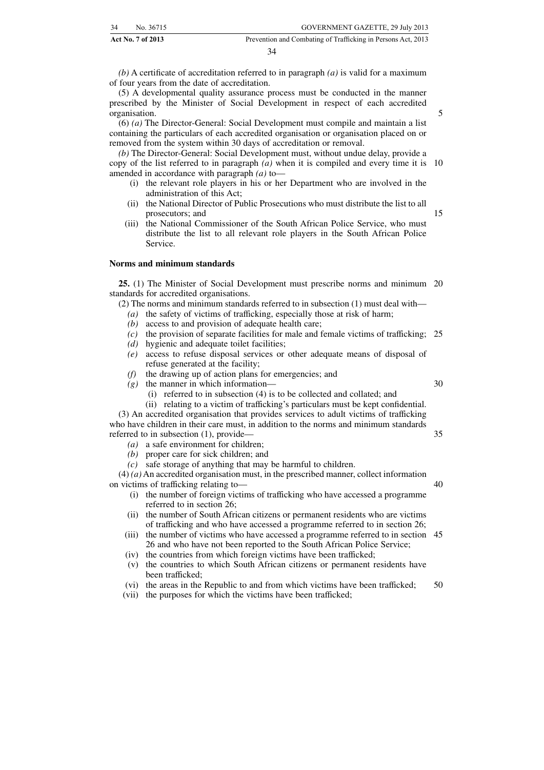*(b)* A certificate of accreditation referred to in paragraph *(a)* is valid for a maximum of four years from the date of accreditation.

(5) A developmental quality assurance process must be conducted in the manner prescribed by the Minister of Social Development in respect of each accredited organisation.

(6) *(a)* The Director-General: Social Development must compile and maintain a list containing the particulars of each accredited organisation or organisation placed on or removed from the system within 30 days of accreditation or removal.

*(b)* The Director-General: Social Development must, without undue delay, provide a copy of the list referred to in paragraph *(a)* when it is compiled and every time it is amended in accordance with paragraph *(a)* to—

- (i) the relevant role players in his or her Department who are involved in the administration of this Act;
- (ii) the National Director of Public Prosecutions who must distribute the list to all prosecutors; and
- (iii) the National Commissioner of the South African Police Service, who must distribute the list to all relevant role players in the South African Police Service.

**Norms and minimum standards**

**25.** (1) The Minister of Social Development must prescribe norms and minimum standards for accredited organisations.

(2) The norms and minimum standards referred to in subsection (1) must deal with—

- *(a)* the safety of victims of trafficking, especially those at risk of harm;
- *(b)* access to and provision of adequate health care;
- *(c)* the provision of separate facilities for male and female victims of trafficking;
- *(d)* hygienic and adequate toilet facilities;
- *(e)* access to refuse disposal services or other adequate means of disposal of refuse generated at the facility;
- *(f)* the drawing up of action plans for emergencies; and
- *(g)* the manner in which information—
  - (i) referred to in subsection (4) is to be collected and collated; and
  - (ii) relating to a victim of trafficking's particulars must be kept confidential.

(3) An accredited organisation that provides services to adult victims of trafficking who have children in their care must, in addition to the norms and minimum standards referred to in subsection (1), provide—

- *(a)* a safe environment for children;
- *(b)* proper care for sick children; and
- *(c)* safe storage of anything that may be harmful to children.

(4) *(a)* An accredited organisation must, in the prescribed manner, collect information on victims of trafficking relating to—

- (i) the number of foreign victims of trafficking who have accessed a programme referred to in section 26;
- (ii) the number of South African citizens or permanent residents who are victims of trafficking and who have accessed a programme referred to in section 26;
- (iii) the number of victims who have accessed a programme referred to in section 26 and who have not been reported to the South African Police Service;
- (iv) the countries from which foreign victims have been trafficked;
- (v) the countries to which South African citizens or permanent residents have been trafficked;
- (vi) the areas in the Republic to and from which victims have been trafficked;
- (vii) the purposes for which the victims have been trafficked;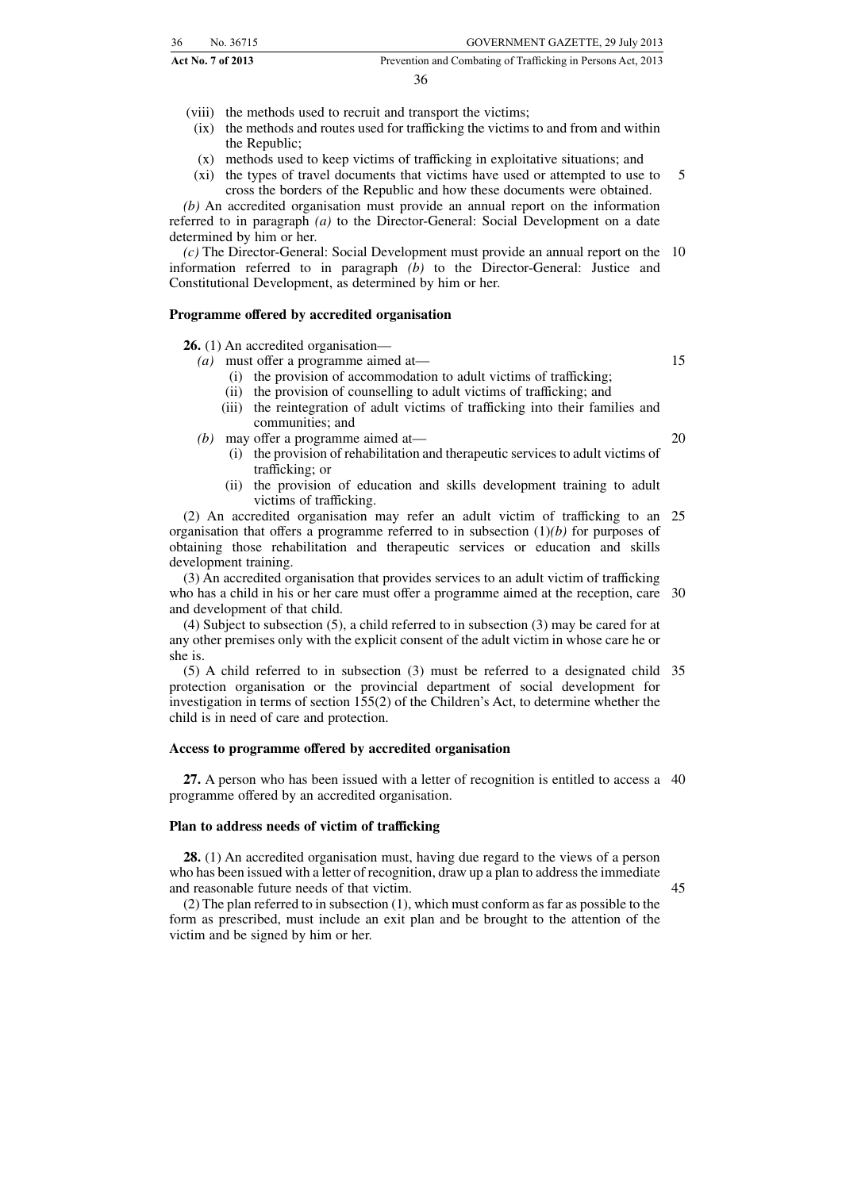(viii) the methods used to recruit and transport the victims;

(ix) the methods and routes used for trafficking the victims to and from and within the Republic;

(x) methods used to keep victims of trafficking in exploitative situations; and

(xi) the types of travel documents that victims have used or attempted to use to cross the borders of the Republic and how these documents were obtained.

*(b)* An accredited organisation must provide an annual report on the information referred to in paragraph *(a)* to the Director-General: Social Development on a date determined by him or her.

*(c)* The Director-General: Social Development must provide an annual report on the information referred to in paragraph *(b)* to the Director-General: Justice and Constitutional Development, as determined by him or her.

**Programme offered by accredited organisation**

**26.** (1) An accredited organisation—

*(a)* must offer a programme aimed at—

(i) the provision of accommodation to adult victims of trafficking;

(ii) the provision of counselling to adult victims of trafficking; and

(iii) the reintegration of adult victims of trafficking into their families and communities; and

*(b)* may offer a programme aimed at—

(i) the provision of rehabilitation and therapeutic services to adult victims of trafficking; or

(ii) the provision of education and skills development training to adult victims of trafficking.

(2) An accredited organisation may refer an adult victim of trafficking to an organisation that offers a programme referred to in subsection (1)*(b)* for purposes of obtaining those rehabilitation and therapeutic services or education and skills development training.

(3) An accredited organisation that provides services to an adult victim of trafficking who has a child in his or her care must offer a programme aimed at the reception, care and development of that child.

(4) Subject to subsection (5), a child referred to in subsection (3) may be cared for at any other premises only with the explicit consent of the adult victim in whose care he or she is.

(5) A child referred to in subsection (3) must be referred to a designated child protection organisation or the provincial department of social development for investigation in terms of section 155(2) of the Children's Act, to determine whether the child is in need of care and protection.

**Access to programme offered by accredited organisation**

**27.** A person who has been issued with a letter of recognition is entitled to access a programme offered by an accredited organisation.

**Plan to address needs of victim of trafficking**

**28.** (1) An accredited organisation must, having due regard to the views of a person who has been issued with a letter of recognition, draw up a plan to address the immediate and reasonable future needs of that victim.

(2) The plan referred to in subsection (1), which must conform as far as possible to the form as prescribed, must include an exit plan and be brought to the attention of the victim and be signed by him or her.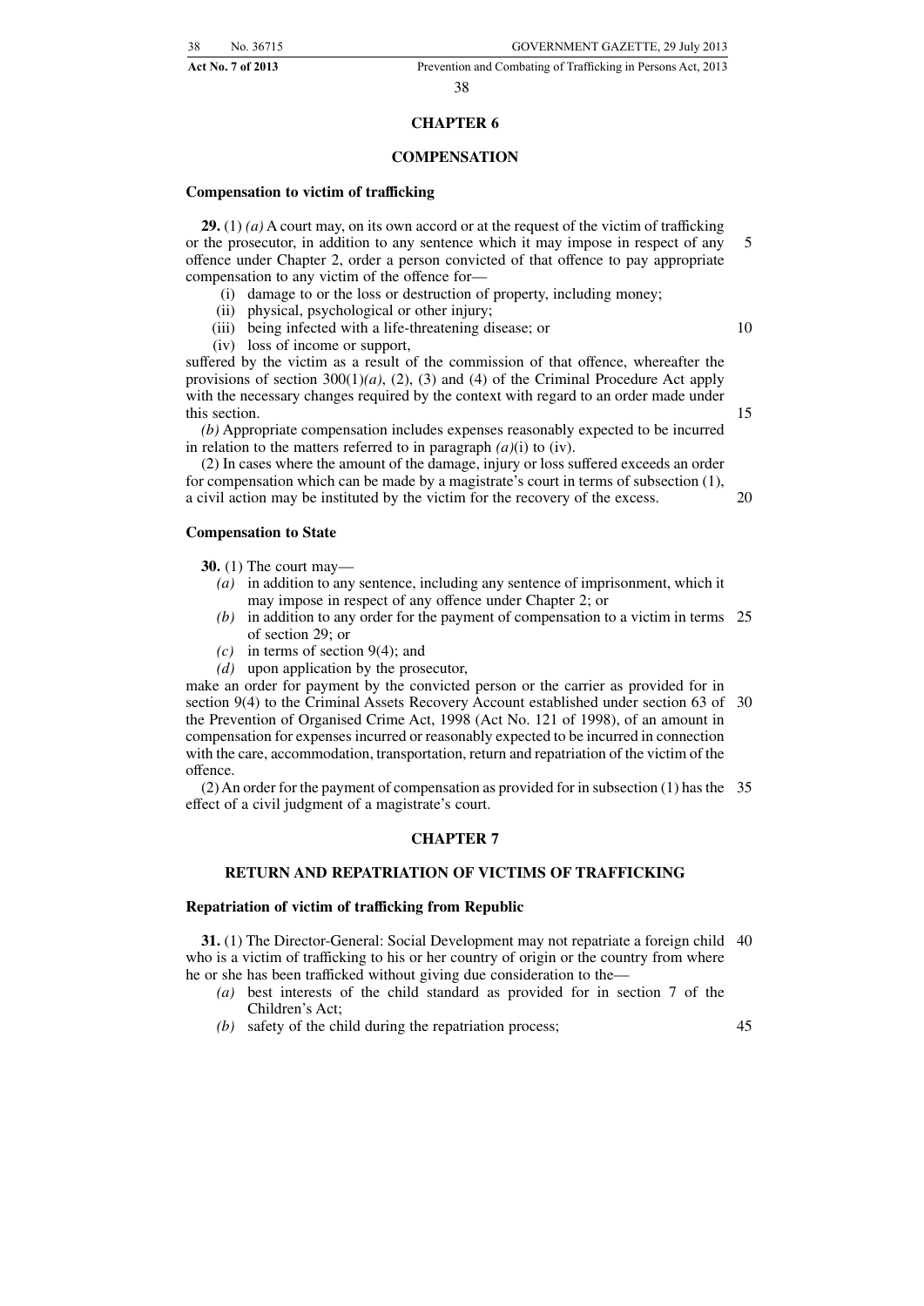## CHAPTER 6

## COMPENSATION

### Compensation to victim of trafficking

**29.** (1) *(a)* A court may, on its own accord or at the request of the victim of trafficking or the prosecutor, in addition to any sentence which it may impose in respect of any offence under Chapter 2, order a person convicted of that offence to pay appropriate compensation to any victim of the offence for—

- (i) damage to or the loss or destruction of property, including money;
- (ii) physical, psychological or other injury;
- (iii) being infected with a life-threatening disease; or
- (iv) loss of income or support,

suffered by the victim as a result of the commission of that offence, whereafter the provisions of section 300(1)*(a)*, (2), (3) and (4) of the Criminal Procedure Act apply with the necessary changes required by the context with regard to an order made under this section.

*(b)* Appropriate compensation includes expenses reasonably expected to be incurred in relation to the matters referred to in paragraph *(a)*(i) to (iv).

(2) In cases where the amount of the damage, injury or loss suffered exceeds an order for compensation which can be made by a magistrate's court in terms of subsection (1), a civil action may be instituted by the victim for the recovery of the excess.

### Compensation to State

**30.** (1) The court may—

- *(a)* in addition to any sentence, including any sentence of imprisonment, which it may impose in respect of any offence under Chapter 2; or
- *(b)* in addition to any order for the payment of compensation to a victim in terms of section 29; or
- *(c)* in terms of section 9(4); and
- *(d)* upon application by the prosecutor,

make an order for payment by the convicted person or the carrier as provided for in section 9(4) to the Criminal Assets Recovery Account established under section 63 of the Prevention of Organised Crime Act, 1998 (Act No. 121 of 1998), of an amount in compensation for expenses incurred or reasonably expected to be incurred in connection with the care, accommodation, transportation, return and repatriation of the victim of the offence.

(2) An order for the payment of compensation as provided for in subsection (1) has the effect of a civil judgment of a magistrate's court.

## CHAPTER 7

## RETURN AND REPATRIATION OF VICTIMS OF TRAFFICKING

### Repatriation of victim of trafficking from Republic

**31.** (1) The Director-General: Social Development may not repatriate a foreign child who is a victim of trafficking to his or her country of origin or the country from where he or she has been trafficked without giving due consideration to the—

- *(a)* best interests of the child standard as provided for in section 7 of the Children's Act;
- *(b)* safety of the child during the repatriation process;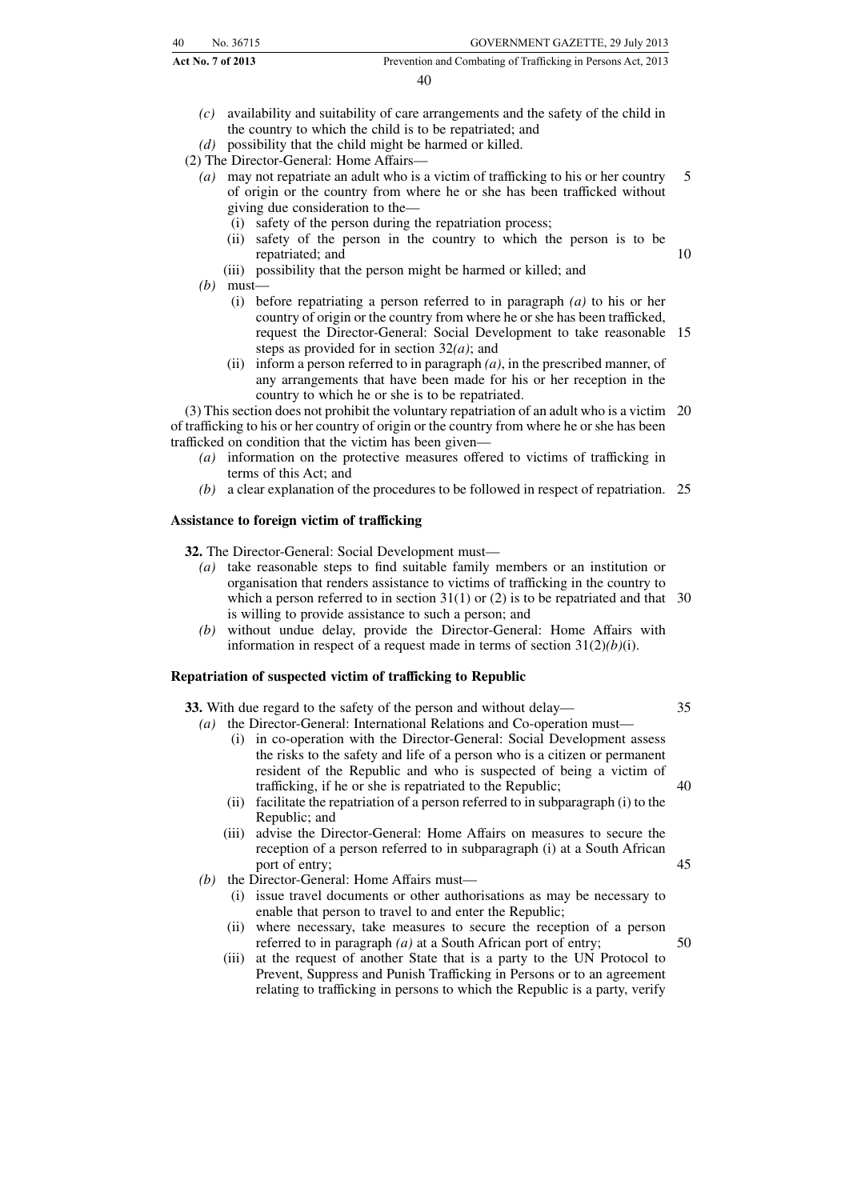*(c)* availability and suitability of care arrangements and the safety of the child in the country to which the child is to be repatriated; and

*(d)* possibility that the child might be harmed or killed.

(2) The Director-General: Home Affairs—

*(a)* may not repatriate an adult who is a victim of trafficking to his or her country of origin or the country from where he or she has been trafficked without giving due consideration to the—

(i) safety of the person during the repatriation process;

(ii) safety of the person in the country to which the person is to be repatriated; and

(iii) possibility that the person might be harmed or killed; and

*(b)* must—

(i) before repatriating a person referred to in paragraph *(a)* to his or her country of origin or the country from where he or she has been trafficked, request the Director-General: Social Development to take reasonable steps as provided for in section 32*(a)*; and

(ii) inform a person referred to in paragraph *(a)*, in the prescribed manner, of any arrangements that have been made for his or her reception in the country to which he or she is to be repatriated.

(3) This section does not prohibit the voluntary repatriation of an adult who is a victim of trafficking to his or her country of origin or the country from where he or she has been trafficked on condition that the victim has been given—

*(a)* information on the protective measures offered to victims of trafficking in terms of this Act; and

*(b)* a clear explanation of the procedures to be followed in respect of repatriation.

**Assistance to foreign victim of trafficking**

**32.** The Director-General: Social Development must—

*(a)* take reasonable steps to find suitable family members or an institution or organisation that renders assistance to victims of trafficking in the country to which a person referred to in section 31(1) or (2) is to be repatriated and that is willing to provide assistance to such a person; and

*(b)* without undue delay, provide the Director-General: Home Affairs with information in respect of a request made in terms of section 31(2)*(b)*(i).

**Repatriation of suspected victim of trafficking to Republic**

**33.** With due regard to the safety of the person and without delay—

*(a)* the Director-General: International Relations and Co-operation must—

(i) in co-operation with the Director-General: Social Development assess the risks to the safety and life of a person who is a citizen or permanent resident of the Republic and who is suspected of being a victim of trafficking, if he or she is repatriated to the Republic;

(ii) facilitate the repatriation of a person referred to in subparagraph (i) to the Republic; and

(iii) advise the Director-General: Home Affairs on measures to secure the reception of a person referred to in subparagraph (i) at a South African port of entry;

*(b)* the Director-General: Home Affairs must—

(i) issue travel documents or other authorisations as may be necessary to enable that person to travel to and enter the Republic;

(ii) where necessary, take measures to secure the reception of a person referred to in paragraph *(a)* at a South African port of entry;

(iii) at the request of another State that is a party to the UN Protocol to Prevent, Suppress and Punish Trafficking in Persons or to an agreement relating to trafficking in persons to which the Republic is a party, verify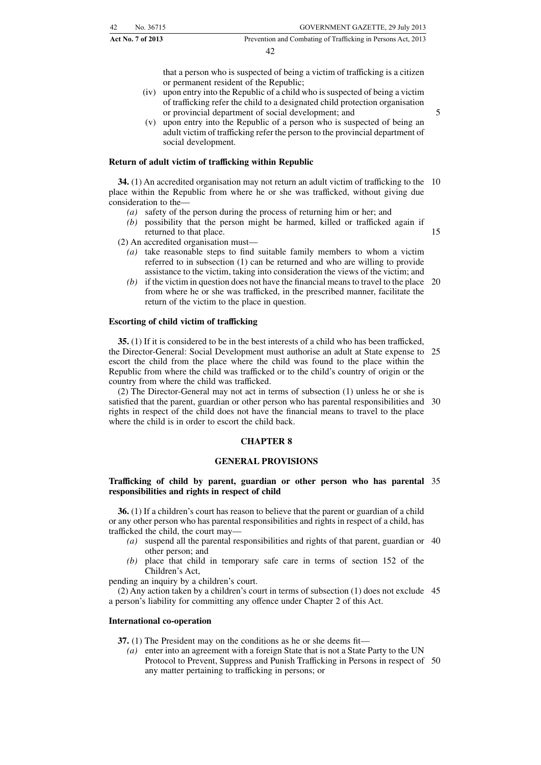that a person who is suspected of being a victim of trafficking is a citizen or permanent resident of the Republic;

(iv) upon entry into the Republic of a child who is suspected of being a victim of trafficking refer the child to a designated child protection organisation or provincial department of social development; and

(v) upon entry into the Republic of a person who is suspected of being an adult victim of trafficking refer the person to the provincial department of social development.

**Return of adult victim of trafficking within Republic**

**34.** (1) An accredited organisation may not return an adult victim of trafficking to the place within the Republic from where he or she was trafficked, without giving due consideration to the—

*(a)* safety of the person during the process of returning him or her; and

*(b)* possibility that the person might be harmed, killed or trafficked again if returned to that place.

(2) An accredited organisation must—

*(a)* take reasonable steps to find suitable family members to whom a victim referred to in subsection (1) can be returned and who are willing to provide assistance to the victim, taking into consideration the views of the victim; and

*(b)* if the victim in question does not have the financial means to travel to the place from where he or she was trafficked, in the prescribed manner, facilitate the return of the victim to the place in question.

**Escorting of child victim of trafficking**

**35.** (1) If it is considered to be in the best interests of a child who has been trafficked, the Director-General: Social Development must authorise an adult at State expense to escort the child from the place where the child was found to the place within the Republic from where the child was trafficked or to the child's country of origin or the country from where the child was trafficked.

(2) The Director-General may not act in terms of subsection (1) unless he or she is satisfied that the parent, guardian or other person who has parental responsibilities and rights in respect of the child does not have the financial means to travel to the place where the child is in order to escort the child back.

## CHAPTER 8

## GENERAL PROVISIONS

**Trafficking of child by parent, guardian or other person who has parental responsibilities and rights in respect of child**

**36.** (1) If a children's court has reason to believe that the parent or guardian of a child or any other person who has parental responsibilities and rights in respect of a child, has trafficked the child, the court may—

*(a)* suspend all the parental responsibilities and rights of that parent, guardian or other person; and

*(b)* place that child in temporary safe care in terms of section 152 of the Children's Act,

pending an inquiry by a children's court.

(2) Any action taken by a children's court in terms of subsection (1) does not exclude a person's liability for committing any offence under Chapter 2 of this Act.

**International co-operation**

**37.** (1) The President may on the conditions as he or she deems fit—

*(a)* enter into an agreement with a foreign State that is not a State Party to the UN Protocol to Prevent, Suppress and Punish Trafficking in Persons in respect of any matter pertaining to trafficking in persons; or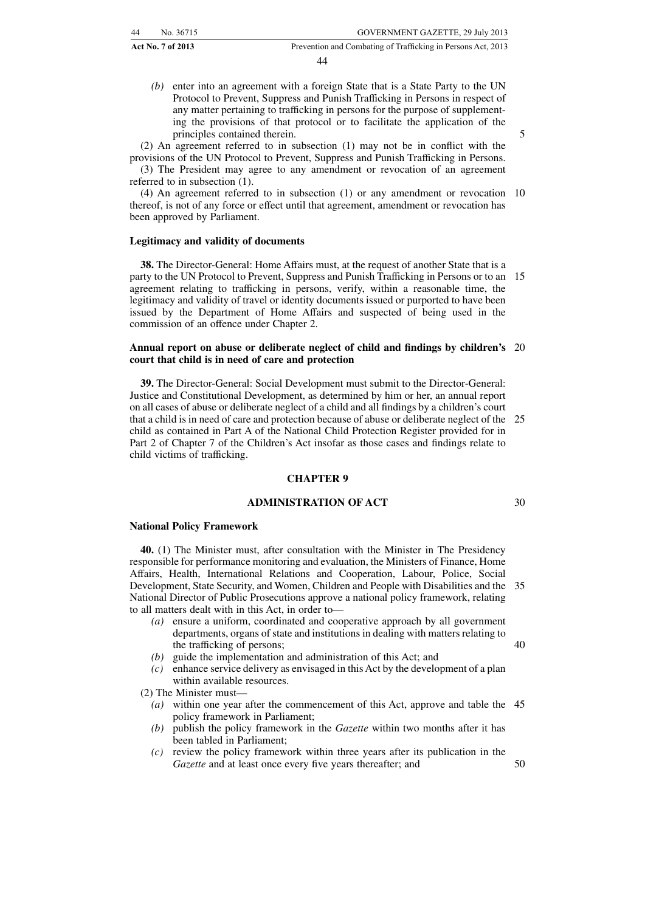*(b)* enter into an agreement with a foreign State that is a State Party to the UN Protocol to Prevent, Suppress and Punish Trafficking in Persons in respect of any matter pertaining to trafficking in persons for the purpose of supplementing the provisions of that protocol or to facilitate the application of the principles contained therein.

(2) An agreement referred to in subsection (1) may not be in conflict with the provisions of the UN Protocol to Prevent, Suppress and Punish Trafficking in Persons.

(3) The President may agree to any amendment or revocation of an agreement referred to in subsection (1).

(4) An agreement referred to in subsection (1) or any amendment or revocation thereof, is not of any force or effect until that agreement, amendment or revocation has been approved by Parliament.

**Legitimacy and validity of documents**

**38.** The Director-General: Home Affairs must, at the request of another State that is a party to the UN Protocol to Prevent, Suppress and Punish Trafficking in Persons or to an agreement relating to trafficking in persons, verify, within a reasonable time, the legitimacy and validity of travel or identity documents issued or purported to have been issued by the Department of Home Affairs and suspected of being used in the commission of an offence under Chapter 2.

**Annual report on abuse or deliberate neglect of child and findings by children's court that child is in need of care and protection**

**39.** The Director-General: Social Development must submit to the Director-General: Justice and Constitutional Development, as determined by him or her, an annual report on all cases of abuse or deliberate neglect of a child and all findings by a children's court that a child is in need of care and protection because of abuse or deliberate neglect of the child as contained in Part A of the National Child Protection Register provided for in Part 2 of Chapter 7 of the Children's Act insofar as those cases and findings relate to child victims of trafficking.

## CHAPTER 9

## ADMINISTRATION OF ACT

**National Policy Framework**

**40.** (1) The Minister must, after consultation with the Minister in The Presidency responsible for performance monitoring and evaluation, the Ministers of Finance, Home Affairs, Health, International Relations and Cooperation, Labour, Police, Social Development, State Security, and Women, Children and People with Disabilities and the National Director of Public Prosecutions approve a national policy framework, relating to all matters dealt with in this Act, in order to—

*(a)* ensure a uniform, coordinated and cooperative approach by all government departments, organs of state and institutions in dealing with matters relating to the trafficking of persons;

*(b)* guide the implementation and administration of this Act; and

*(c)* enhance service delivery as envisaged in this Act by the development of a plan within available resources.

(2) The Minister must—

*(a)* within one year after the commencement of this Act, approve and table the policy framework in Parliament;

*(b)* publish the policy framework in the *Gazette* within two months after it has been tabled in Parliament;

*(c)* review the policy framework within three years after its publication in the *Gazette* and at least once every five years thereafter; and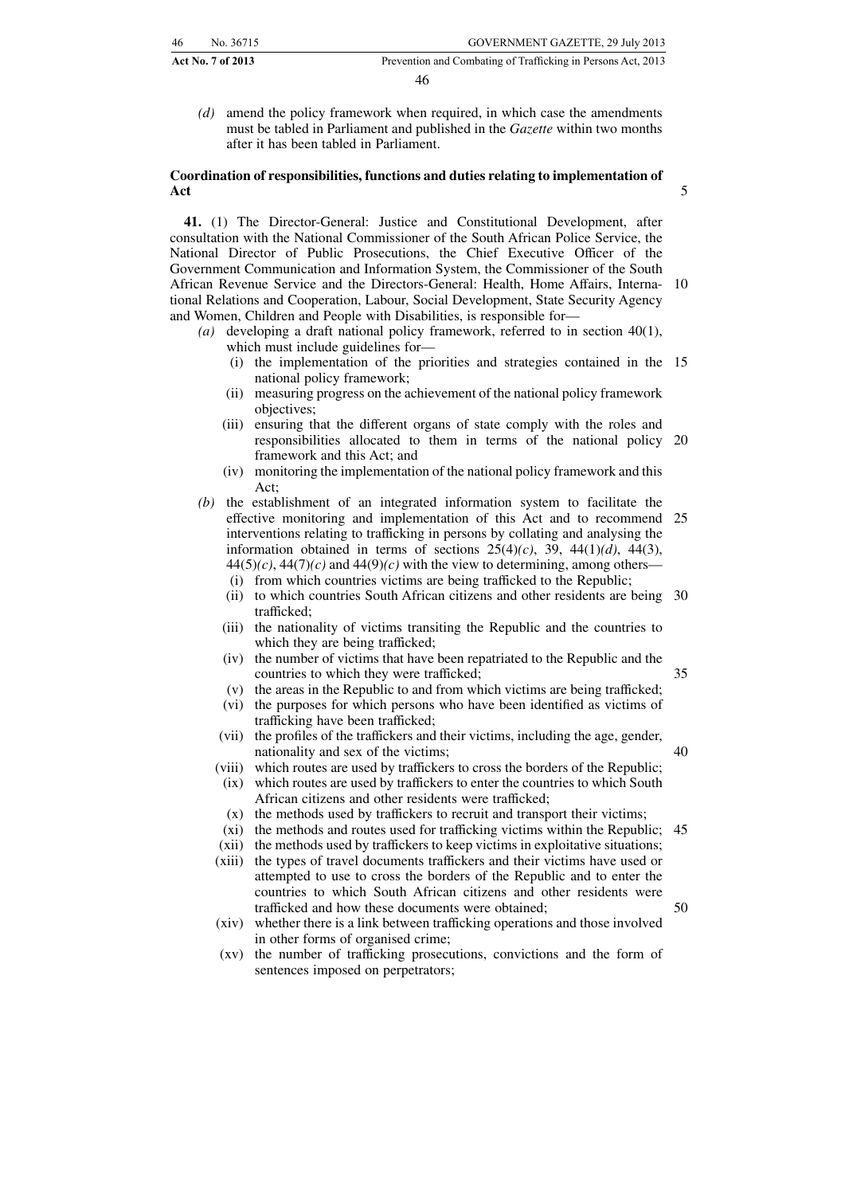*(d)* amend the policy framework when required, in which case the amendments must be tabled in Parliament and published in the *Gazette* within two months after it has been tabled in Parliament.

**Coordination of responsibilities, functions and duties relating to implementation of Act**

**41.** (1) The Director-General: Justice and Constitutional Development, after consultation with the National Commissioner of the South African Police Service, the National Director of Public Prosecutions, the Chief Executive Officer of the Government Communication and Information System, the Commissioner of the South African Revenue Service and the Directors-General: Health, Home Affairs, International Relations and Cooperation, Labour, Social Development, State Security Agency and Women, Children and People with Disabilities, is responsible for—

*(a)* developing a draft national policy framework, referred to in section 40(1), which must include guidelines for—

  (i) the implementation of the priorities and strategies contained in the national policy framework;

  (ii) measuring progress on the achievement of the national policy framework objectives;

  (iii) ensuring that the different organs of state comply with the roles and responsibilities allocated to them in terms of the national policy framework and this Act; and

  (iv) monitoring the implementation of the national policy framework and this Act;

*(b)* the establishment of an integrated information system to facilitate the effective monitoring and implementation of this Act and to recommend interventions relating to trafficking in persons by collating and analysing the information obtained in terms of sections 25(4)*(c)*, 39, 44(1)*(d)*, 44(3), 44(5)*(c)*, 44(7)*(c)* and 44(9)*(c)* with the view to determining, among others—

  (i) from which countries victims are being trafficked to the Republic;

  (ii) to which countries South African citizens and other residents are being trafficked;

  (iii) the nationality of victims transiting the Republic and the countries to which they are being trafficked;

  (iv) the number of victims that have been repatriated to the Republic and the countries to which they were trafficked;

  (v) the areas in the Republic to and from which victims are being trafficked;

  (vi) the purposes for which persons who have been identified as victims of trafficking have been trafficked;

  (vii) the profiles of the traffickers and their victims, including the age, gender, nationality and sex of the victims;

  (viii) which routes are used by traffickers to cross the borders of the Republic;

  (ix) which routes are used by traffickers to enter the countries to which South African citizens and other residents were trafficked;

  (x) the methods used by traffickers to recruit and transport their victims;

  (xi) the methods and routes used for trafficking victims within the Republic;

  (xii) the methods used by traffickers to keep victims in exploitative situations;

  (xiii) the types of travel documents traffickers and their victims have used or attempted to use to cross the borders of the Republic and to enter the countries to which South African citizens and other residents were trafficked and how these documents were obtained;

  (xiv) whether there is a link between trafficking operations and those involved in other forms of organised crime;

  (xv) the number of trafficking prosecutions, convictions and the form of sentences imposed on perpetrators;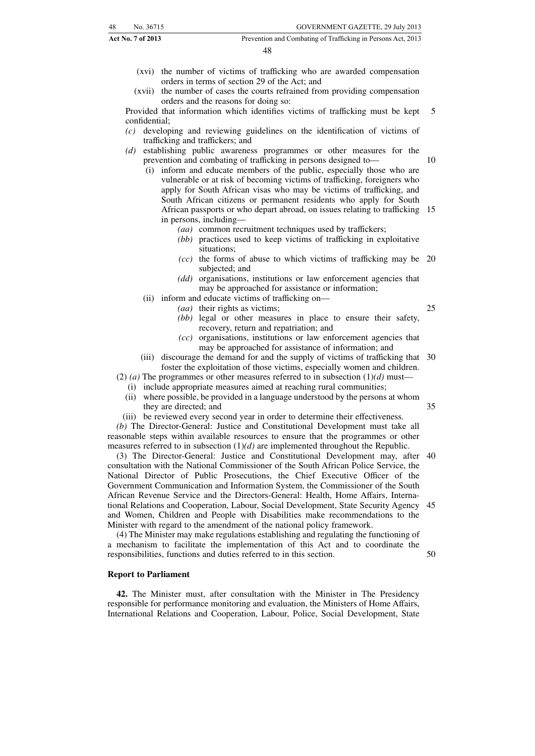(xvi) the number of victims of trafficking who are awarded compensation orders in terms of section 29 of the Act; and

(xvii) the number of cases the courts refrained from providing compensation orders and the reasons for doing so:

Provided that information which identifies victims of trafficking must be kept confidential;

*(c)* developing and reviewing guidelines on the identification of victims of trafficking and traffickers; and

*(d)* establishing public awareness programmes or other measures for the prevention and combating of trafficking in persons designed to—

(i) inform and educate members of the public, especially those who are vulnerable or at risk of becoming victims of trafficking, foreigners who apply for South African visas who may be victims of trafficking, and South African citizens or permanent residents who apply for South African passports or who depart abroad, on issues relating to trafficking in persons, including—

*(aa)* common recruitment techniques used by traffickers;

*(bb)* practices used to keep victims of trafficking in exploitative situations;

*(cc)* the forms of abuse to which victims of trafficking may be subjected; and

*(dd)* organisations, institutions or law enforcement agencies that may be approached for assistance or information;

(ii) inform and educate victims of trafficking on—

*(aa)* their rights as victims;

*(bb)* legal or other measures in place to ensure their safety, recovery, return and repatriation; and

*(cc)* organisations, institutions or law enforcement agencies that may be approached for assistance of information; and

(iii) discourage the demand for and the supply of victims of trafficking that foster the exploitation of those victims, especially women and children.

(2) *(a)* The programmes or other measures referred to in subsection (1)*(d)* must—

(i) include appropriate measures aimed at reaching rural communities;

(ii) where possible, be provided in a language understood by the persons at whom they are directed; and

(iii) be reviewed every second year in order to determine their effectiveness.

*(b)* The Director-General: Justice and Constitutional Development must take all reasonable steps within available resources to ensure that the programmes or other measures referred to in subsection (1)*(d)* are implemented throughout the Republic.

(3) The Director-General: Justice and Constitutional Development may, after consultation with the National Commissioner of the South African Police Service, the National Director of Public Prosecutions, the Chief Executive Officer of the Government Communication and Information System, the Commissioner of the South African Revenue Service and the Directors-General: Health, Home Affairs, International Relations and Cooperation, Labour, Social Development, State Security Agency and Women, Children and People with Disabilities make recommendations to the Minister with regard to the amendment of the national policy framework.

(4) The Minister may make regulations establishing and regulating the functioning of a mechanism to facilitate the implementation of this Act and to coordinate the responsibilities, functions and duties referred to in this section.

**Report to Parliament**

**42.** The Minister must, after consultation with the Minister in The Presidency responsible for performance monitoring and evaluation, the Ministers of Home Affairs, International Relations and Cooperation, Labour, Police, Social Development, State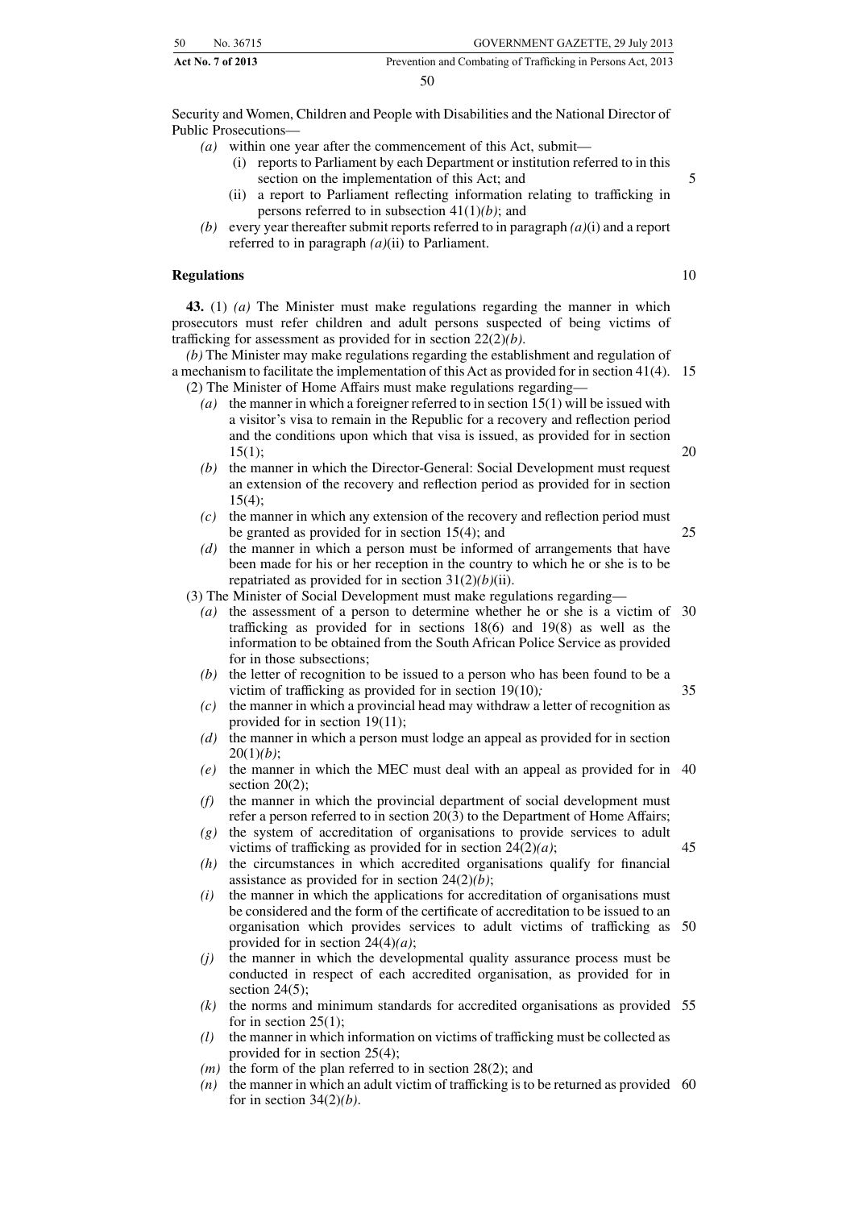Security and Women, Children and People with Disabilities and the National Director of Public Prosecutions—

*(a)* within one year after the commencement of this Act, submit—

(i) reports to Parliament by each Department or institution referred to in this section on the implementation of this Act; and

(ii) a report to Parliament reflecting information relating to trafficking in persons referred to in subsection 41(1)*(b)*; and

*(b)* every year thereafter submit reports referred to in paragraph *(a)*(i) and a report referred to in paragraph *(a)*(ii) to Parliament.

**Regulations**

**43.** (1) *(a)* The Minister must make regulations regarding the manner in which prosecutors must refer children and adult persons suspected of being victims of trafficking for assessment as provided for in section 22(2)*(b)*.

*(b)* The Minister may make regulations regarding the establishment and regulation of a mechanism to facilitate the implementation of this Act as provided for in section 41(4).

(2) The Minister of Home Affairs must make regulations regarding—

*(a)* the manner in which a foreigner referred to in section 15(1) will be issued with a visitor's visa to remain in the Republic for a recovery and reflection period and the conditions upon which that visa is issued, as provided for in section 15(1);

*(b)* the manner in which the Director-General: Social Development must request an extension of the recovery and reflection period as provided for in section 15(4);

*(c)* the manner in which any extension of the recovery and reflection period must be granted as provided for in section 15(4); and

*(d)* the manner in which a person must be informed of arrangements that have been made for his or her reception in the country to which he or she is to be repatriated as provided for in section 31(2)*(b)*(ii).

(3) The Minister of Social Development must make regulations regarding—

*(a)* the assessment of a person to determine whether he or she is a victim of trafficking as provided for in sections 18(6) and 19(8) as well as the information to be obtained from the South African Police Service as provided for in those subsections;

*(b)* the letter of recognition to be issued to a person who has been found to be a victim of trafficking as provided for in section 19(10);

*(c)* the manner in which a provincial head may withdraw a letter of recognition as provided for in section 19(11);

*(d)* the manner in which a person must lodge an appeal as provided for in section 20(1)*(b)*;

*(e)* the manner in which the MEC must deal with an appeal as provided for in section 20(2);

*(f)* the manner in which the provincial department of social development must refer a person referred to in section 20(3) to the Department of Home Affairs;

*(g)* the system of accreditation of organisations to provide services to adult victims of trafficking as provided for in section 24(2)*(a)*;

*(h)* the circumstances in which accredited organisations qualify for financial assistance as provided for in section 24(2)*(b)*;

*(i)* the manner in which the applications for accreditation of organisations must be considered and the form of the certificate of accreditation to be issued to an organisation which provides services to adult victims of trafficking as provided for in section 24(4)*(a)*;

*(j)* the manner in which the developmental quality assurance process must be conducted in respect of each accredited organisation, as provided for in section 24(5);

*(k)* the norms and minimum standards for accredited organisations as provided for in section 25(1);

*(l)* the manner in which information on victims of trafficking must be collected as provided for in section 25(4);

*(m)* the form of the plan referred to in section 28(2); and

*(n)* the manner in which an adult victim of trafficking is to be returned as provided for in section 34(2)*(b)*.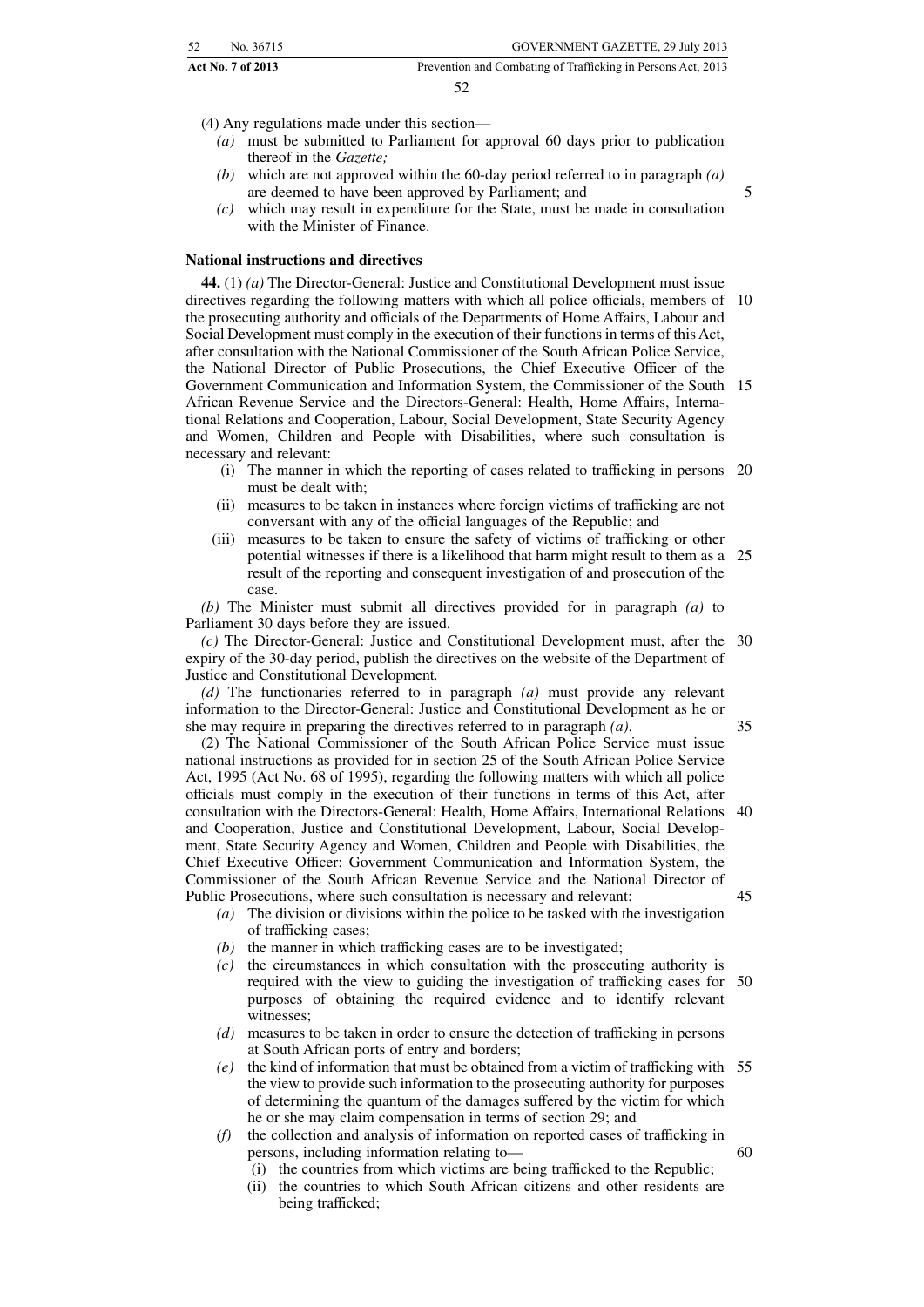(4) Any regulations made under this section—

- *(a)* must be submitted to Parliament for approval 60 days prior to publication thereof in the *Gazette;*
- *(b)* which are not approved within the 60-day period referred to in paragraph *(a)* are deemed to have been approved by Parliament; and
- *(c)* which may result in expenditure for the State, must be made in consultation with the Minister of Finance.

**National instructions and directives**

**44.** (1) *(a)* The Director-General: Justice and Constitutional Development must issue directives regarding the following matters with which all police officials, members of the prosecuting authority and officials of the Departments of Home Affairs, Labour and Social Development must comply in the execution of their functions in terms of this Act, after consultation with the National Commissioner of the South African Police Service, the National Director of Public Prosecutions, the Chief Executive Officer of the Government Communication and Information System, the Commissioner of the South African Revenue Service and the Directors-General: Health, Home Affairs, International Relations and Cooperation, Labour, Social Development, State Security Agency and Women, Children and People with Disabilities, where such consultation is necessary and relevant:

- (i) The manner in which the reporting of cases related to trafficking in persons must be dealt with;
- (ii) measures to be taken in instances where foreign victims of trafficking are not conversant with any of the official languages of the Republic; and
- (iii) measures to be taken to ensure the safety of victims of trafficking or other potential witnesses if there is a likelihood that harm might result to them as a result of the reporting and consequent investigation of and prosecution of the case.

*(b)* The Minister must submit all directives provided for in paragraph *(a)* to Parliament 30 days before they are issued.

*(c)* The Director-General: Justice and Constitutional Development must, after the expiry of the 30-day period, publish the directives on the website of the Department of Justice and Constitutional Development.

*(d)* The functionaries referred to in paragraph *(a)* must provide any relevant information to the Director-General: Justice and Constitutional Development as he or she may require in preparing the directives referred to in paragraph *(a)*.

(2) The National Commissioner of the South African Police Service must issue national instructions as provided for in section 25 of the South African Police Service Act, 1995 (Act No. 68 of 1995), regarding the following matters with which all police officials must comply in the execution of their functions in terms of this Act, after consultation with the Directors-General: Health, Home Affairs, International Relations and Cooperation, Justice and Constitutional Development, Labour, Social Development, State Security Agency and Women, Children and People with Disabilities, the Chief Executive Officer: Government Communication and Information System, the Commissioner of the South African Revenue Service and the National Director of Public Prosecutions, where such consultation is necessary and relevant:

- *(a)* The division or divisions within the police to be tasked with the investigation of trafficking cases;
- *(b)* the manner in which trafficking cases are to be investigated;
- *(c)* the circumstances in which consultation with the prosecuting authority is required with the view to guiding the investigation of trafficking cases for purposes of obtaining the required evidence and to identify relevant witnesses;
- *(d)* measures to be taken in order to ensure the detection of trafficking in persons at South African ports of entry and borders;
- *(e)* the kind of information that must be obtained from a victim of trafficking with the view to provide such information to the prosecuting authority for purposes of determining the quantum of the damages suffered by the victim for which he or she may claim compensation in terms of section 29; and
- *(f)* the collection and analysis of information on reported cases of trafficking in persons, including information relating to—
  - (i) the countries from which victims are being trafficked to the Republic;
  - (ii) the countries to which South African citizens and other residents are being trafficked;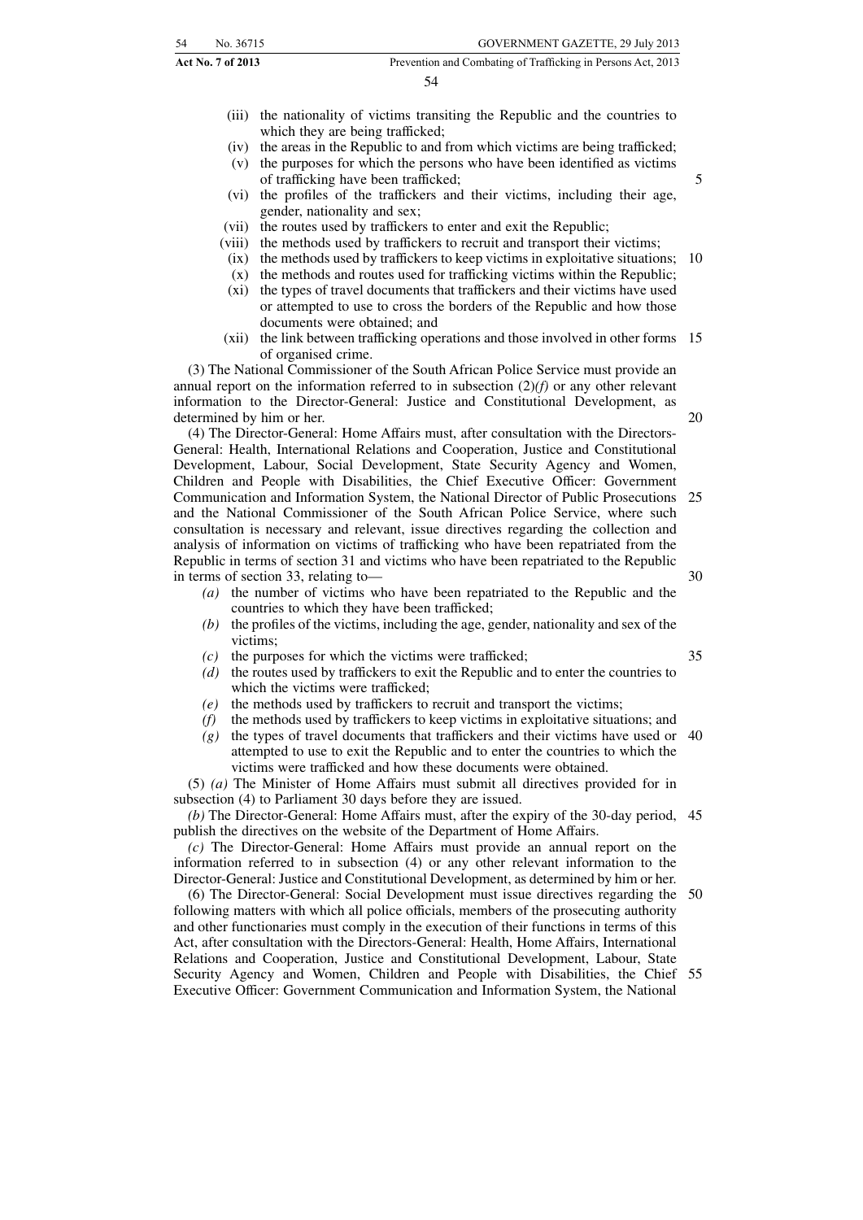(iii) the nationality of victims transiting the Republic and the countries to which they are being trafficked;

(iv) the areas in the Republic to and from which victims are being trafficked;

(v) the purposes for which the persons who have been identified as victims of trafficking have been trafficked;

(vi) the profiles of the traffickers and their victims, including their age, gender, nationality and sex;

(vii) the routes used by traffickers to enter and exit the Republic;

(viii) the methods used by traffickers to recruit and transport their victims;

(ix) the methods used by traffickers to keep victims in exploitative situations;

(x) the methods and routes used for trafficking victims within the Republic;

(xi) the types of travel documents that traffickers and their victims have used or attempted to use to cross the borders of the Republic and how those documents were obtained; and

(xii) the link between trafficking operations and those involved in other forms of organised crime.

(3) The National Commissioner of the South African Police Service must provide an annual report on the information referred to in subsection (2)*(f)* or any other relevant information to the Director-General: Justice and Constitutional Development, as determined by him or her.

(4) The Director-General: Home Affairs must, after consultation with the Directors-General: Health, International Relations and Cooperation, Justice and Constitutional Development, Labour, Social Development, State Security Agency and Women, Children and People with Disabilities, the Chief Executive Officer: Government Communication and Information System, the National Director of Public Prosecutions and the National Commissioner of the South African Police Service, where such consultation is necessary and relevant, issue directives regarding the collection and analysis of information on victims of trafficking who have been repatriated from the Republic in terms of section 31 and victims who have been repatriated to the Republic in terms of section 33, relating to—

*(a)* the number of victims who have been repatriated to the Republic and the countries to which they have been trafficked;

*(b)* the profiles of the victims, including the age, gender, nationality and sex of the victims;

*(c)* the purposes for which the victims were trafficked;

*(d)* the routes used by traffickers to exit the Republic and to enter the countries to which the victims were trafficked;

*(e)* the methods used by traffickers to recruit and transport the victims;

*(f)* the methods used by traffickers to keep victims in exploitative situations; and

*(g)* the types of travel documents that traffickers and their victims have used or attempted to use to exit the Republic and to enter the countries to which the victims were trafficked and how these documents were obtained.

(5) *(a)* The Minister of Home Affairs must submit all directives provided for in subsection (4) to Parliament 30 days before they are issued.

*(b)* The Director-General: Home Affairs must, after the expiry of the 30-day period, publish the directives on the website of the Department of Home Affairs.

*(c)* The Director-General: Home Affairs must provide an annual report on the information referred to in subsection (4) or any other relevant information to the Director-General: Justice and Constitutional Development, as determined by him or her.

(6) The Director-General: Social Development must issue directives regarding the following matters with which all police officials, members of the prosecuting authority and other functionaries must comply in the execution of their functions in terms of this Act, after consultation with the Directors-General: Health, Home Affairs, International Relations and Cooperation, Justice and Constitutional Development, Labour, State Security Agency and Women, Children and People with Disabilities, the Chief Executive Officer: Government Communication and Information System, the National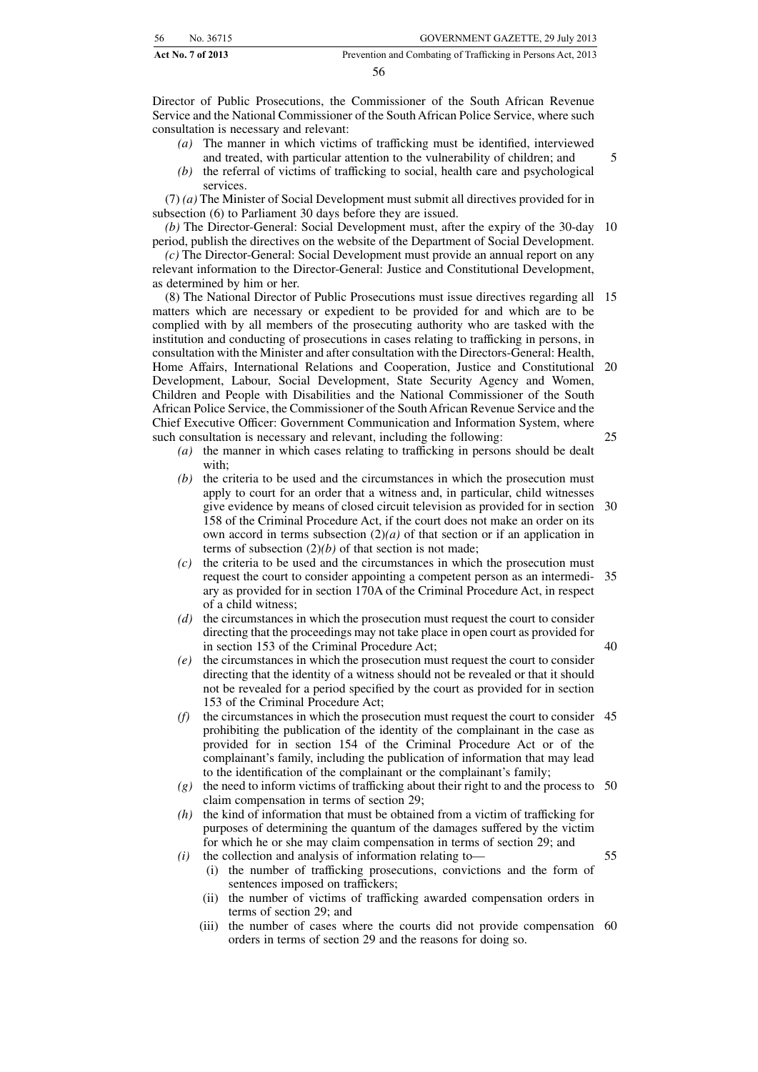Director of Public Prosecutions, the Commissioner of the South African Revenue Service and the National Commissioner of the South African Police Service, where such consultation is necessary and relevant:

*(a)* The manner in which victims of trafficking must be identified, interviewed and treated, with particular attention to the vulnerability of children; and

*(b)* the referral of victims of trafficking to social, health care and psychological services.

(7) *(a)* The Minister of Social Development must submit all directives provided for in subsection (6) to Parliament 30 days before they are issued.

*(b)* The Director-General: Social Development must, after the expiry of the 30-day period, publish the directives on the website of the Department of Social Development.

*(c)* The Director-General: Social Development must provide an annual report on any relevant information to the Director-General: Justice and Constitutional Development, as determined by him or her.

(8) The National Director of Public Prosecutions must issue directives regarding all matters which are necessary or expedient to be provided for and which are to be complied with by all members of the prosecuting authority who are tasked with the institution and conducting of prosecutions in cases relating to trafficking in persons, in consultation with the Minister and after consultation with the Directors-General: Health, Home Affairs, International Relations and Cooperation, Justice and Constitutional Development, Labour, Social Development, State Security Agency and Women, Children and People with Disabilities and the National Commissioner of the South African Police Service, the Commissioner of the South African Revenue Service and the Chief Executive Officer: Government Communication and Information System, where such consultation is necessary and relevant, including the following:

*(a)* the manner in which cases relating to trafficking in persons should be dealt with;

*(b)* the criteria to be used and the circumstances in which the prosecution must apply to court for an order that a witness and, in particular, child witnesses give evidence by means of closed circuit television as provided for in section 158 of the Criminal Procedure Act, if the court does not make an order on its own accord in terms subsection (2)*(a)* of that section or if an application in terms of subsection (2)*(b)* of that section is not made;

*(c)* the criteria to be used and the circumstances in which the prosecution must request the court to consider appointing a competent person as an intermediary as provided for in section 170A of the Criminal Procedure Act, in respect of a child witness;

*(d)* the circumstances in which the prosecution must request the court to consider directing that the proceedings may not take place in open court as provided for in section 153 of the Criminal Procedure Act;

*(e)* the circumstances in which the prosecution must request the court to consider directing that the identity of a witness should not be revealed or that it should not be revealed for a period specified by the court as provided for in section 153 of the Criminal Procedure Act;

*(f)* the circumstances in which the prosecution must request the court to consider prohibiting the publication of the identity of the complainant in the case as provided for in section 154 of the Criminal Procedure Act or of the complainant's family, including the publication of information that may lead to the identification of the complainant or the complainant's family;

*(g)* the need to inform victims of trafficking about their right to and the process to claim compensation in terms of section 29;

*(h)* the kind of information that must be obtained from a victim of trafficking for purposes of determining the quantum of the damages suffered by the victim for which he or she may claim compensation in terms of section 29; and

*(i)* the collection and analysis of information relating to—

(i) the number of trafficking prosecutions, convictions and the form of sentences imposed on traffickers;

(ii) the number of victims of trafficking awarded compensation orders in terms of section 29; and

(iii) the number of cases where the courts did not provide compensation orders in terms of section 29 and the reasons for doing so.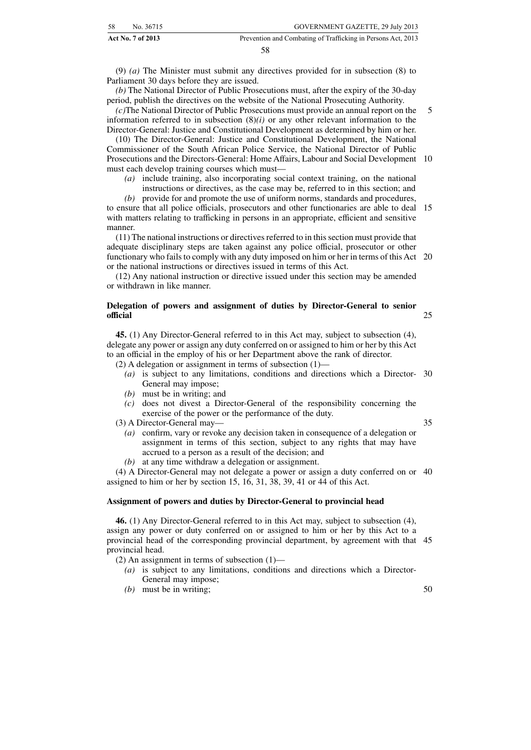(9) *(a)* The Minister must submit any directives provided for in subsection (8) to Parliament 30 days before they are issued.

*(b)* The National Director of Public Prosecutions must, after the expiry of the 30-day period, publish the directives on the website of the National Prosecuting Authority.

*(c)*The National Director of Public Prosecutions must provide an annual report on the information referred to in subsection (8)*(i)* or any other relevant information to the Director-General: Justice and Constitutional Development as determined by him or her.

(10) The Director-General: Justice and Constitutional Development, the National Commissioner of the South African Police Service, the National Director of Public Prosecutions and the Directors-General: Home Affairs, Labour and Social Development must each develop training courses which must—

- *(a)* include training, also incorporating social context training, on the national instructions or directives, as the case may be, referred to in this section; and
- *(b)* provide for and promote the use of uniform norms, standards and procedures,

to ensure that all police officials, prosecutors and other functionaries are able to deal with matters relating to trafficking in persons in an appropriate, efficient and sensitive manner.

(11) The national instructions or directives referred to in this section must provide that adequate disciplinary steps are taken against any police official, prosecutor or other functionary who fails to comply with any duty imposed on him or her in terms of this Act or the national instructions or directives issued in terms of this Act.

(12) Any national instruction or directive issued under this section may be amended or withdrawn in like manner.

**Delegation of powers and assignment of duties by Director-General to senior official**

**45.** (1) Any Director-General referred to in this Act may, subject to subsection (4), delegate any power or assign any duty conferred on or assigned to him or her by this Act to an official in the employ of his or her Department above the rank of director.

(2) A delegation or assignment in terms of subsection (1)—

- *(a)* is subject to any limitations, conditions and directions which a Director-General may impose;
- *(b)* must be in writing; and
- *(c)* does not divest a Director-General of the responsibility concerning the exercise of the power or the performance of the duty.

(3) A Director-General may—

- *(a)* confirm, vary or revoke any decision taken in consequence of a delegation or assignment in terms of this section, subject to any rights that may have accrued to a person as a result of the decision; and
- *(b)* at any time withdraw a delegation or assignment.

(4) A Director-General may not delegate a power or assign a duty conferred on or assigned to him or her by section 15, 16, 31, 38, 39, 41 or 44 of this Act.

**Assignment of powers and duties by Director-General to provincial head**

**46.** (1) Any Director-General referred to in this Act may, subject to subsection (4), assign any power or duty conferred on or assigned to him or her by this Act to a provincial head of the corresponding provincial department, by agreement with that provincial head.

(2) An assignment in terms of subsection (1)—

- *(a)* is subject to any limitations, conditions and directions which a Director-General may impose;
- *(b)* must be in writing;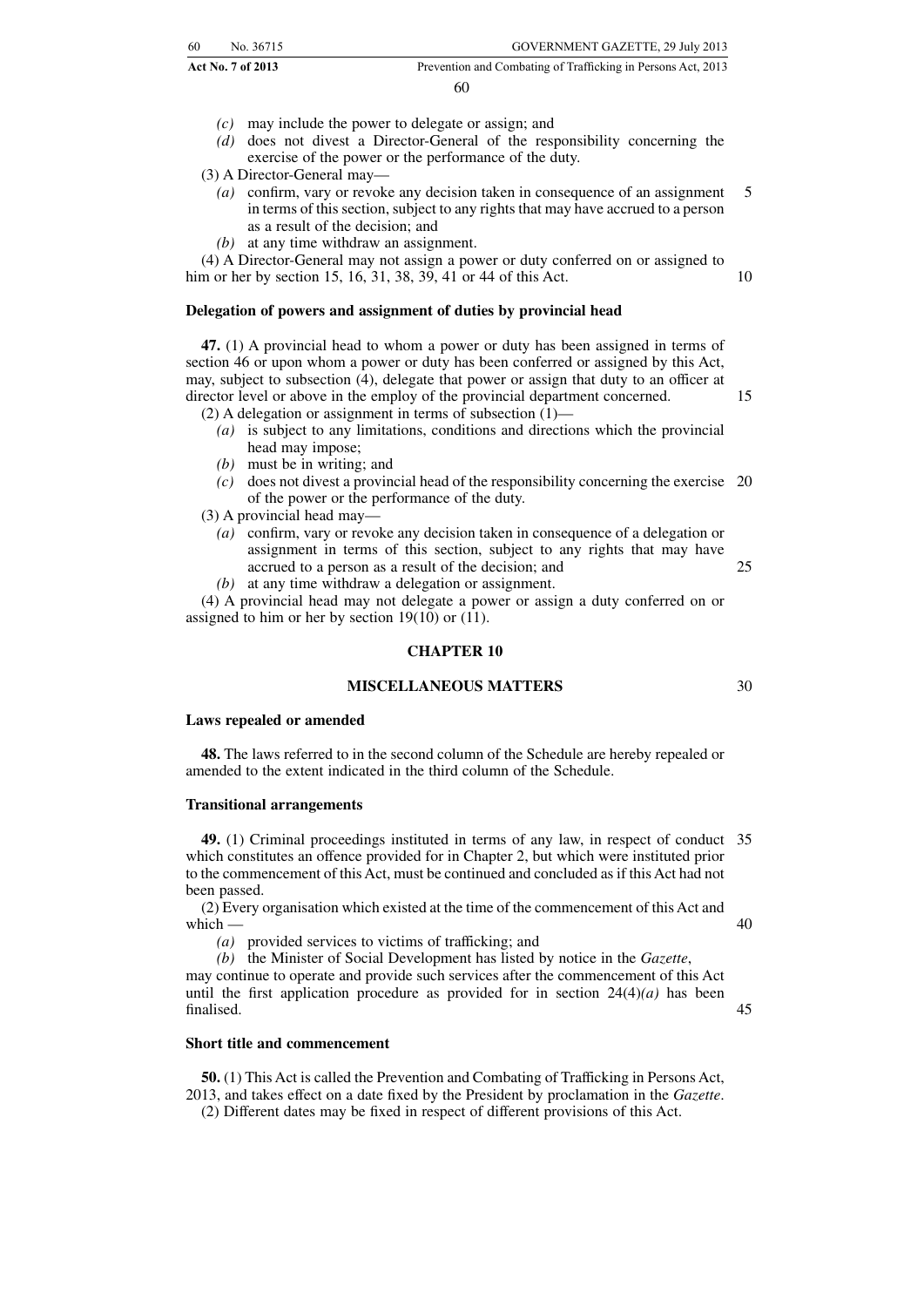*(c)* may include the power to delegate or assign; and

*(d)* does not divest a Director-General of the responsibility concerning the exercise of the power or the performance of the duty.

(3) A Director-General may—

*(a)* confirm, vary or revoke any decision taken in consequence of an assignment in terms of this section, subject to any rights that may have accrued to a person as a result of the decision; and

*(b)* at any time withdraw an assignment.

(4) A Director-General may not assign a power or duty conferred on or assigned to him or her by section 15, 16, 31, 38, 39, 41 or 44 of this Act.

**Delegation of powers and assignment of duties by provincial head**

**47.** (1) A provincial head to whom a power or duty has been assigned in terms of section 46 or upon whom a power or duty has been conferred or assigned by this Act, may, subject to subsection (4), delegate that power or assign that duty to an officer at director level or above in the employ of the provincial department concerned.

(2) A delegation or assignment in terms of subsection (1)—

*(a)* is subject to any limitations, conditions and directions which the provincial head may impose;

*(b)* must be in writing; and

*(c)* does not divest a provincial head of the responsibility concerning the exercise of the power or the performance of the duty.

(3) A provincial head may—

*(a)* confirm, vary or revoke any decision taken in consequence of a delegation or assignment in terms of this section, subject to any rights that may have accrued to a person as a result of the decision; and

*(b)* at any time withdraw a delegation or assignment.

(4) A provincial head may not delegate a power or assign a duty conferred on or assigned to him or her by section 19(10) or (11).

## CHAPTER 10

## MISCELLANEOUS MATTERS

**Laws repealed or amended**

**48.** The laws referred to in the second column of the Schedule are hereby repealed or amended to the extent indicated in the third column of the Schedule.

**Transitional arrangements**

**49.** (1) Criminal proceedings instituted in terms of any law, in respect of conduct which constitutes an offence provided for in Chapter 2, but which were instituted prior to the commencement of this Act, must be continued and concluded as if this Act had not been passed.

(2) Every organisation which existed at the time of the commencement of this Act and which —

*(a)* provided services to victims of trafficking; and

*(b)* the Minister of Social Development has listed by notice in the *Gazette*,

may continue to operate and provide such services after the commencement of this Act until the first application procedure as provided for in section 24(4)*(a)* has been finalised.

**Short title and commencement**

**50.** (1) This Act is called the Prevention and Combating of Trafficking in Persons Act, 2013, and takes effect on a date fixed by the President by proclamation in the *Gazette*.

(2) Different dates may be fixed in respect of different provisions of this Act.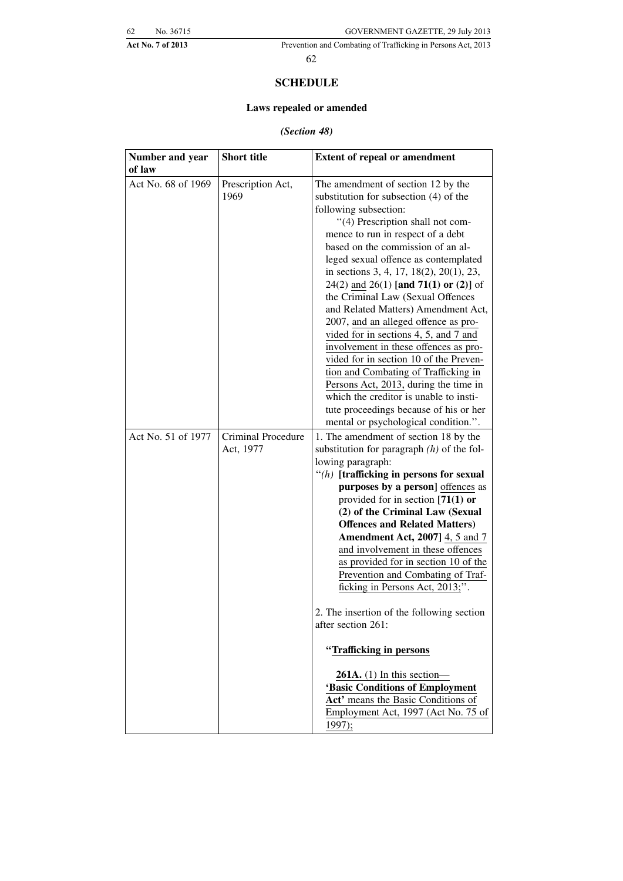# SCHEDULE

## Laws repealed or amended

*(Section 48)*

| Number and year of law | Short title | Extent of repeal or amendment |
|---|---|---|
| Act No. 68 of 1969 | Prescription Act, 1969 | The amendment of section 12 by the substitution for subsection (4) of the following subsection: "(4) Prescription shall not commence to run in respect of a debt based on the commission of an alleged sexual offence as contemplated in sections 3, 4, 17, 18(2), 20(1), 23, 24(2) <u>and</u> 26(1) **[and 71(1) or (2)]** of the Criminal Law (Sexual Offences and Related Matters) Amendment Act, 2007, <u>and an alleged offence as provided for in sections 4, 5, and 7 and involvement in these offences as provided for in section 10 of the Prevention and Combating of Trafficking in Persons Act, 2013,</u> during the time in which the creditor is unable to institute proceedings because of his or her mental or psychological condition.". |
| Act No. 51 of 1977 | Criminal Procedure Act, 1977 | 1. The amendment of section 18 by the substitution for paragraph *(h)* of the following paragraph: "*(h)* **[trafficking in persons for sexual purposes by a person]** <u>offences</u> as provided for in section **[71(1) or (2) of the Criminal Law (Sexual Offences and Related Matters) Amendment Act, 2007]** <u>4, 5 and 7 and involvement in these offences as provided for in section 10 of the Prevention and Combating of Trafficking in Persons Act, 2013;</u>".<br><br>2. The insertion of the following section after section 261:<br><br>**"<u>Trafficking in persons</u>**<br><br><u>**261A.** (1) In this section—</u><br><u>**'Basic Conditions of Employment Act'** means the Basic Conditions of Employment Act, 1997 (Act No. 75 of 1997);</u> |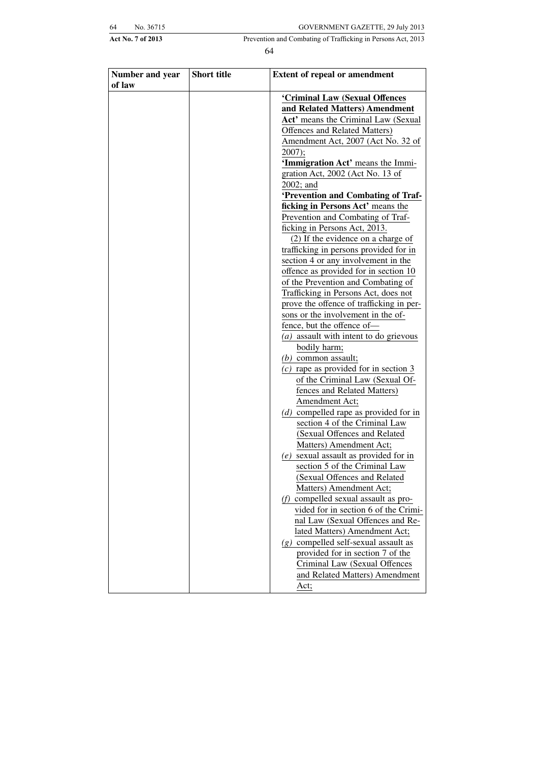| Number and year of law | Short title | Extent of repeal or amendment |
|---|---|---|
| | | **'Criminal Law (Sexual Offences and Related Matters) Amendment Act'** means the Criminal Law (Sexual Offences and Related Matters) Amendment Act, 2007 (Act No. 32 of 2007);<br>**'Immigration Act'** means the Immigration Act, 2002 (Act No. 13 of 2002; and<br>**'Prevention and Combating of Trafficking in Persons Act'** means the Prevention and Combating of Trafficking in Persons Act, 2013.<br>(2) If the evidence on a charge of trafficking in persons provided for in section 4 or any involvement in the offence as provided for in section 10 of the Prevention and Combating of Trafficking in Persons Act, does not prove the offence of trafficking in persons or the involvement in the offence, but the offence of—<br>*(a)* assault with intent to do grievous bodily harm;<br>*(b)* common assault;<br>*(c)* rape as provided for in section 3 of the Criminal Law (Sexual Offences and Related Matters) Amendment Act;<br>*(d)* compelled rape as provided for in section 4 of the Criminal Law (Sexual Offences and Related Matters) Amendment Act;<br>*(e)* sexual assault as provided for in section 5 of the Criminal Law (Sexual Offences and Related Matters) Amendment Act;<br>*(f)* compelled sexual assault as provided for in section 6 of the Criminal Law (Sexual Offences and Related Matters) Amendment Act;<br>*(g)* compelled self-sexual assault as provided for in section 7 of the Criminal Law (Sexual Offences and Related Matters) Amendment Act; |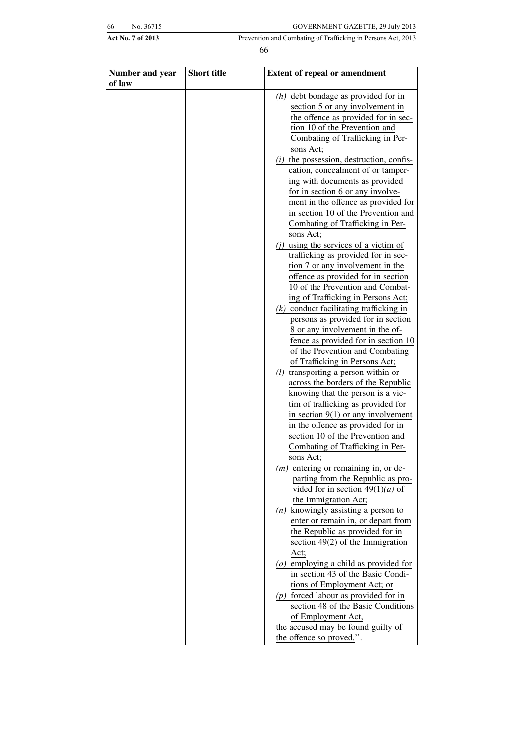| Number and year of law | Short title | Extent of repeal or amendment |
| --- | --- | --- |
| | | *(h)* debt bondage as provided for in section 5 or any involvement in the offence as provided for in section 10 of the Prevention and Combating of Trafficking in Persons Act;<br>*(i)* the possession, destruction, confiscation, concealment of or tampering with documents as provided for in section 6 or any involvement in the offence as provided for in section 10 of the Prevention and Combating of Trafficking in Persons Act;<br>*(j)* using the services of a victim of trafficking as provided for in section 7 or any involvement in the offence as provided for in section 10 of the Prevention and Combating of Trafficking in Persons Act;<br>*(k)* conduct facilitating trafficking in persons as provided for in section 8 or any involvement in the offence as provided for in section 10 of the Prevention and Combating of Trafficking in Persons Act;<br>*(l)* transporting a person within or across the borders of the Republic knowing that the person is a victim of trafficking as provided for in section 9(1) or any involvement in the offence as provided for in section 10 of the Prevention and Combating of Trafficking in Persons Act;<br>*(m)* entering or remaining in, or departing from the Republic as provided for in section 49(1)*(a)* of the Immigration Act;<br>*(n)* knowingly assisting a person to enter or remain in, or depart from the Republic as provided for in section 49(2) of the Immigration Act;<br>*(o)* employing a child as provided for in section 43 of the Basic Conditions of Employment Act; or<br>*(p)* forced labour as provided for in section 48 of the Basic Conditions of Employment Act,<br>the accused may be found guilty of the offence so proved.”. |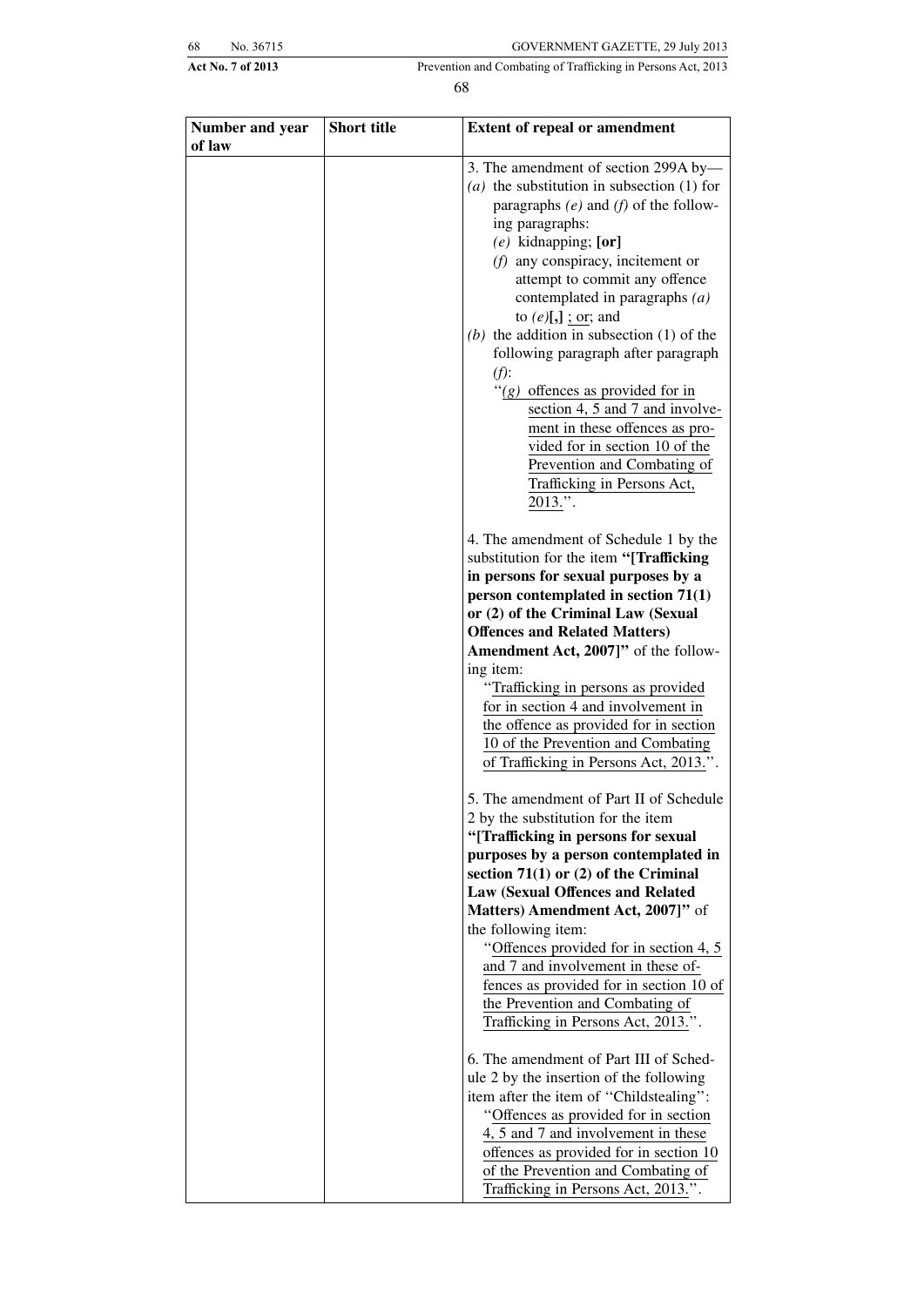| Number and year of law | Short title | Extent of repeal or amendment |
|---|---|---|
| | | 3. The amendment of section 299A by—<br>*(a)* the substitution in subsection (1) for paragraphs *(e)* and *(f)* of the following paragraphs:<br>*(e)* kidnapping; **[or]**<br>*(f)* any conspiracy, incitement or attempt to commit any offence contemplated in paragraphs *(a)* to *(e)***[,]** ; or; and<br>*(b)* the addition in subsection (1) of the following paragraph after paragraph *(f)*:<br>‘‘*(g)* offences as provided for in section 4, 5 and 7 and involvement in these offences as provided for in section 10 of the Prevention and Combating of Trafficking in Persons Act, 2013.’’.<br><br>4. The amendment of Schedule 1 by the substitution for the item **‘‘[Trafficking in persons for sexual purposes by a person contemplated in section 71(1) or (2) of the Criminal Law (Sexual Offences and Related Matters) Amendment Act, 2007]’’** of the following item:<br>‘‘Trafficking in persons as provided for in section 4 and involvement in the offence as provided for in section 10 of the Prevention and Combating of Trafficking in Persons Act, 2013.’’.<br><br>5. The amendment of Part II of Schedule 2 by the substitution for the item **‘‘[Trafficking in persons for sexual purposes by a person contemplated in section 71(1) or (2) of the Criminal Law (Sexual Offences and Related Matters) Amendment Act, 2007]’’** of the following item:<br>‘‘Offences provided for in section 4, 5 and 7 and involvement in these offences as provided for in section 10 of the Prevention and Combating of Trafficking in Persons Act, 2013.’’.<br><br>6. The amendment of Part III of Schedule 2 by the insertion of the following item after the item of ‘‘Childstealing’’:<br>‘‘Offences as provided for in section 4, 5 and 7 and involvement in these offences as provided for in section 10 of the Prevention and Combating of Trafficking in Persons Act, 2013.’’. |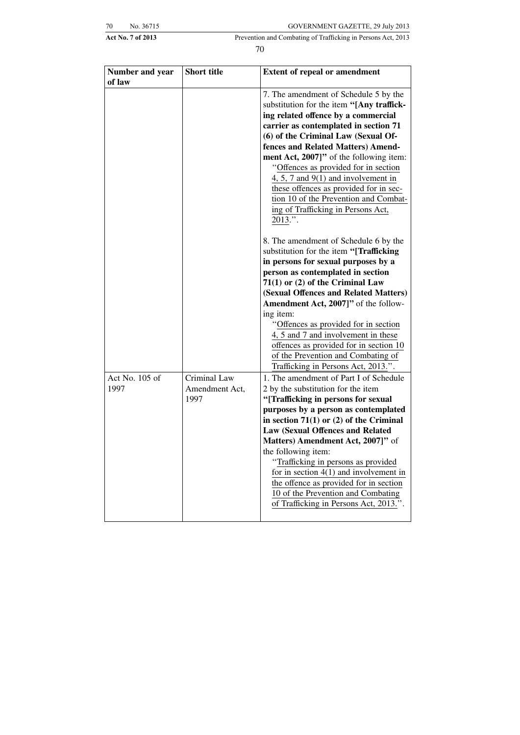| Number and year of law | Short title | Extent of repeal or amendment |
|---|---|---|
| | | 7. The amendment of Schedule 5 by the substitution for the item **"[Any trafficking related offence by a commercial carrier as contemplated in section 71 (6) of the Criminal Law (Sexual Offences and Related Matters) Amendment Act, 2007]"** of the following item: "<u>Offences as provided for in section 4, 5, 7 and 9(1) and involvement in these offences as provided for in section 10 of the Prevention and Combating of Trafficking in Persons Act, 2013</u>.".<br><br>8. The amendment of Schedule 6 by the substitution for the item **"[Trafficking in persons for sexual purposes by a person as contemplated in section 71(1) or (2) of the Criminal Law (Sexual Offences and Related Matters) Amendment Act, 2007]"** of the following item: "<u>Offences as provided for in section 4, 5 and 7 and involvement in these offences as provided for in section 10 of the Prevention and Combating of Trafficking in Persons Act, 2013</u>.". |
| Act No. 105 of 1997 | Criminal Law Amendment Act, 1997 | 1. The amendment of Part I of Schedule 2 by the substitution for the item **"[Trafficking in persons for sexual purposes by a person as contemplated in section 71(1) or (2) of the Criminal Law (Sexual Offences and Related Matters) Amendment Act, 2007]"** of the following item: "<u>Trafficking in persons as provided for in section 4(1) and involvement in the offence as provided for in section 10 of the Prevention and Combating of Trafficking in Persons Act, 2013</u>.". |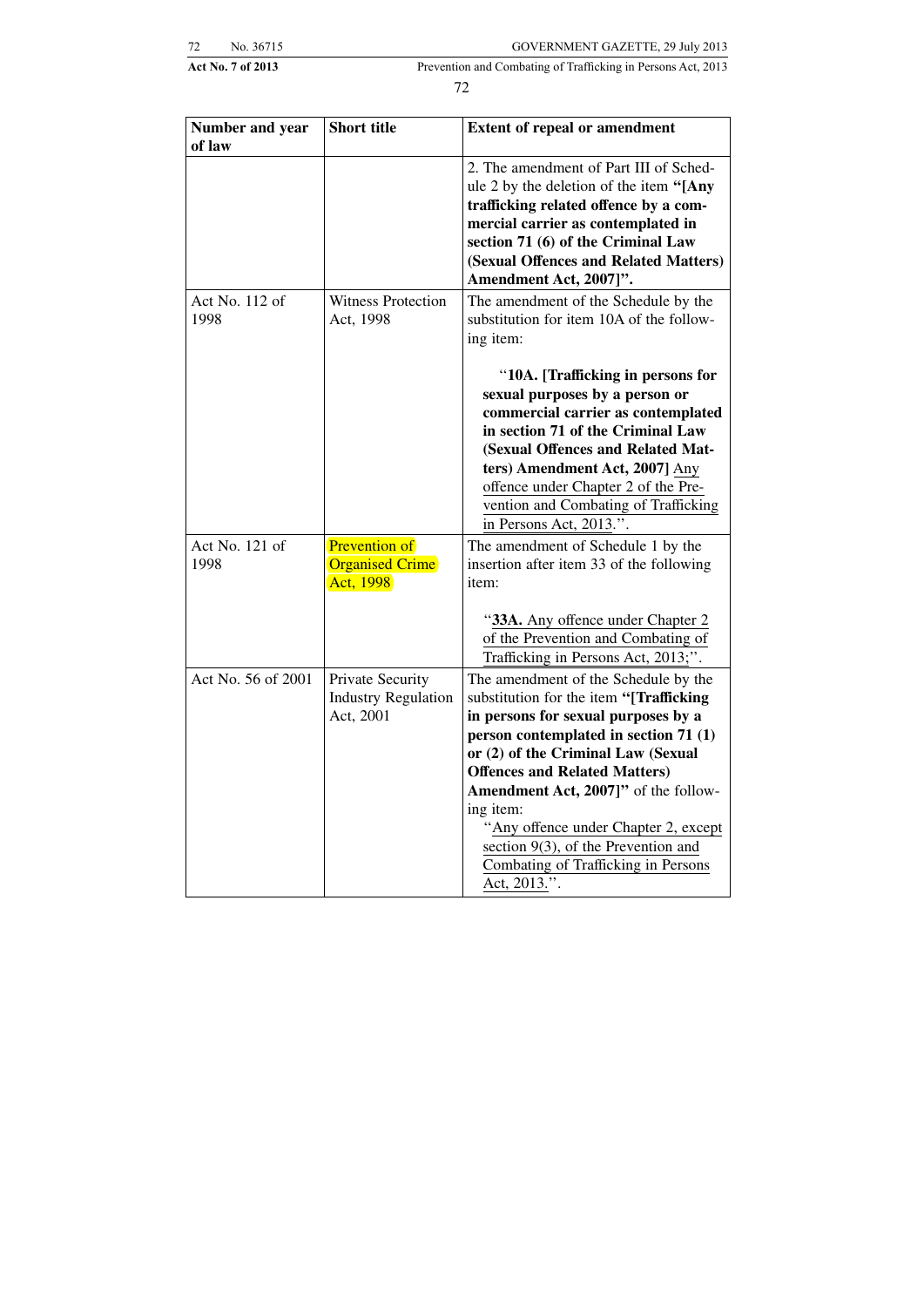| Number and year of law | Short title | Extent of repeal or amendment |
|---|---|---|
| | | 2. The amendment of Part III of Schedule 2 by the deletion of the item **"[Any trafficking related offence by a commercial carrier as contemplated in section 71 (6) of the Criminal Law (Sexual Offences and Related Matters) Amendment Act, 2007]".** |
| Act No. 112 of 1998 | Witness Protection Act, 1998 | The amendment of the Schedule by the substitution for item 10A of the following item: "**10A. [Trafficking in persons for sexual purposes by a person or commercial carrier as contemplated in section 71 of the Criminal Law (Sexual Offences and Related Matters) Amendment Act, 2007]** Any offence under Chapter 2 of the Prevention and Combating of Trafficking in Persons Act, 2013.". |
| Act No. 121 of 1998 | Prevention of Organised Crime Act, 1998 | The amendment of Schedule 1 by the insertion after item 33 of the following item: "**33A.** Any offence under Chapter 2 of the Prevention and Combating of Trafficking in Persons Act, 2013;". |
| Act No. 56 of 2001 | Private Security Industry Regulation Act, 2001 | The amendment of the Schedule by the substitution for the item **"[Trafficking in persons for sexual purposes by a person contemplated in section 71 (1) or (2) of the Criminal Law (Sexual Offences and Related Matters) Amendment Act, 2007]"** of the following item: "Any offence under Chapter 2, except section 9(3), of the Prevention and Combating of Trafficking in Persons Act, 2013.". |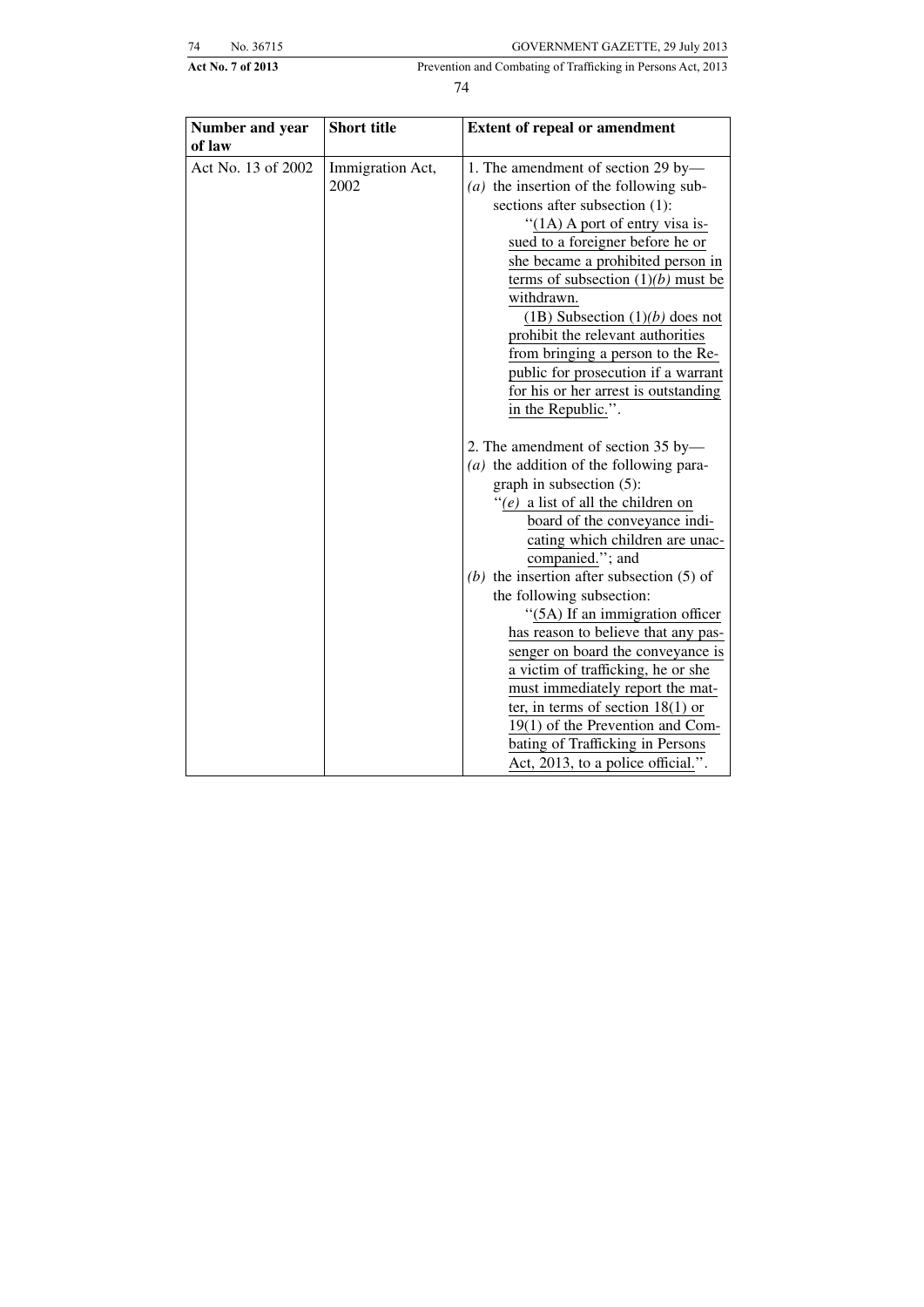| Number and year of law | Short title | Extent of repeal or amendment |
|---|---|---|
| Act No. 13 of 2002 | Immigration Act, 2002 | 1. The amendment of section 29 by— *(a)* the insertion of the following subsections after subsection (1): ''(1A) A port of entry visa issued to a foreigner before he or she became a prohibited person in terms of subsection (1)*(b)* must be withdrawn. (1B) Subsection (1)*(b)* does not prohibit the relevant authorities from bringing a person to the Republic for prosecution if a warrant for his or her arrest is outstanding in the Republic.''. <br><br> 2. The amendment of section 35 by— *(a)* the addition of the following paragraph in subsection (5): ''*(e)* a list of all the children on board of the conveyance indicating which children are unaccompanied.''; and *(b)* the insertion after subsection (5) of the following subsection: ''(5A) If an immigration officer has reason to believe that any passenger on board the conveyance is a victim of trafficking, he or she must immediately report the matter, in terms of section 18(1) or 19(1) of the Prevention and Combating of Trafficking in Persons Act, 2013, to a police official.''. |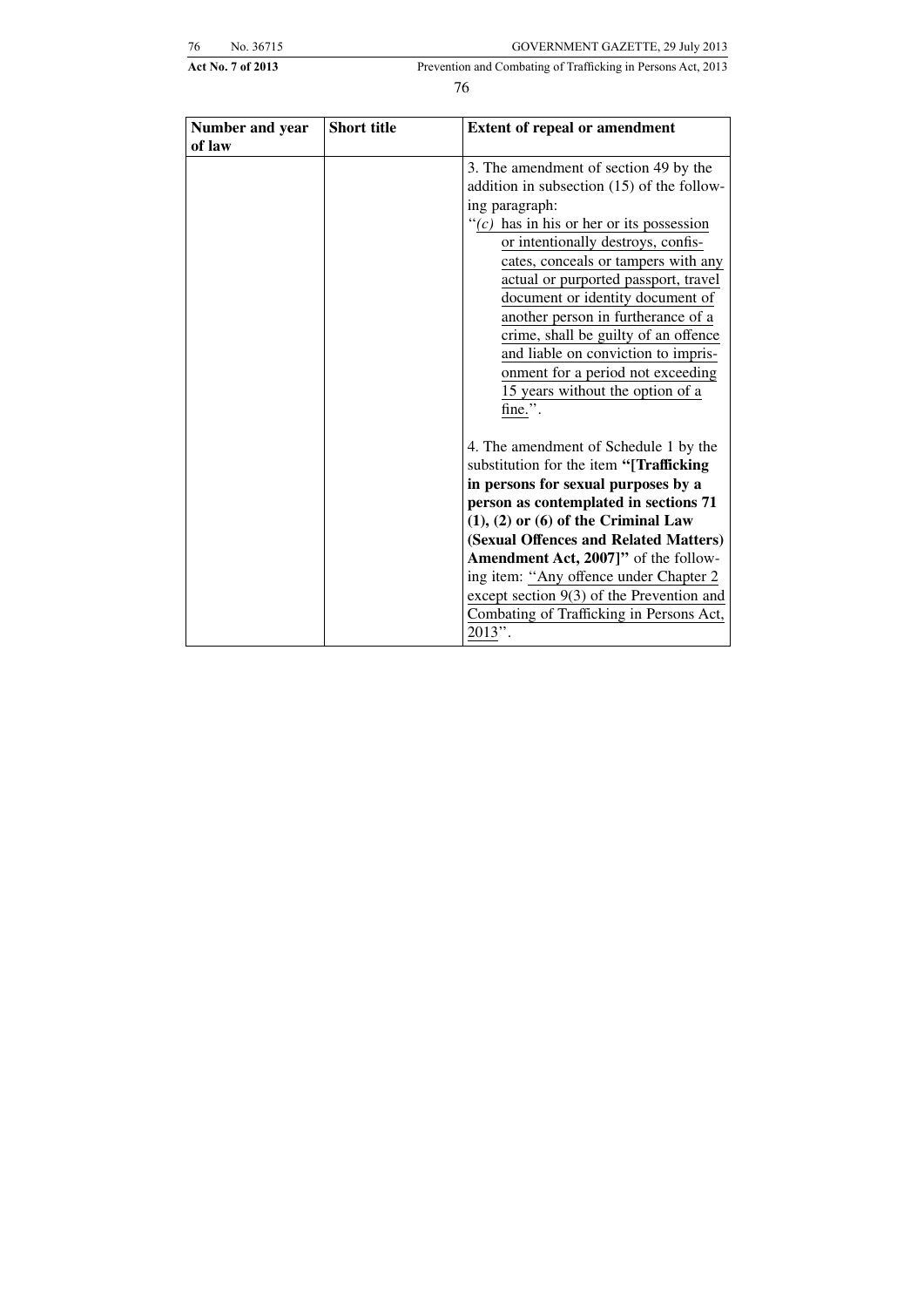| Number and year of law | Short title | Extent of repeal or amendment |
|---|---|---|
| | | 3. The amendment of section 49 by the addition in subsection (15) of the following paragraph: ''*(c)* has in his or her or its possession or intentionally destroys, confiscates, conceals or tampers with any actual or purported passport, travel document or identity document of another person in furtherance of a crime, shall be guilty of an offence and liable on conviction to imprisonment for a period not exceeding 15 years without the option of a fine.''.<br><br>4. The amendment of Schedule 1 by the substitution for the item **''[Trafficking in persons for sexual purposes by a person as contemplated in sections 71 (1), (2) or (6) of the Criminal Law (Sexual Offences and Related Matters) Amendment Act, 2007]''** of the following item: ''Any offence under Chapter 2 except section 9(3) of the Prevention and Combating of Trafficking in Persons Act, 2013''. |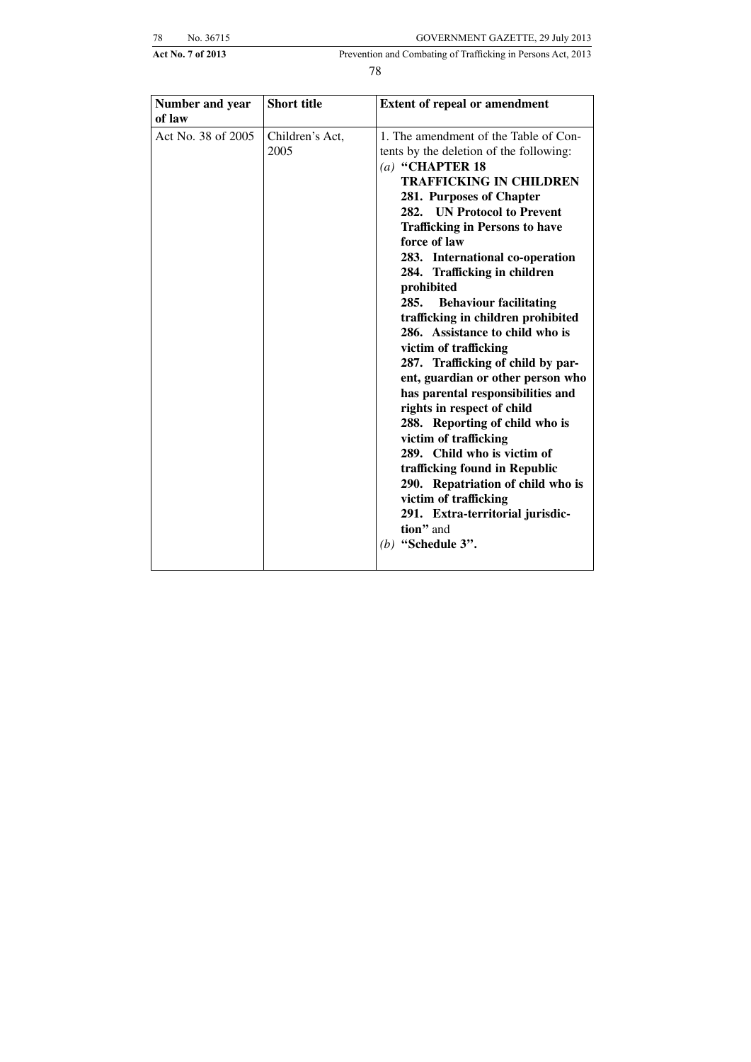| Number and year of law | Short title | Extent of repeal or amendment |
|---|---|---|
| Act No. 38 of 2005 | Children's Act, 2005 | 1. The amendment of the Table of Contents by the deletion of the following:<br>*(a)* **"CHAPTER 18<br>TRAFFICKING IN CHILDREN<br>281. Purposes of Chapter<br>282. UN Protocol to Prevent Trafficking in Persons to have force of law<br>283. International co-operation<br>284. Trafficking in children prohibited<br>285. Behaviour facilitating trafficking in children prohibited<br>286. Assistance to child who is victim of trafficking<br>287. Trafficking of child by parent, guardian or other person who has parental responsibilities and rights in respect of child<br>288. Reporting of child who is victim of trafficking<br>289. Child who is victim of trafficking found in Republic<br>290. Repatriation of child who is victim of trafficking<br>291. Extra-territorial jurisdiction"** and<br>*(b)* **"Schedule 3".** |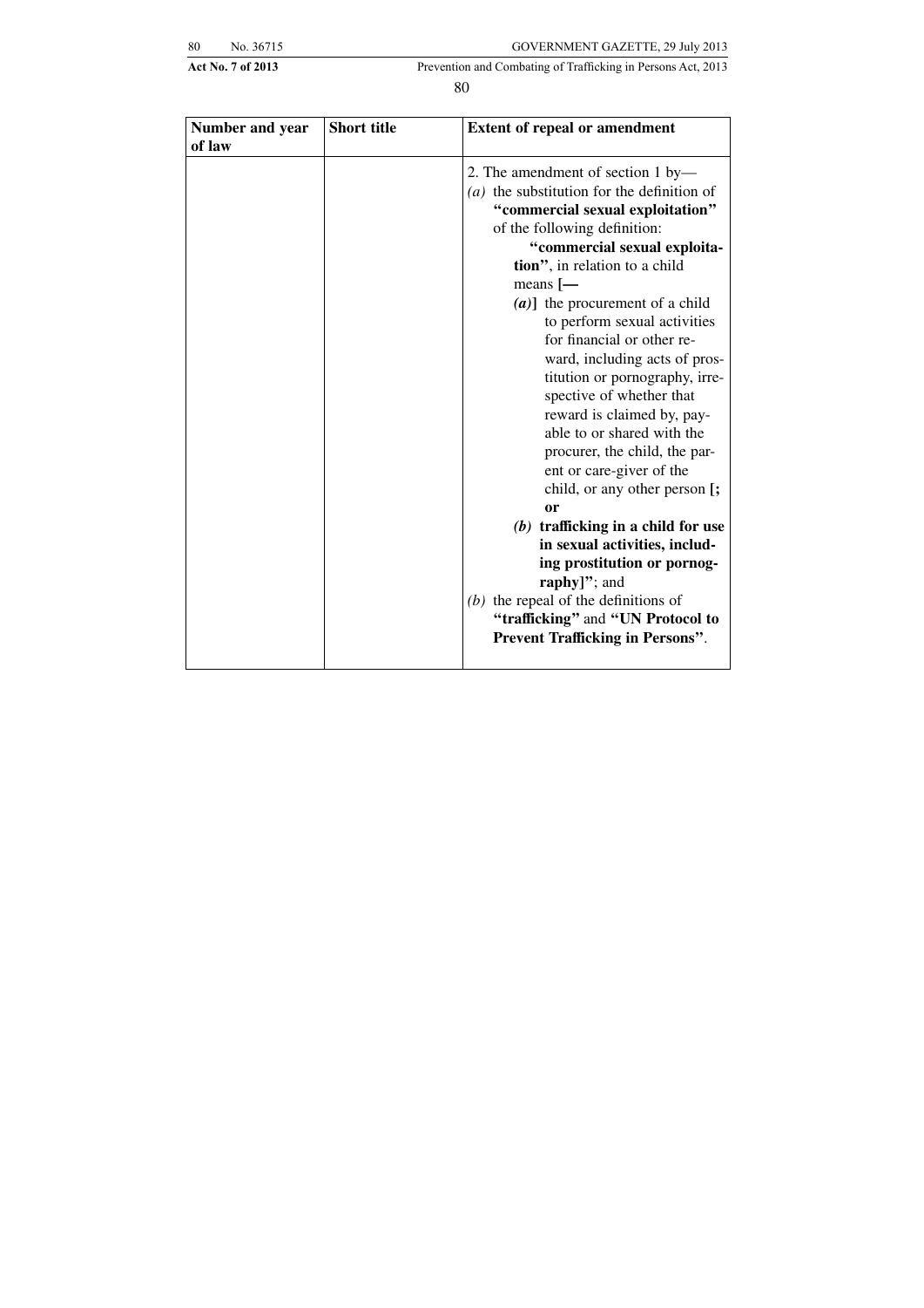| Number and year of law | Short title | Extent of repeal or amendment |
| --- | --- | --- |
| | | 2. The amendment of section 1 by—<br>*(a)* the substitution for the definition of **"commercial sexual exploitation"** of the following definition:<br>**"commercial sexual exploitation"**, in relation to a child means **[—**<br>***(a)*]** the procurement of a child to perform sexual activities for financial or other reward, including acts of prostitution or pornography, irrespective of whether that reward is claimed by, payable to or shared with the procurer, the child, the parent or care-giver of the child, or any other person **[; or**<br>***(b)* trafficking in a child for use in sexual activities, including prostitution or pornography]"**; and<br>*(b)* the repeal of the definitions of **"trafficking"** and **"UN Protocol to Prevent Trafficking in Persons"**. |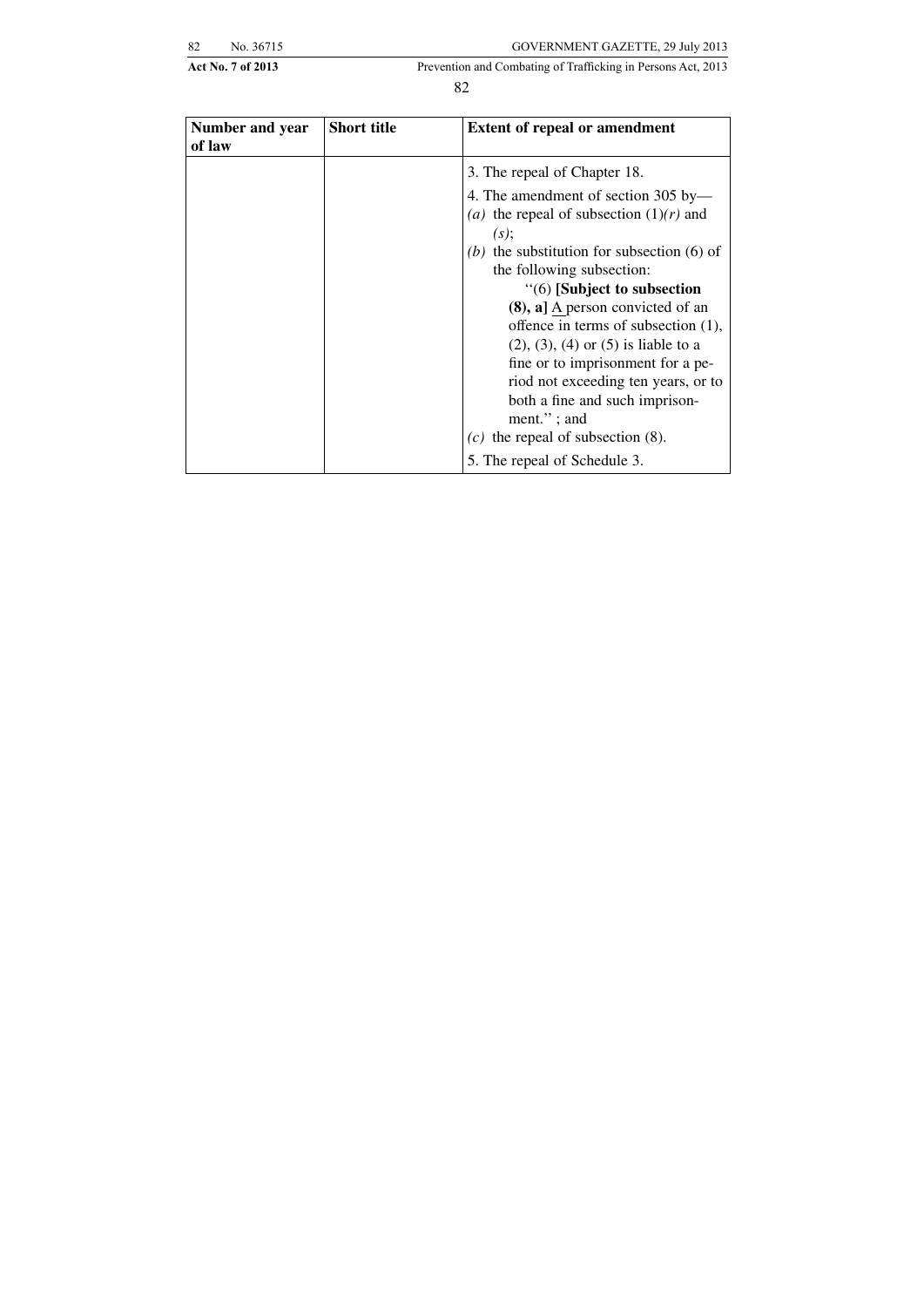| Number and year of law | Short title | Extent of repeal or amendment |
|---|---|---|
| | | 3. The repeal of Chapter 18.<br>4. The amendment of section 305 by—<br>*(a)* the repeal of subsection (1)*(r)* and *(s)*;<br>*(b)* the substitution for subsection (6) of the following subsection:<br>''(6) **[Subject to subsection (8), a]** <u>A</u> person convicted of an offence in terms of subsection (1), (2), (3), (4) or (5) is liable to a fine or to imprisonment for a period not exceeding ten years, or to both a fine and such imprisonment.'' ; and<br>*(c)* the repeal of subsection (8).<br>5. The repeal of Schedule 3. |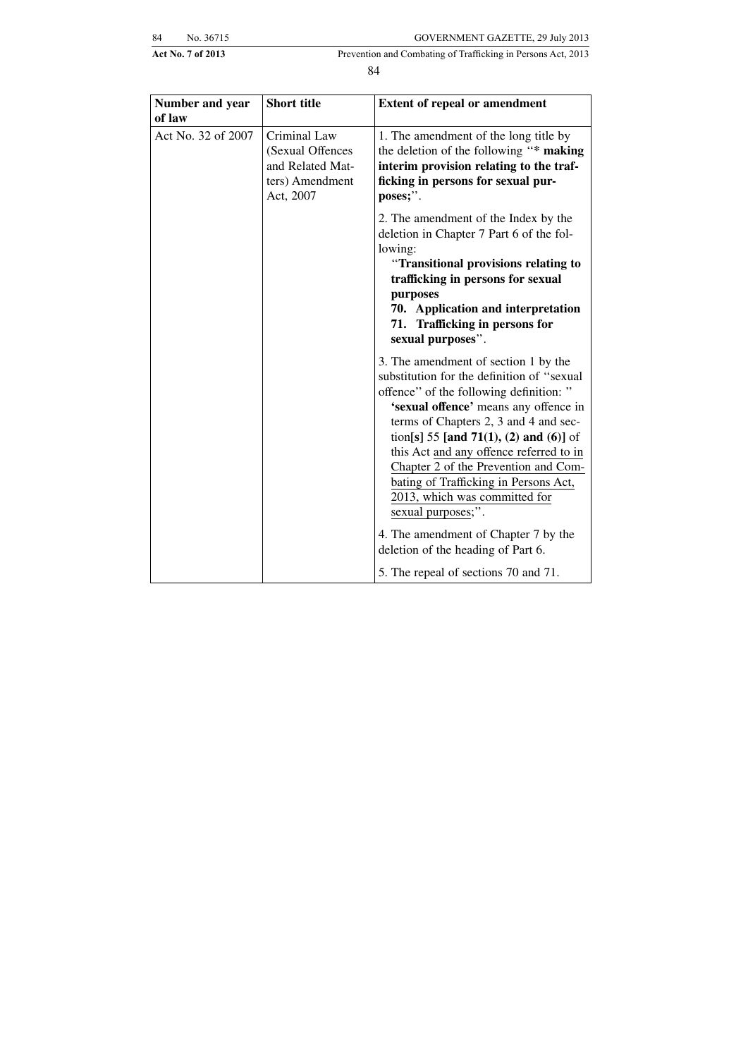| Number and year of law | Short title | Extent of repeal or amendment |
|---|---|---|
| Act No. 32 of 2007 | Criminal Law (Sexual Offences and Related Matters) Amendment Act, 2007 | 1. The amendment of the long title by the deletion of the following ''* **making interim provision relating to the trafficking in persons for sexual purposes;**''. |
| | | 2. The amendment of the Index by the deletion in Chapter 7 Part 6 of the following: ''**Transitional provisions relating to trafficking in persons for sexual purposes** **70. Application and interpretation** **71. Trafficking in persons for sexual purposes**''. |
| | | 3. The amendment of section 1 by the substitution for the definition of ''sexual offence'' of the following definition: '' **'sexual offence'** means any offence in terms of Chapters 2, 3 and 4 and section**[s]** 55 **[and 71(1), (2) and (6)]** of this Act <u>and any offence referred to in Chapter 2 of the Prevention and Combating of Trafficking in Persons Act, 2013, which was committed for sexual purposes</u>;''. |
| | | 4. The amendment of Chapter 7 by the deletion of the heading of Part 6. |
| | | 5. The repeal of sections 70 and 71. |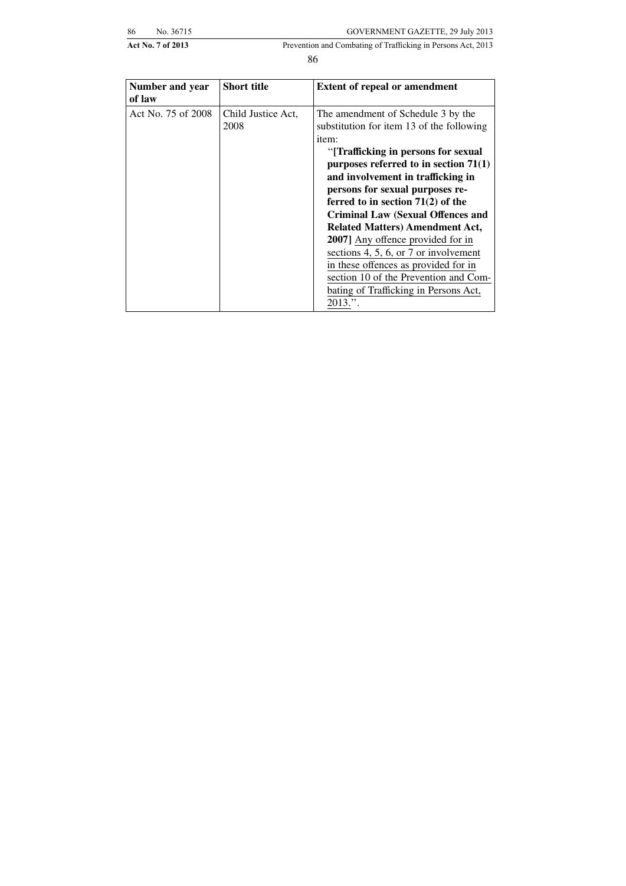| Number and year of law | Short title | Extent of repeal or amendment |
|---|---|---|
| Act No. 75 of 2008 | Child Justice Act, 2008 | The amendment of Schedule 3 by the substitution for item 13 of the following item: "**[Trafficking in persons for sexual purposes referred to in section 71(1) and involvement in trafficking in persons for sexual purposes referred to in section 71(2) of the Criminal Law (Sexual Offences and Related Matters) Amendment Act, 2007]** <u>Any offence provided for in sections 4, 5, 6, or 7 or involvement in these offences as provided for in section 10 of the Prevention and Combating of Trafficking in Persons Act, 2013.</u>". |